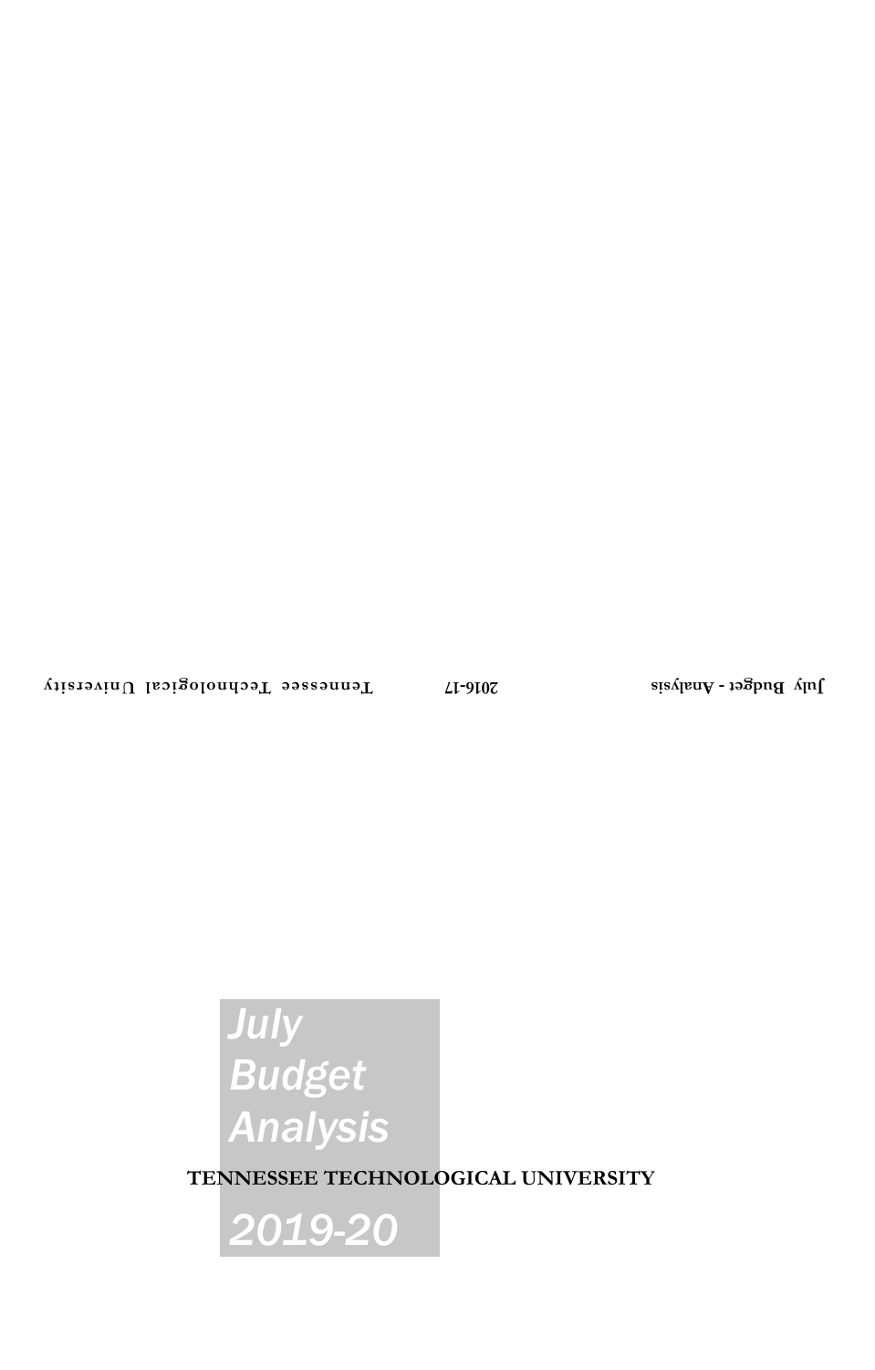# July Budget Analysis

**TENNESSEE TECHNOLOGICAL UNIVERSITY**

# 2019-20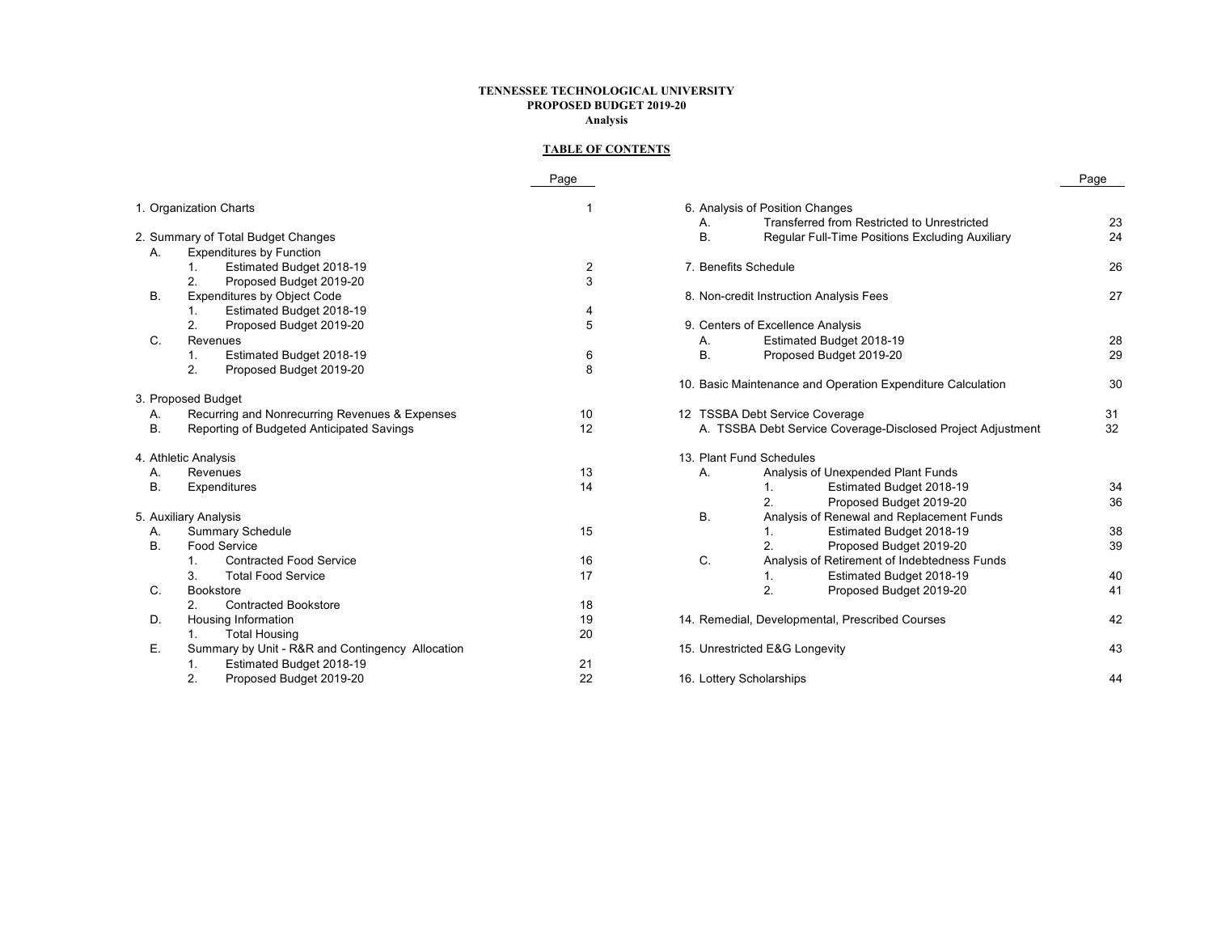# TENNESSEE TECHNOLOGICAL UNIVERSITY
## PROPOSED BUDGET 2019-20
### Analysis

**TABLE OF CONTENTS**

| | Page |
|---|---|
| 1. Organization Charts | 1 |
| 2. Summary of Total Budget Changes | |
| A. Expenditures by Function | |
| 1. Estimated Budget 2018-19 | 2 |
| 2. Proposed Budget 2019-20 | 3 |
| B. Expenditures by Object Code | |
| 1. Estimated Budget 2018-19 | 4 |
| 2. Proposed Budget 2019-20 | 5 |
| C. Revenues | |
| 1. Estimated Budget 2018-19 | 6 |
| 2. Proposed Budget 2019-20 | 8 |
| 3. Proposed Budget | |
| A. Recurring and Nonrecurring Revenues & Expenses | 10 |
| B. Reporting of Budgeted Anticipated Savings | 12 |
| 4. Athletic Analysis | |
| A. Revenues | 13 |
| B. Expenditures | 14 |
| 5. Auxiliary Analysis | |
| A. Summary Schedule | 15 |
| B. Food Service | |
| 1. Contracted Food Service | 16 |
| 3. Total Food Service | 17 |
| C. Bookstore | |
| 2. Contracted Bookstore | 18 |
| D. Housing Information | 19 |
| 1. Total Housing | 20 |
| E. Summary by Unit - R&R and Contingency Allocation | |
| 1. Estimated Budget 2018-19 | 21 |
| 2. Proposed Budget 2019-20 | 22 |
| 6. Analysis of Position Changes | |
| A. Transferred from Restricted to Unrestricted | 23 |
| B. Regular Full-Time Positions Excluding Auxiliary | 24 |
| 7. Benefits Schedule | 26 |
| 8. Non-credit Instruction Analysis Fees | 27 |
| 9. Centers of Excellence Analysis | |
| A. Estimated Budget 2018-19 | 28 |
| B. Proposed Budget 2019-20 | 29 |
| 10. Basic Maintenance and Operation Expenditure Calculation | 30 |
| 12 TSSBA Debt Service Coverage | 31 |
| A. TSSBA Debt Service Coverage-Disclosed Project Adjustment | 32 |
| 13. Plant Fund Schedules | |
| A. Analysis of Unexpended Plant Funds | |
| 1. Estimated Budget 2018-19 | 34 |
| 2. Proposed Budget 2019-20 | 36 |
| B. Analysis of Renewal and Replacement Funds | |
| 1. Estimated Budget 2018-19 | 38 |
| 2. Proposed Budget 2019-20 | 39 |
| C. Analysis of Retirement of Indebtedness Funds | |
| 1. Estimated Budget 2018-19 | 40 |
| 2. Proposed Budget 2019-20 | 41 |
| 14. Remedial, Developmental, Prescribed Courses | 42 |
| 15. Unrestricted E&G Longevity | 43 |
| 16. Lottery Scholarships | 44 |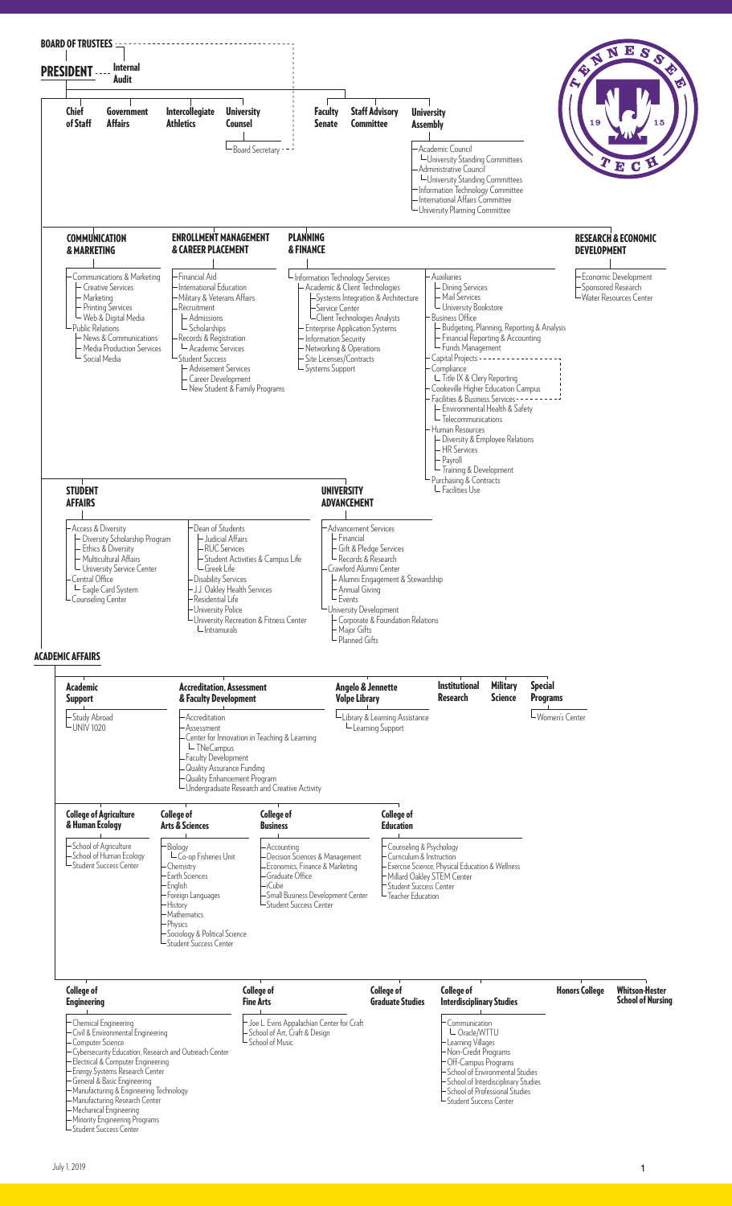## BOARD OF TRUSTEES

## PRESIDENT

- Internal Audit
- Chief of Staff
- Government Affairs
- Intercollegiate Athletics
- University Counsel
  - Board Secretary
- Faculty Senate
- Staff Advisory Committee
- University Assembly
  - Academic Council
    - University Standing Committees
  - Administrative Council
    - University Standing Committees
  - Information Technology Committee
  - International Affairs Committee
  - University Planning Committee

### COMMUNICATION & MARKETING

- Communications & Marketing
  - Creative Services
  - Marketing
  - Printing Services
  - Web & Digital Media
- Public Relations
  - News & Communications
  - Media Production Services
  - Social Media

### ENROLLMENT MANAGEMENT & CAREER PLACEMENT

- Financial Aid
- International Education
- Military & Veterans Affairs
- Recruitment
  - Admissions
  - Scholarships
- Records & Registration
  - Academic Services
- Student Success
  - Advisement Services
  - Career Development
  - New Student & Family Programs

### PLANNING & FINANCE

- Information Technology Services
  - Academic & Client Technologies
    - Systems Integration & Architecture
    - Service Center
    - Client Technologies Analysts
  - Enterprise Application Systems
  - Information Security
  - Networking & Operations
  - Site Licenses/Contracts
  - Systems Support
- Auxiliaries
  - Dining Services
  - Mail Services
  - University Bookstore
- Business Office
  - Budgeting, Planning, Reporting & Analysis
  - Financial Reporting & Accounting
  - Funds Management
- Capital Projects
- Compliance
  - Title IX & Clery Reporting
- Cookeville Higher Education Campus
- Facilities & Business Services
  - Environmental Health & Safety
  - Telecommunications
- Human Resources
  - Diversity & Employee Relations
  - HR Services
  - Payroll
  - Training & Development
- Purchasing & Contracts
  - Facilities Use

### RESEARCH & ECONOMIC DEVELOPMENT

- Economic Development
- Sponsored Research
- Water Resources Center

### STUDENT AFFAIRS

- Access & Diversity
  - Diversity Scholarship Program
  - Ethics & Diversity
  - Multicultural Affairs
  - University Service Center
- Central Office
  - Eagle Card System
- Counseling Center
- Dean of Students
  - Judicial Affairs
  - RUC Services
  - Student Activities & Campus Life
  - Greek Life
- Disability Services
- J.J. Oakley Health Services
- Residential Life
- University Police
- University Recreation & Fitness Center
  - Intramurals

### UNIVERSITY ADVANCEMENT

- Advancement Services
  - Financial
  - Gift & Pledge Services
  - Records & Research
- Crawford Alumni Center
  - Alumni Engagement & Stewardship
  - Annual Giving
  - Events
- University Development
  - Corporate & Foundation Relations
  - Major Gifts
  - Planned Gifts

### ACADEMIC AFFAIRS

**Academic Support**
- Study Abroad
- UNIV 1020

**Accreditation, Assessment & Faculty Development**
- Accreditation
- Assessment
- Center for Innovation in Teaching & Learning
  - TNeCampus
- Faculty Development
- Quality Assurance Funding
- Quality Enhancement Program
- Undergraduate Research and Creative Activity

**Angelo & Jennette Volpe Library**
- Library & Learning Assistance
  - Learning Support

**Institutional Research**

**Military Science**

**Special Programs**
- Women's Center

**College of Agriculture & Human Ecology**
- School of Agriculture
- School of Human Ecology
- Student Success Center

**College of Arts & Sciences**
- Biology
  - Co-op Fisheries Unit
- Chemistry
- Earth Sciences
- English
- Foreign Languages
- History
- Mathematics
- Physics
- Sociology & Political Science
- Student Success Center

**College of Business**
- Accounting
- Decision Sciences & Management
- Economics, Finance & Marketing
- Graduate Office
- iCube
- Small Business Development Center
- Student Success Center

**College of Education**
- Counseling & Psychology
- Curriculum & Instruction
- Exercise Science, Physical Education & Wellness
- Millard Oakley STEM Center
- Student Success Center
- Teacher Education

**College of Engineering**
- Chemical Engineering
- Civil & Environmental Engineering
- Computer Science
- Cybersecurity Education, Research and Outreach Center
- Electrical & Computer Engineering
- Energy Systems Research Center
- General & Basic Engineering
- Manufacturing & Engineering Technology
- Manufacturing Research Center
- Mechanical Engineering
- Minority Engineering Programs
- Student Success Center

**College of Fine Arts**
- Joe L. Evins Appalachian Center for Craft
- School of Art, Craft & Design
- School of Music

**College of Graduate Studies**

**College of Interdisciplinary Studies**
- Communication
  - Oracle/WTTU
- Learning Villages
- Non-Credit Programs
- Off-Campus Programs
- School of Environmental Studies
- School of Interdisciplinary Studies
- School of Professional Studies
- Student Success Center

**Honors College**

**Whitson-Hester School of Nursing**

July 1, 2019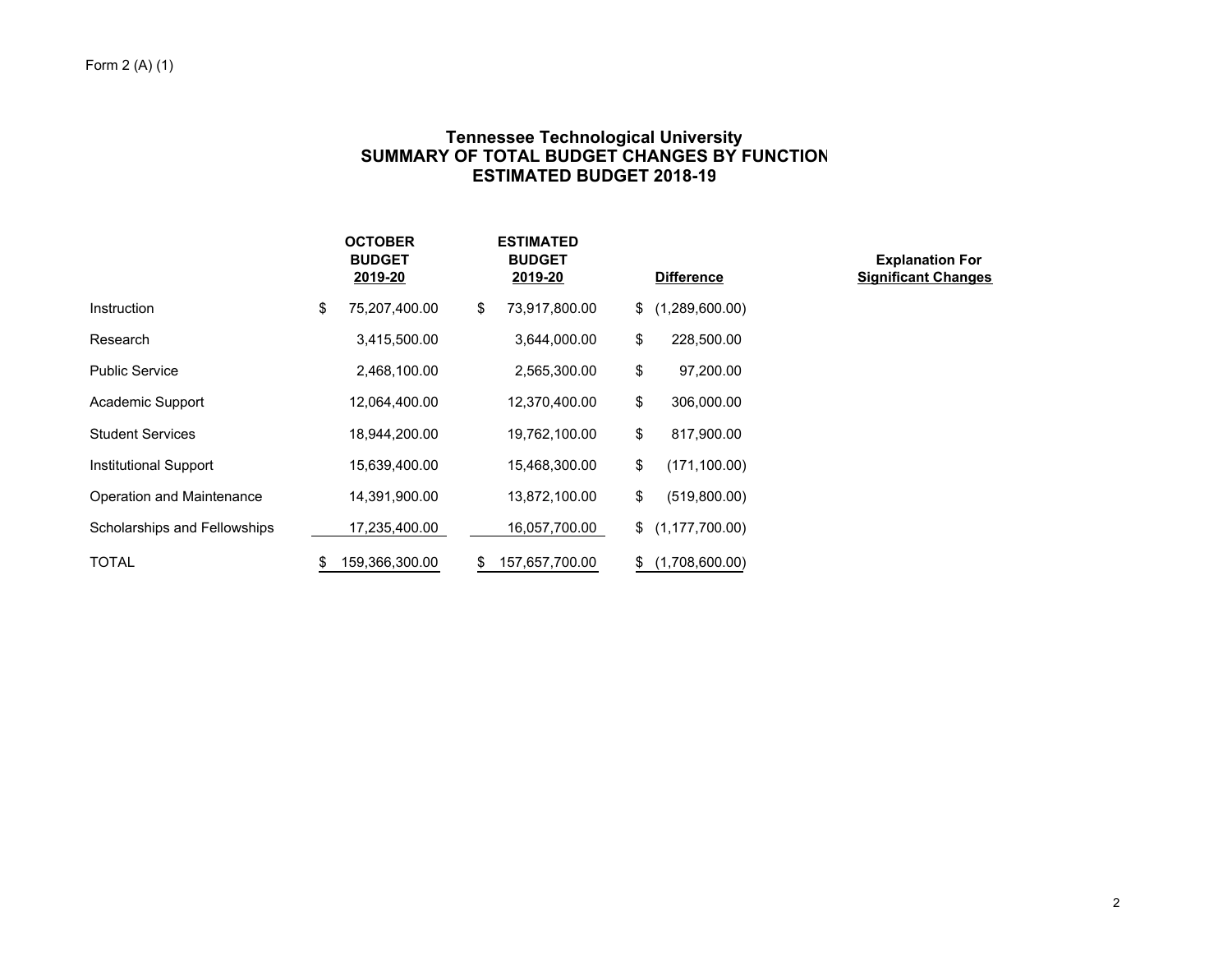Form 2 (A) (1)

# Tennessee Technological University
## SUMMARY OF TOTAL BUDGET CHANGES BY FUNCTION
## ESTIMATED BUDGET 2018-19

| | OCTOBER BUDGET 2019-20 | ESTIMATED BUDGET 2019-20 | Difference | Explanation For Significant Changes |
|---|---|---|---|---|
| Instruction | $ 75,207,400.00 | $ 73,917,800.00 | $ (1,289,600.00) | |
| Research | 3,415,500.00 | 3,644,000.00 | $ 228,500.00 | |
| Public Service | 2,468,100.00 | 2,565,300.00 | $ 97,200.00 | |
| Academic Support | 12,064,400.00 | 12,370,400.00 | $ 306,000.00 | |
| Student Services | 18,944,200.00 | 19,762,100.00 | $ 817,900.00 | |
| Institutional Support | 15,639,400.00 | 15,468,300.00 | $ (171,100.00) | |
| Operation and Maintenance | 14,391,900.00 | 13,872,100.00 | $ (519,800.00) | |
| Scholarships and Fellowships | 17,235,400.00 | 16,057,700.00 | $ (1,177,700.00) | |
| TOTAL | $ 159,366,300.00 | $ 157,657,700.00 | $ (1,708,600.00) | |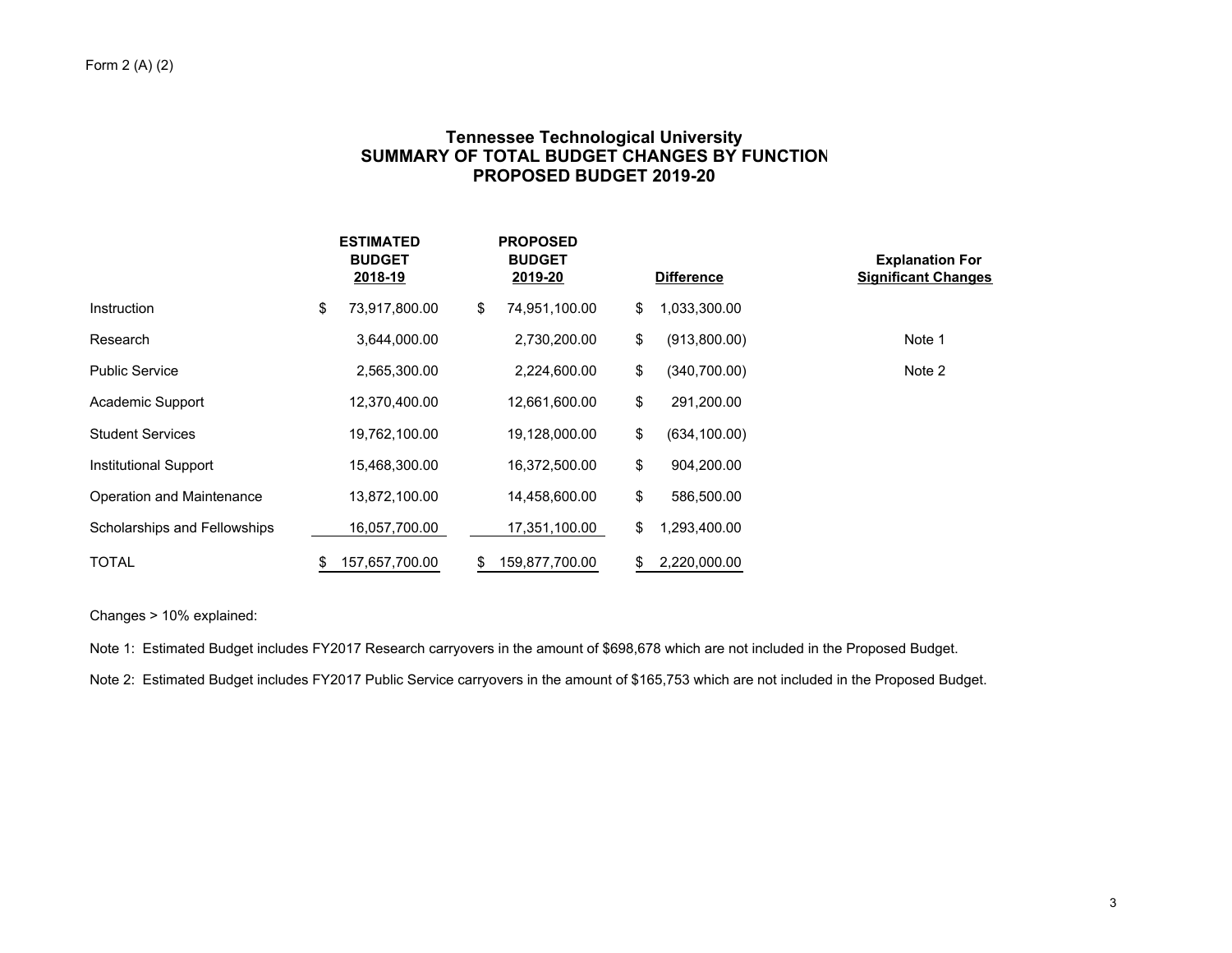Form 2 (A) (2)

# Tennessee Technological University
## SUMMARY OF TOTAL BUDGET CHANGES BY FUNCTION
## PROPOSED BUDGET 2019-20

| | ESTIMATED BUDGET 2018-19 | PROPOSED BUDGET 2019-20 | Difference | Explanation For Significant Changes |
|---|---|---|---|---|
| Instruction | $ 73,917,800.00 | $ 74,951,100.00 | $ 1,033,300.00 | |
| Research | 3,644,000.00 | 2,730,200.00 | $ (913,800.00) | Note 1 |
| Public Service | 2,565,300.00 | 2,224,600.00 | $ (340,700.00) | Note 2 |
| Academic Support | 12,370,400.00 | 12,661,600.00 | $ 291,200.00 | |
| Student Services | 19,762,100.00 | 19,128,000.00 | $ (634,100.00) | |
| Institutional Support | 15,468,300.00 | 16,372,500.00 | $ 904,200.00 | |
| Operation and Maintenance | 13,872,100.00 | 14,458,600.00 | $ 586,500.00 | |
| Scholarships and Fellowships | 16,057,700.00 | 17,351,100.00 | $ 1,293,400.00 | |
| TOTAL | $ 157,657,700.00 | $ 159,877,700.00 | $ 2,220,000.00 | |

Changes > 10% explained:

Note 1: Estimated Budget includes FY2017 Research carryovers in the amount of $698,678 which are not included in the Proposed Budget.

Note 2: Estimated Budget includes FY2017 Public Service carryovers in the amount of $165,753 which are not included in the Proposed Budget.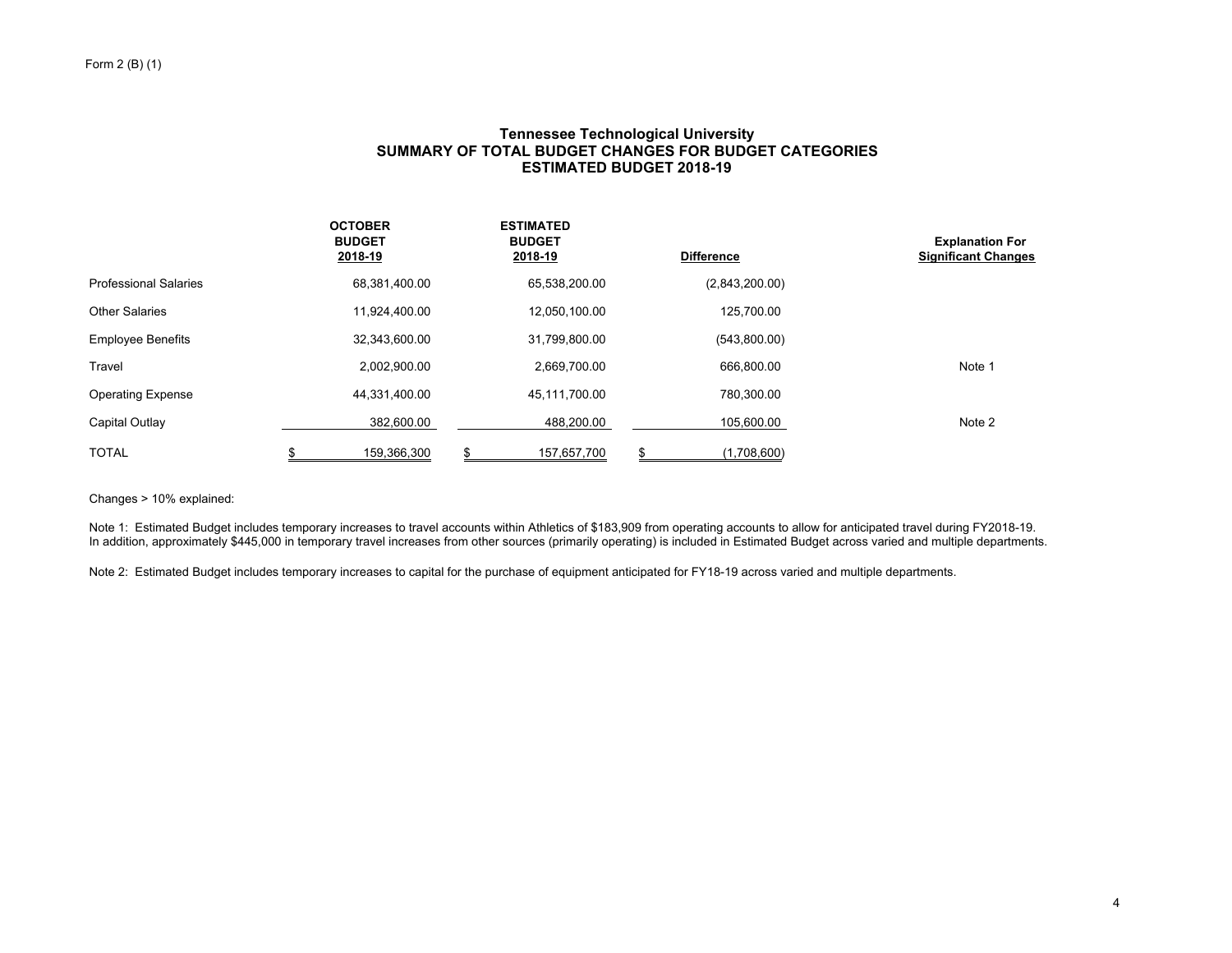Form 2 (B) (1)

# Tennessee Technological University
## SUMMARY OF TOTAL BUDGET CHANGES FOR BUDGET CATEGORIES
## ESTIMATED BUDGET 2018-19

| | OCTOBER BUDGET 2018-19 | ESTIMATED BUDGET 2018-19 | Difference | Explanation For Significant Changes |
|---|---|---|---|---|
| Professional Salaries | 68,381,400.00 | 65,538,200.00 | (2,843,200.00) | |
| Other Salaries | 11,924,400.00 | 12,050,100.00 | 125,700.00 | |
| Employee Benefits | 32,343,600.00 | 31,799,800.00 | (543,800.00) | |
| Travel | 2,002,900.00 | 2,669,700.00 | 666,800.00 | Note 1 |
| Operating Expense | 44,331,400.00 | 45,111,700.00 | 780,300.00 | |
| Capital Outlay | 382,600.00 | 488,200.00 | 105,600.00 | Note 2 |
| TOTAL | $ 159,366,300 | $ 157,657,700 | $ (1,708,600) | |

Changes > 10% explained:

Note 1: Estimated Budget includes temporary increases to travel accounts within Athletics of $183,909 from operating accounts to allow for anticipated travel during FY2018-19. In addition, approximately $445,000 in temporary travel increases from other sources (primarily operating) is included in Estimated Budget across varied and multiple departments.

Note 2: Estimated Budget includes temporary increases to capital for the purchase of equipment anticipated for FY18-19 across varied and multiple departments.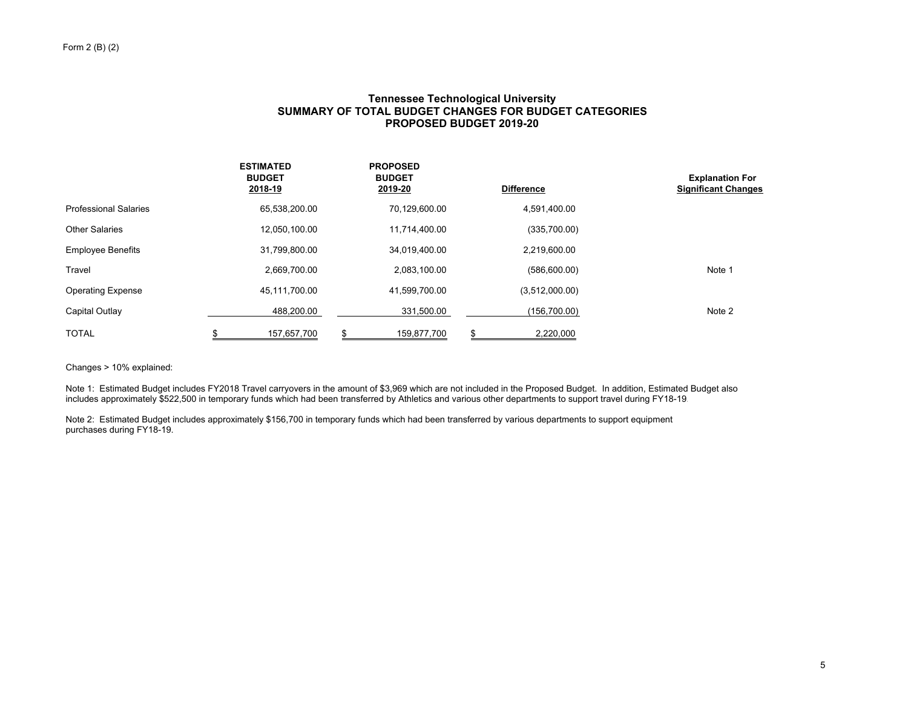Form 2 (B) (2)

## Tennessee Technological University
## SUMMARY OF TOTAL BUDGET CHANGES FOR BUDGET CATEGORIES
## PROPOSED BUDGET 2019-20

| | ESTIMATED BUDGET 2018-19 | PROPOSED BUDGET 2019-20 | Difference | Explanation For Significant Changes |
|---|---|---|---|---|
| Professional Salaries | 65,538,200.00 | 70,129,600.00 | 4,591,400.00 | |
| Other Salaries | 12,050,100.00 | 11,714,400.00 | (335,700.00) | |
| Employee Benefits | 31,799,800.00 | 34,019,400.00 | 2,219,600.00 | |
| Travel | 2,669,700.00 | 2,083,100.00 | (586,600.00) | Note 1 |
| Operating Expense | 45,111,700.00 | 41,599,700.00 | (3,512,000.00) | |
| Capital Outlay | 488,200.00 | 331,500.00 | (156,700.00) | Note 2 |
| TOTAL | $ 157,657,700 | $ 159,877,700 | $ 2,220,000 | |

Changes > 10% explained:

Note 1: Estimated Budget includes FY2018 Travel carryovers in the amount of $3,969 which are not included in the Proposed Budget. In addition, Estimated Budget also includes approximately $522,500 in temporary funds which had been transferred by Athletics and various other departments to support travel during FY18-19.

Note 2: Estimated Budget includes approximately $156,700 in temporary funds which had been transferred by various departments to support equipment purchases during FY18-19.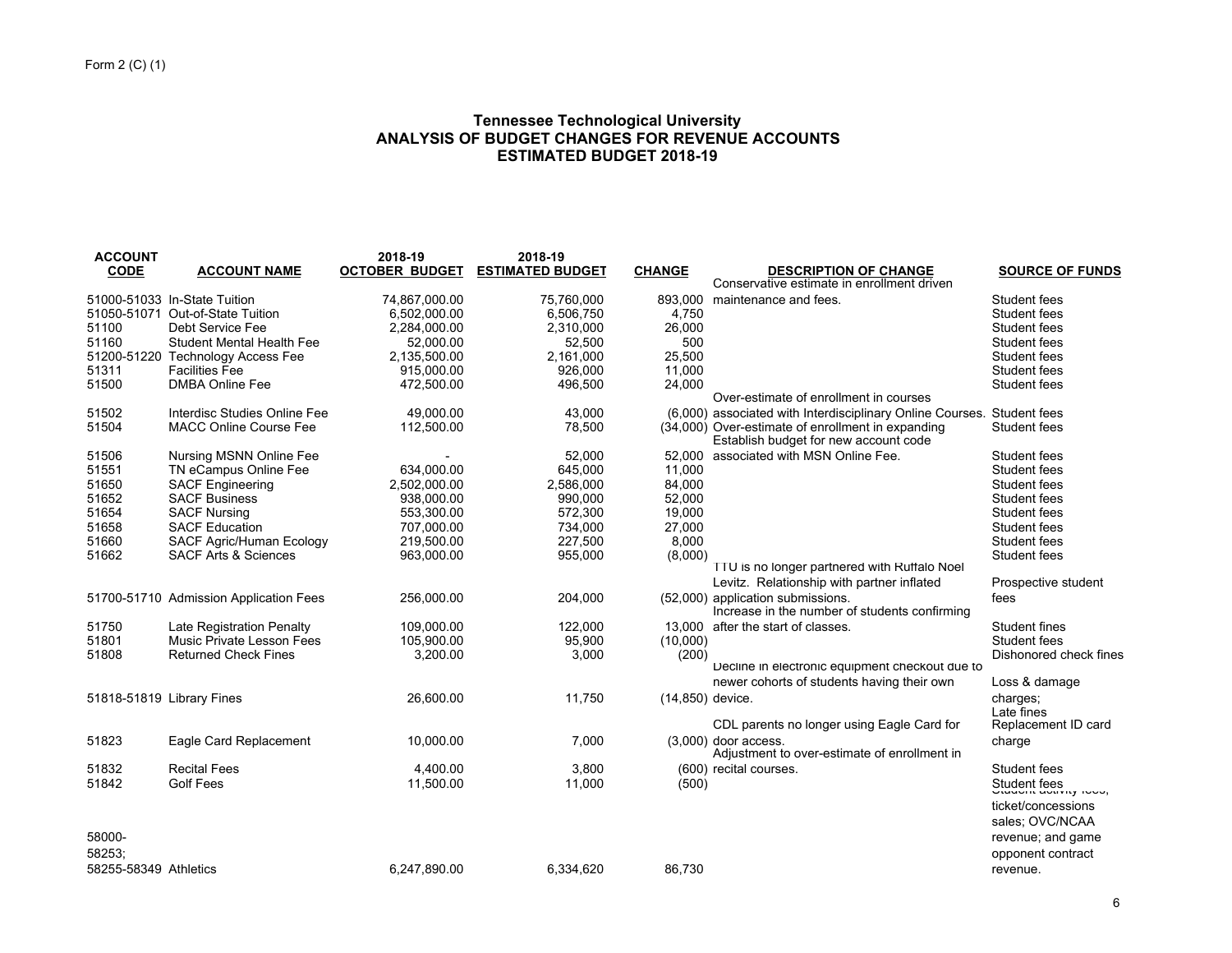Form 2 (C) (1)

# Tennessee Technological University
## ANALYSIS OF BUDGET CHANGES FOR REVENUE ACCOUNTS
## ESTIMATED BUDGET 2018-19

| ACCOUNT CODE | ACCOUNT NAME | 2018-19 OCTOBER BUDGET | 2018-19 ESTIMATED BUDGET | CHANGE | DESCRIPTION OF CHANGE | SOURCE OF FUNDS |
|---|---|---|---|---|---|---|
| 51000-51033 | In-State Tuition | 74,867,000.00 | 75,760,000 | 893,000 | Conservative estimate in enrollment driven maintenance and fees. | Student fees |
| 51050-51071 | Out-of-State Tuition | 6,502,000.00 | 6,506,750 | 4,750 | | Student fees |
| 51100 | Debt Service Fee | 2,284,000.00 | 2,310,000 | 26,000 | | Student fees |
| 51160 | Student Mental Health Fee | 52,000.00 | 52,500 | 500 | | Student fees |
| 51200-51220 | Technology Access Fee | 2,135,500.00 | 2,161,000 | 25,500 | | Student fees |
| 51311 | Facilities Fee | 915,000.00 | 926,000 | 11,000 | | Student fees |
| 51500 | DMBA Online Fee | 472,500.00 | 496,500 | 24,000 | | Student fees |
| 51502 | Interdisc Studies Online Fee | 49,000.00 | 43,000 | (6,000) | Over-estimate of enrollment in courses associated with Interdisciplinary Online Courses. | Student fees |
| 51504 | MACC Online Course Fee | 112,500.00 | 78,500 | (34,000) | Over-estimate of enrollment in expanding | Student fees |
| 51506 | Nursing MSNN Online Fee | - | 52,000 | 52,000 | Establish budget for new account code associated with MSN Online Fee. | Student fees |
| 51551 | TN eCampus Online Fee | 634,000.00 | 645,000 | 11,000 | | Student fees |
| 51650 | SACF Engineering | 2,502,000.00 | 2,586,000 | 84,000 | | Student fees |
| 51652 | SACF Business | 938,000.00 | 990,000 | 52,000 | | Student fees |
| 51654 | SACF Nursing | 553,300.00 | 572,300 | 19,000 | | Student fees |
| 51658 | SACF Education | 707,000.00 | 734,000 | 27,000 | | Student fees |
| 51660 | SACF Agric/Human Ecology | 219,500.00 | 227,500 | 8,000 | | Student fees |
| 51662 | SACF Arts & Sciences | 963,000.00 | 955,000 | (8,000) | | Student fees |
| 51700-51710 | Admission Application Fees | 256,000.00 | 204,000 | (52,000) | TTU is no longer partnered with Ruffalo Noel Levitz. Relationship with partner inflated application submissions. | Prospective student fees |
| 51750 | Late Registration Penalty | 109,000.00 | 122,000 | 13,000 | Increase in the number of students confirming after the start of classes. | Student fines |
| 51801 | Music Private Lesson Fees | 105,900.00 | 95,900 | (10,000) | | Student fees |
| 51808 | Returned Check Fines | 3,200.00 | 3,000 | (200) | | Dishonored check fines |
| 51818-51819 | Library Fines | 26,600.00 | 11,750 | (14,850) | Decline in electronic equipment checkout due to newer cohorts of students having their own device. | Loss & damage charges; Late fines |
| 51823 | Eagle Card Replacement | 10,000.00 | 7,000 | (3,000) | CDL parents no longer using Eagle Card for door access. | Replacement ID card charge |
| 51832 | Recital Fees | 4,400.00 | 3,800 | (600) | Adjustment to over-estimate of enrollment in recital courses. | Student fees |
| 51842 | Golf Fees | 11,500.00 | 11,000 | (500) | | Student fees |
| 58000-58253; 58255-58349 | Athletics | 6,247,890.00 | 6,334,620 | 86,730 | | Student activity fees; ticket/concessions sales; OVC/NCAA revenue; and game opponent contract revenue. |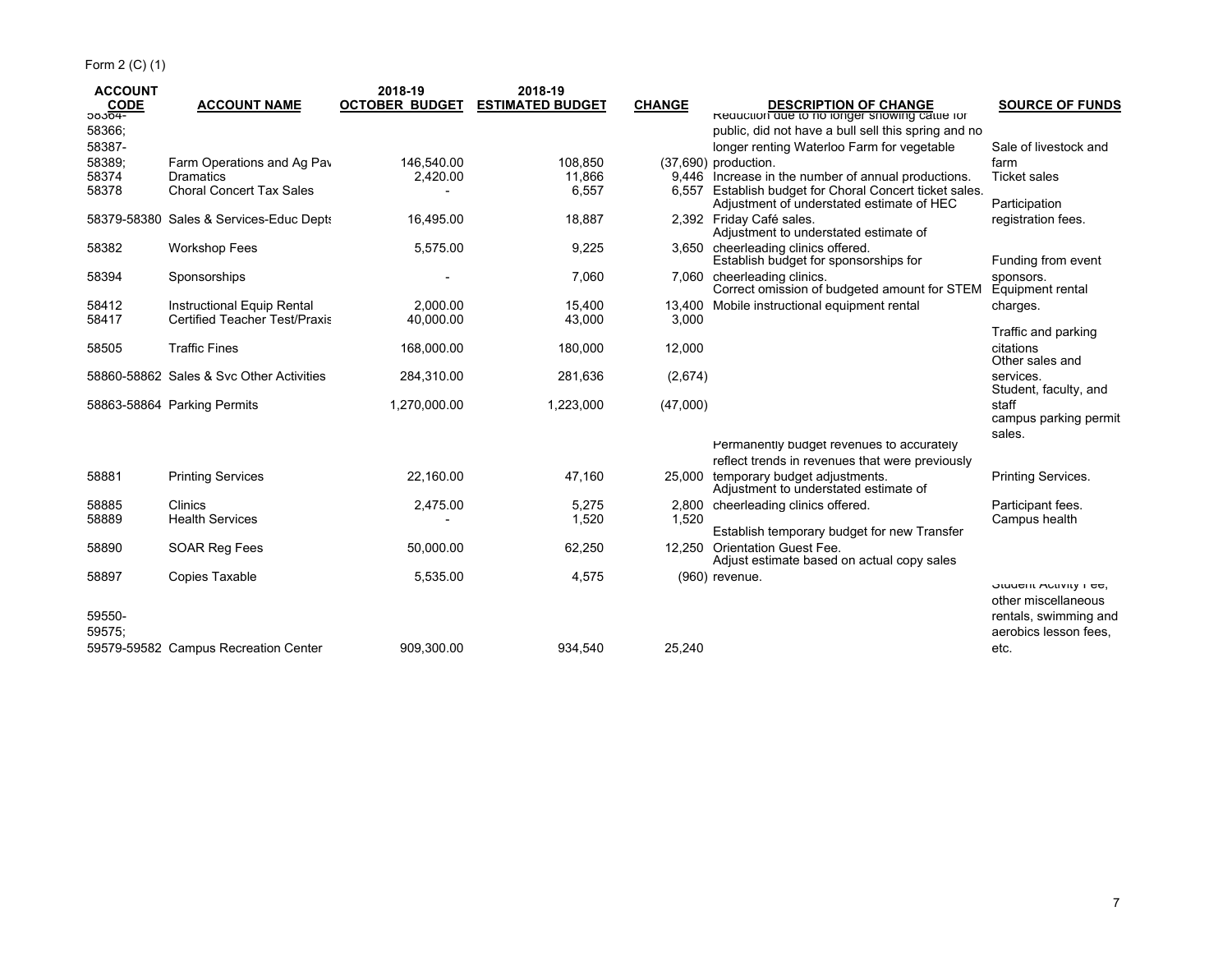Form 2 (C) (1)

| ACCOUNT CODE | ACCOUNT NAME | 2018-19 OCTOBER BUDGET | 2018-19 ESTIMATED BUDGET | CHANGE | DESCRIPTION OF CHANGE | SOURCE OF FUNDS |
|---|---|---|---|---|---|---|
| 58364-58366; 58387-58389; 58374 | Farm Operations and Ag Pav | 146,540.00 | 108,850 | (37,690) | Reduction due to no longer showing cattle for public, did not have a bull sell this spring and no longer renting Waterloo Farm for vegetable production. | Sale of livestock and farm |
| 58374 | Dramatics | 2,420.00 | 11,866 | 9,446 | Increase in the number of annual productions. | Ticket sales |
| 58378 | Choral Concert Tax Sales | - | 6,557 | 6,557 | Establish budget for Choral Concert ticket sales. | |
| 58379-58380 | Sales & Services-Educ Depts | 16,495.00 | 18,887 | 2,392 | Adjustment of understated estimate of HEC Friday Café sales. | Participation registration fees. |
| 58382 | Workshop Fees | 5,575.00 | 9,225 | 3,650 | Adjustment to understated estimate of cheerleading clinics offered. | |
| 58394 | Sponsorships | - | 7,060 | 7,060 | Establish budget for sponsorships for cheerleading clinics. | Funding from event sponsors. |
| 58412 | Instructional Equip Rental | 2,000.00 | 15,400 | 13,400 | Correct omission of budgeted amount for STEM Mobile instructional equipment rental | Equipment rental charges. |
| 58417 | Certified Teacher Test/Praxis | 40,000.00 | 43,000 | 3,000 | | |
| 58505 | Traffic Fines | 168,000.00 | 180,000 | 12,000 | | Traffic and parking citations |
| 58860-58862 | Sales & Svc Other Activities | 284,310.00 | 281,636 | (2,674) | | Other sales and services. |
| 58863-58864 | Parking Permits | 1,270,000.00 | 1,223,000 | (47,000) | | Student, faculty, and staff campus parking permit sales. |
| 58881 | Printing Services | 22,160.00 | 47,160 | 25,000 | Permanently budget revenues to accurately reflect trends in revenues that were previously temporary budget adjustments. | Printing Services. |
| 58885 | Clinics | 2,475.00 | 5,275 | 2,800 | Adjustment to understated estimate of cheerleading clinics offered. | Participant fees. |
| 58889 | Health Services | - | 1,520 | 1,520 | | Campus health |
| 58890 | SOAR Reg Fees | 50,000.00 | 62,250 | 12,250 | Establish temporary budget for new Transfer Orientation Guest Fee. | |
| 58897 | Copies Taxable | 5,535.00 | 4,575 | (960) | Adjust estimate based on actual copy sales revenue. | |
| 59550-59575; 59579-59582 | Campus Recreation Center | 909,300.00 | 934,540 | 25,240 | | Student Activity Fee, other miscellaneous rentals, swimming and aerobics lesson fees, etc. |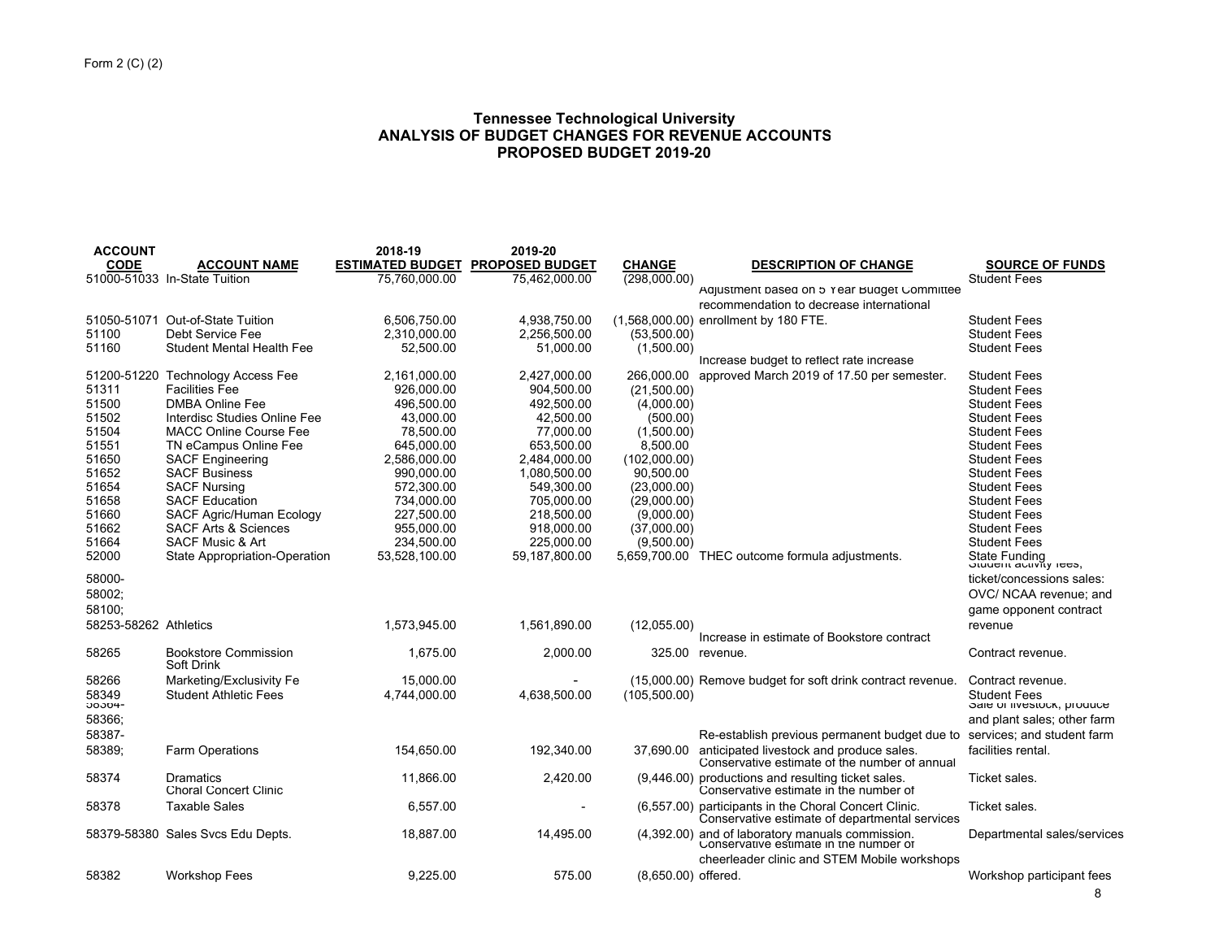Form 2 (C) (2)

## Tennessee Technological University
## ANALYSIS OF BUDGET CHANGES FOR REVENUE ACCOUNTS
## PROPOSED BUDGET 2019-20

| ACCOUNT CODE | ACCOUNT NAME | 2018-19 ESTIMATED BUDGET | 2019-20 PROPOSED BUDGET | CHANGE | DESCRIPTION OF CHANGE | SOURCE OF FUNDS |
|---|---|---|---|---|---|---|
| 51000-51033 | In-State Tuition | 75,760,000.00 | 75,462,000.00 | (298,000.00) | | Student Fees |
| 51050-51071 | Out-of-State Tuition | 6,506,750.00 | 4,938,750.00 | (1,568,000.00) | Adjustment based on 5 Year Budget Committee recommendation to decrease international enrollment by 180 FTE. | Student Fees |
| 51100 | Debt Service Fee | 2,310,000.00 | 2,256,500.00 | (53,500.00) | | Student Fees |
| 51160 | Student Mental Health Fee | 52,500.00 | 51,000.00 | (1,500.00) | | Student Fees |
| 51200-51220 | Technology Access Fee | 2,161,000.00 | 2,427,000.00 | 266,000.00 | Increase budget to reflect rate increase approved March 2019 of 17.50 per semester. | Student Fees |
| 51311 | Facilities Fee | 926,000.00 | 904,500.00 | (21,500.00) | | Student Fees |
| 51500 | DMBA Online Fee | 496,500.00 | 492,500.00 | (4,000.00) | | Student Fees |
| 51502 | Interdisc Studies Online Fee | 43,000.00 | 42,500.00 | (500.00) | | Student Fees |
| 51504 | MACC Online Course Fee | 78,500.00 | 77,000.00 | (1,500.00) | | Student Fees |
| 51551 | TN eCampus Online Fee | 645,000.00 | 653,500.00 | 8,500.00 | | Student Fees |
| 51650 | SACF Engineering | 2,586,000.00 | 2,484,000.00 | (102,000.00) | | Student Fees |
| 51652 | SACF Business | 990,000.00 | 1,080,500.00 | 90,500.00 | | Student Fees |
| 51654 | SACF Nursing | 572,300.00 | 549,300.00 | (23,000.00) | | Student Fees |
| 51658 | SACF Education | 734,000.00 | 705,000.00 | (29,000.00) | | Student Fees |
| 51660 | SACF Agric/Human Ecology | 227,500.00 | 218,500.00 | (9,000.00) | | Student Fees |
| 51662 | SACF Arts & Sciences | 955,000.00 | 918,000.00 | (37,000.00) | | Student Fees |
| 51664 | SACF Music & Art | 234,500.00 | 225,000.00 | (9,500.00) | | Student Fees |
| 52000 | State Appropriation-Operation | 53,528,100.00 | 59,187,800.00 | 5,659,700.00 | THEC outcome formula adjustments. | State Funding |
| 58000-58002; 58100; 58253-58262 | Athletics | 1,573,945.00 | 1,561,890.00 | (12,055.00) | | Student activity fees, ticket/concessions sales: OVC/ NCAA revenue; and game opponent contract revenue |
| 58265 | Bookstore Commission | 1,675.00 | 2,000.00 | 325.00 | Increase in estimate of Bookstore contract revenue. | Contract revenue. |
| 58266 | Soft Drink Marketing/Exclusivity Fe | 15,000.00 | - | (15,000.00) | Remove budget for soft drink contract revenue. | Contract revenue. |
| 58349 | Student Athletic Fees | 4,744,000.00 | 4,638,500.00 | (105,500.00) | | Student Fees |
| 58364-58366; 58387-58389; | Farm Operations | 154,650.00 | 192,340.00 | 37,690.00 | Re-establish previous permanent budget due to anticipated livestock and produce sales. | Sale of livestock, produce and plant sales; other farm services; and student farm facilities rental. |
| 58374 | Dramatics | 11,866.00 | 2,420.00 | (9,446.00) | Conservative estimate of the number of annual productions and resulting ticket sales. | Ticket sales. |
| 58378 | Choral Concert Clinic Taxable Sales | 6,557.00 | - | (6,557.00) | Conservative estimate in the number of participants in the Choral Concert Clinic. | Ticket sales. |
| 58379-58380 | Sales Svcs Edu Depts. | 18,887.00 | 14,495.00 | (4,392.00) | Conservative estimate of departmental services and of laboratory manuals commission. | Departmental sales/services |
| 58382 | Workshop Fees | 9,225.00 | 575.00 | (8,650.00) | Conservative estimate in the number of cheerleader clinic and STEM Mobile workshops offered. | Workshop participant fees |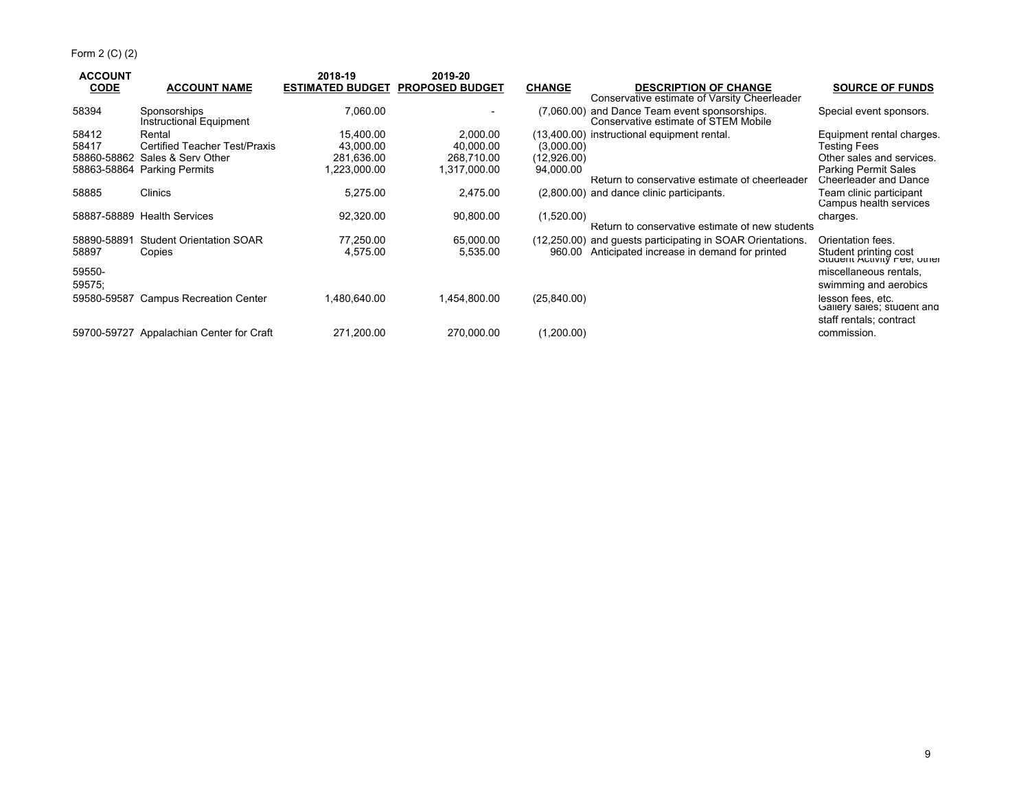Form 2 (C) (2)

| ACCOUNT CODE | ACCOUNT NAME | 2018-19 ESTIMATED BUDGET | 2019-20 PROPOSED BUDGET | CHANGE | DESCRIPTION OF CHANGE | SOURCE OF FUNDS |
|---|---|---|---|---|---|---|
| 58394 | Sponsorships | 7,060.00 | - | (7,060.00) | Conservative estimate of Varsity Cheerleader and Dance Team event sponsorships. | Special event sponsors. |
| 58412 | Instructional Equipment Rental | 15,400.00 | 2,000.00 | (13,400.00) | Conservative estimate of STEM Mobile instructional equipment rental. | Equipment rental charges. |
| 58417 | Certified Teacher Test/Praxis | 43,000.00 | 40,000.00 | (3,000.00) | | Testing Fees |
| 58860-58862 | Sales & Serv Other | 281,636.00 | 268,710.00 | (12,926.00) | | Other sales and services. |
| 58863-58864 | Parking Permits | 1,223,000.00 | 1,317,000.00 | 94,000.00 | | Parking Permit Sales |
| 58885 | Clinics | 5,275.00 | 2,475.00 | (2,800.00) | Return to conservative estimate of cheerleader and dance clinic participants. | Cheerleader and Dance Team clinic participant |
| 58887-58889 | Health Services | 92,320.00 | 90,800.00 | (1,520.00) | | Campus health services charges. |
| 58890-58891 | Student Orientation SOAR | 77,250.00 | 65,000.00 | (12,250.00) | Return to conservative estimate of new students and guests participating in SOAR Orientations. | Orientation fees. |
| 58897 | Copies | 4,575.00 | 5,535.00 | 960.00 | Anticipated increase in demand for printed | Student printing cost |
| 59550-59575; 59580-59587 | Campus Recreation Center | 1,480,640.00 | 1,454,800.00 | (25,840.00) | | Student Activity Fee, other miscellaneous rentals, swimming and aerobics lesson fees, etc. |
| 59700-59727 | Appalachian Center for Craft | 271,200.00 | 270,000.00 | (1,200.00) | | Gallery sales; student and staff rentals; contract commission. |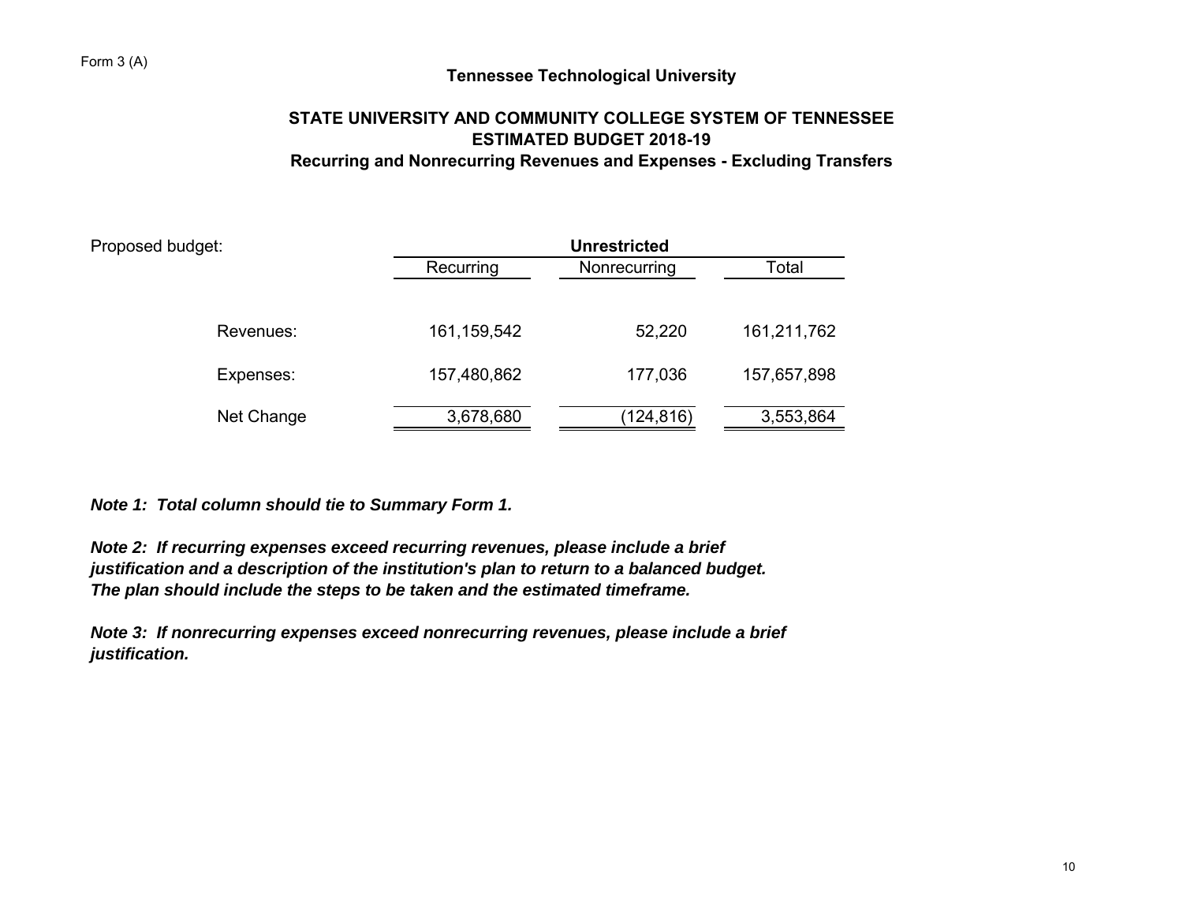Form 3 (A)

## Tennessee Technological University

### STATE UNIVERSITY AND COMMUNITY COLLEGE SYSTEM OF TENNESSEE
### ESTIMATED BUDGET 2018-19
### Recurring and Nonrecurring Revenues and Expenses - Excluding Transfers

| Proposed budget: | **Unrestricted** | | |
|---|---|---|---|
| | Recurring | Nonrecurring | Total |
| Revenues: | 161,159,542 | 52,220 | 161,211,762 |
| Expenses: | 157,480,862 | 177,036 | 157,657,898 |
| Net Change | 3,678,680 | (124,816) | 3,553,864 |

***Note 1: Total column should tie to Summary Form 1.***

***Note 2: If recurring expenses exceed recurring revenues, please include a brief justification and a description of the institution's plan to return to a balanced budget. The plan should include the steps to be taken and the estimated timeframe.***

***Note 3: If nonrecurring expenses exceed nonrecurring revenues, please include a brief justification.***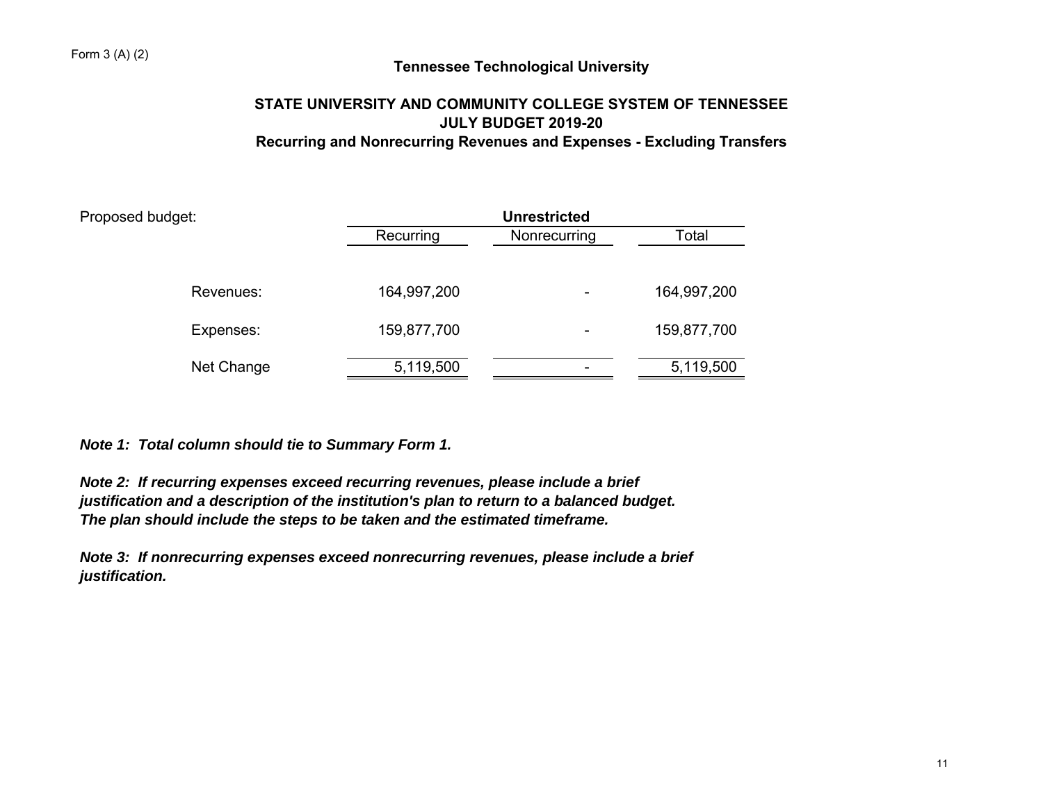Form 3 (A) (2)

**Tennessee Technological University**

**STATE UNIVERSITY AND COMMUNITY COLLEGE SYSTEM OF TENNESSEE**
**JULY BUDGET 2019-20**
**Recurring and Nonrecurring Revenues and Expenses - Excluding Transfers**

| Proposed budget: | **Unrestricted** | | |
|---|---|---|---|
| | Recurring | Nonrecurring | Total |
| Revenues: | 164,997,200 | - | 164,997,200 |
| Expenses: | 159,877,700 | - | 159,877,700 |
| Net Change | 5,119,500 | - | 5,119,500 |

***Note 1: Total column should tie to Summary Form 1.***

***Note 2: If recurring expenses exceed recurring revenues, please include a brief justification and a description of the institution's plan to return to a balanced budget. The plan should include the steps to be taken and the estimated timeframe.***

***Note 3: If nonrecurring expenses exceed nonrecurring revenues, please include a brief justification.***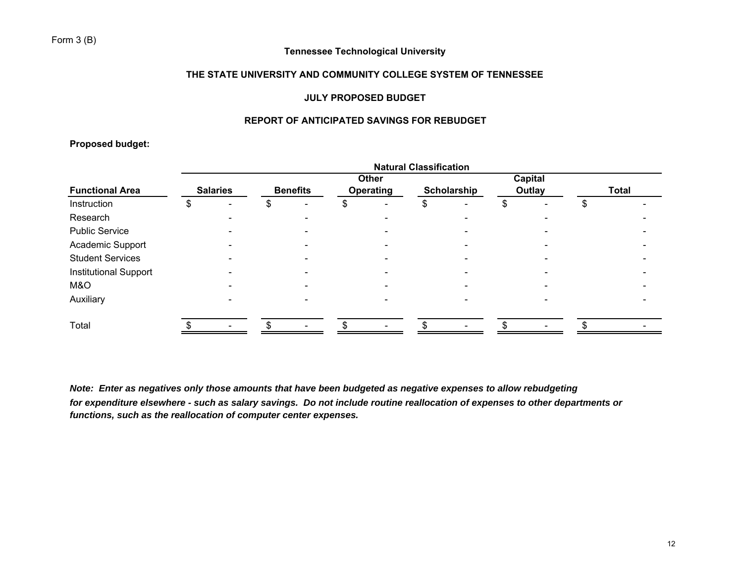Form 3 (B)

**Tennessee Technological University**

**THE STATE UNIVERSITY AND COMMUNITY COLLEGE SYSTEM OF TENNESSEE**

**JULY PROPOSED BUDGET**

**REPORT OF ANTICIPATED SAVINGS FOR REBUDGET**

**Proposed budget:**

| | Natural Classification | | | | | |
|---|---|---|---|---|---|---|
| **Functional Area** | **Salaries** | **Benefits** | **Other Operating** | **Scholarship** | **Capital Outlay** | **Total** |
| Instruction | $ - | $ - | $ - | $ - | $ - | $ - |
| Research | - | - | - | - | - | - |
| Public Service | - | - | - | - | - | - |
| Academic Support | - | - | - | - | - | - |
| Student Services | - | - | - | - | - | - |
| Institutional Support | - | - | - | - | - | - |
| M&O | - | - | - | - | - | - |
| Auxiliary | - | - | - | - | - | - |
| Total | $ - | $ - | $ - | $ - | $ - | $ - |

***Note: Enter as negatives only those amounts that have been budgeted as negative expenses to allow rebudgeting for expenditure elsewhere - such as salary savings. Do not include routine reallocation of expenses to other departments or functions, such as the reallocation of computer center expenses.***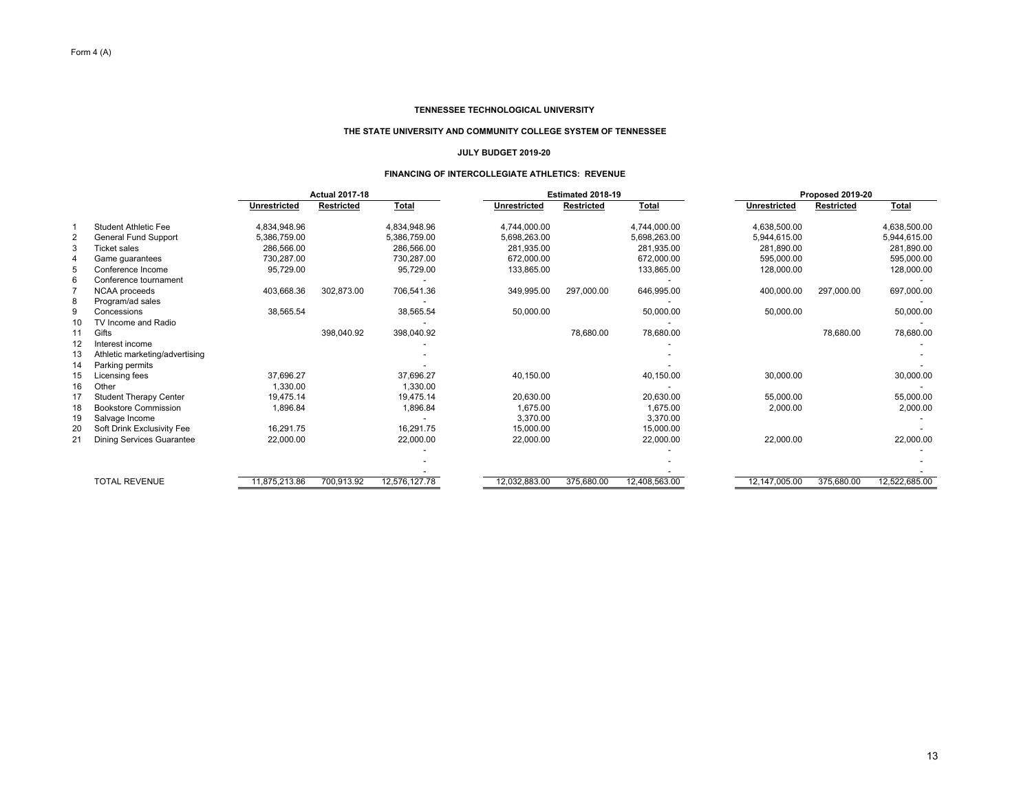Form 4 (A)

**TENNESSEE TECHNOLOGICAL UNIVERSITY**

**THE STATE UNIVERSITY AND COMMUNITY COLLEGE SYSTEM OF TENNESSEE**

**JULY BUDGET 2019-20**

**FINANCING OF INTERCOLLEGIATE ATHLETICS: REVENUE**

| | | Actual 2017-18 | | | Estimated 2018-19 | | | Proposed 2019-20 | | |
|---|---|---|---|---|---|---|---|---|---|---|
| | | Unrestricted | Restricted | Total | Unrestricted | Restricted | Total | Unrestricted | Restricted | Total |
| 1 | Student Athletic Fee | 4,834,948.96 | | 4,834,948.96 | 4,744,000.00 | | 4,744,000.00 | 4,638,500.00 | | 4,638,500.00 |
| 2 | General Fund Support | 5,386,759.00 | | 5,386,759.00 | 5,698,263.00 | | 5,698,263.00 | 5,944,615.00 | | 5,944,615.00 |
| 3 | Ticket sales | 286,566.00 | | 286,566.00 | 281,935.00 | | 281,935.00 | 281,890.00 | | 281,890.00 |
| 4 | Game guarantees | 730,287.00 | | 730,287.00 | 672,000.00 | | 672,000.00 | 595,000.00 | | 595,000.00 |
| 5 | Conference Income | 95,729.00 | | 95,729.00 | 133,865.00 | | 133,865.00 | 128,000.00 | | 128,000.00 |
| 6 | Conference tournament | | | - | | | - | | | - |
| 7 | NCAA proceeds | 403,668.36 | 302,873.00 | 706,541.36 | 349,995.00 | 297,000.00 | 646,995.00 | 400,000.00 | 297,000.00 | 697,000.00 |
| 8 | Program/ad sales | | | - | | | - | | | - |
| 9 | Concessions | 38,565.54 | | 38,565.54 | 50,000.00 | | 50,000.00 | 50,000.00 | | 50,000.00 |
| 10 | TV Income and Radio | | | - | | | - | | | - |
| 11 | Gifts | | 398,040.92 | 398,040.92 | | 78,680.00 | 78,680.00 | | 78,680.00 | 78,680.00 |
| 12 | Interest income | | | - | | | - | | | - |
| 13 | Athletic marketing/advertising | | | - | | | - | | | - |
| 14 | Parking permits | | | - | | | - | | | - |
| 15 | Licensing fees | 37,696.27 | | 37,696.27 | 40,150.00 | | 40,150.00 | 30,000.00 | | 30,000.00 |
| 16 | Other | 1,330.00 | | 1,330.00 | | | - | | | - |
| 17 | Student Therapy Center | 19,475.14 | | 19,475.14 | 20,630.00 | | 20,630.00 | 55,000.00 | | 55,000.00 |
| 18 | Bookstore Commission | 1,896.84 | | 1,896.84 | 1,675.00 | | 1,675.00 | 2,000.00 | | 2,000.00 |
| 19 | Salvage Income | | | - | 3,370.00 | | 3,370.00 | | | - |
| 20 | Soft Drink Exclusivity Fee | 16,291.75 | | 16,291.75 | 15,000.00 | | 15,000.00 | | | - |
| 21 | Dining Services Guarantee | 22,000.00 | | 22,000.00 | 22,000.00 | | 22,000.00 | 22,000.00 | | 22,000.00 |
| | | | | - | | | - | | | - |
| | | | | - | | | - | | | - |
| | | | | - | | | - | | | - |
| | TOTAL REVENUE | 11,875,213.86 | 700,913.92 | 12,576,127.78 | 12,032,883.00 | 375,680.00 | 12,408,563.00 | 12,147,005.00 | 375,680.00 | 12,522,685.00 |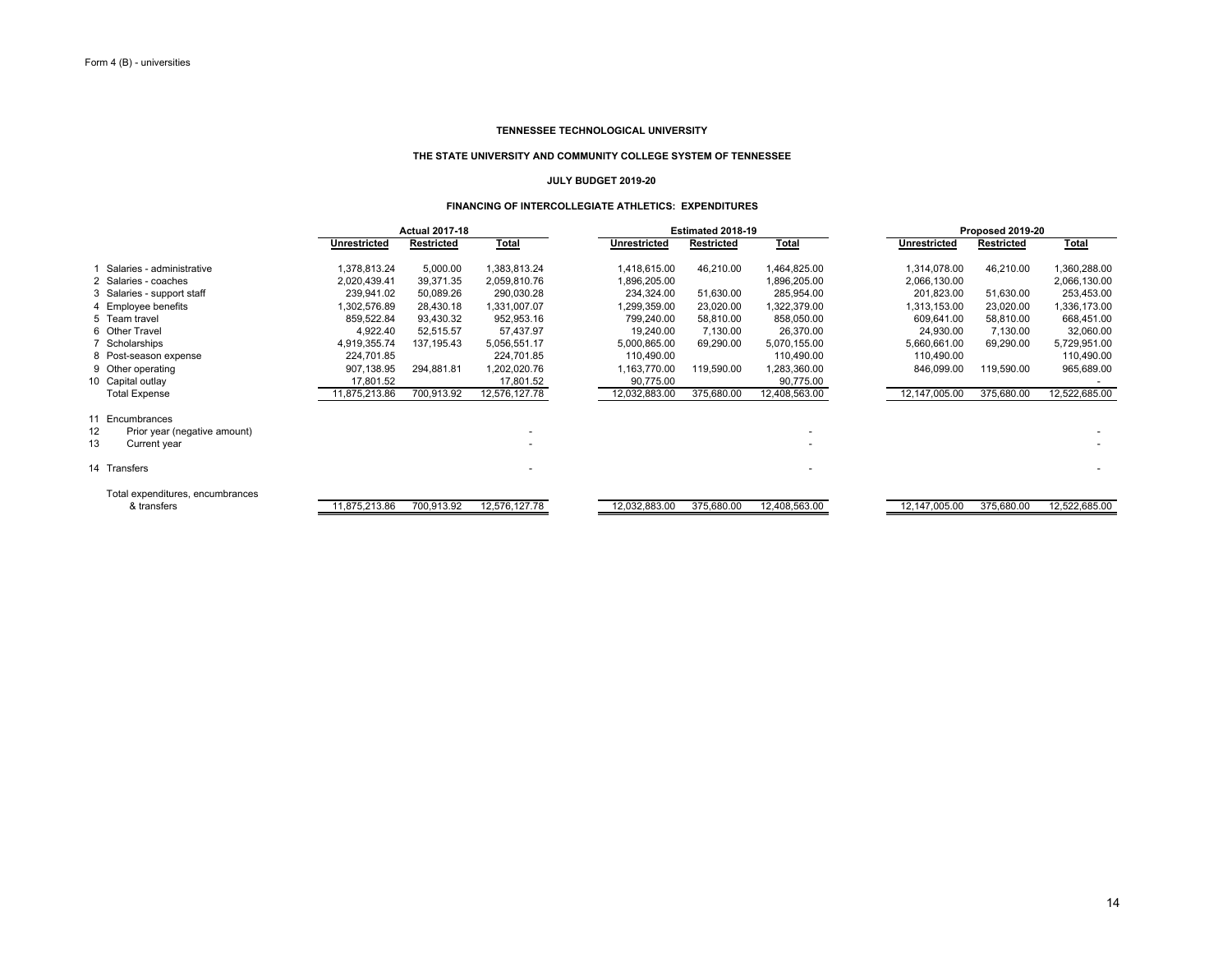Form 4 (B) - universities

**TENNESSEE TECHNOLOGICAL UNIVERSITY**

**THE STATE UNIVERSITY AND COMMUNITY COLLEGE SYSTEM OF TENNESSEE**

**JULY BUDGET 2019-20**

**FINANCING OF INTERCOLLEGIATE ATHLETICS: EXPENDITURES**

| | | Actual 2017-18 | | | Estimated 2018-19 | | | Proposed 2019-20 | | |
|---|---|---|---|---|---|---|---|---|---|---|
| | | Unrestricted | Restricted | Total | Unrestricted | Restricted | Total | Unrestricted | Restricted | Total |
| 1 | Salaries - administrative | 1,378,813.24 | 5,000.00 | 1,383,813.24 | 1,418,615.00 | 46,210.00 | 1,464,825.00 | 1,314,078.00 | 46,210.00 | 1,360,288.00 |
| 2 | Salaries - coaches | 2,020,439.41 | 39,371.35 | 2,059,810.76 | 1,896,205.00 | | 1,896,205.00 | 2,066,130.00 | | 2,066,130.00 |
| 3 | Salaries - support staff | 239,941.02 | 50,089.26 | 290,030.28 | 234,324.00 | 51,630.00 | 285,954.00 | 201,823.00 | 51,630.00 | 253,453.00 |
| 4 | Employee benefits | 1,302,576.89 | 28,430.18 | 1,331,007.07 | 1,299,359.00 | 23,020.00 | 1,322,379.00 | 1,313,153.00 | 23,020.00 | 1,336,173.00 |
| 5 | Team travel | 859,522.84 | 93,430.32 | 952,953.16 | 799,240.00 | 58,810.00 | 858,050.00 | 609,641.00 | 58,810.00 | 668,451.00 |
| 6 | Other Travel | 4,922.40 | 52,515.57 | 57,437.97 | 19,240.00 | 7,130.00 | 26,370.00 | 24,930.00 | 7,130.00 | 32,060.00 |
| 7 | Scholarships | 4,919,355.74 | 137,195.43 | 5,056,551.17 | 5,000,865.00 | 69,290.00 | 5,070,155.00 | 5,660,661.00 | 69,290.00 | 5,729,951.00 |
| 8 | Post-season expense | 224,701.85 | | 224,701.85 | 110,490.00 | | 110,490.00 | 110,490.00 | | 110,490.00 |
| 9 | Other operating | 907,138.95 | 294,881.81 | 1,202,020.76 | 1,163,770.00 | 119,590.00 | 1,283,360.00 | 846,099.00 | 119,590.00 | 965,689.00 |
| 10 | Capital outlay | 17,801.52 | | 17,801.52 | 90,775.00 | | 90,775.00 | | | - |
| | Total Expense | 11,875,213.86 | 700,913.92 | 12,576,127.78 | 12,032,883.00 | 375,680.00 | 12,408,563.00 | 12,147,005.00 | 375,680.00 | 12,522,685.00 |
| 11 | Encumbrances | | | | | | | | | |
| 12 | Prior year (negative amount) | | | - | | | - | | | - |
| 13 | Current year | | | - | | | - | | | - |
| 14 | Transfers | | | - | | | - | | | - |
| | Total expenditures, encumbrances & transfers | 11,875,213.86 | 700,913.92 | 12,576,127.78 | 12,032,883.00 | 375,680.00 | 12,408,563.00 | 12,147,005.00 | 375,680.00 | 12,522,685.00 |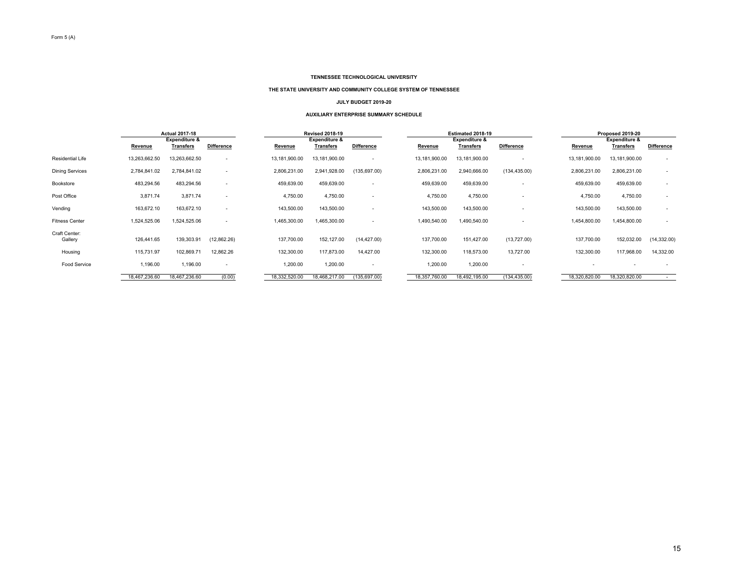Form 5 (A)

**TENNESSEE TECHNOLOGICAL UNIVERSITY**

**THE STATE UNIVERSITY AND COMMUNITY COLLEGE SYSTEM OF TENNESSEE**

**JULY BUDGET 2019-20**

**AUXILIARY ENTERPRISE SUMMARY SCHEDULE**

| | Actual 2017-18 | | | Revised 2018-19 | | | Estimated 2018-19 | | | Proposed 2019-20 | | |
|---|---|---|---|---|---|---|---|---|---|---|---|---|
| | Revenue | Expenditure & Transfers | Difference | Revenue | Expenditure & Transfers | Difference | Revenue | Expenditure & Transfers | Difference | Revenue | Expenditure & Transfers | Difference |
| Residential Life | 13,263,662.50 | 13,263,662.50 | - | 13,181,900.00 | 13,181,900.00 | - | 13,181,900.00 | 13,181,900.00 | - | 13,181,900.00 | 13,181,900.00 | - |
| Dining Services | 2,784,841.02 | 2,784,841.02 | - | 2,806,231.00 | 2,941,928.00 | (135,697.00) | 2,806,231.00 | 2,940,666.00 | (134,435.00) | 2,806,231.00 | 2,806,231.00 | - |
| Bookstore | 483,294.56 | 483,294.56 | - | 459,639.00 | 459,639.00 | - | 459,639.00 | 459,639.00 | - | 459,639.00 | 459,639.00 | - |
| Post Office | 3,871.74 | 3,871.74 | - | 4,750.00 | 4,750.00 | - | 4,750.00 | 4,750.00 | - | 4,750.00 | 4,750.00 | - |
| Vending | 163,672.10 | 163,672.10 | - | 143,500.00 | 143,500.00 | - | 143,500.00 | 143,500.00 | - | 143,500.00 | 143,500.00 | - |
| Fitness Center | 1,524,525.06 | 1,524,525.06 | - | 1,465,300.00 | 1,465,300.00 | - | 1,490,540.00 | 1,490,540.00 | - | 1,454,800.00 | 1,454,800.00 | - |
| Craft Center: | | | | | | | | | | | | |
| Gallery | 126,441.65 | 139,303.91 | (12,862.26) | 137,700.00 | 152,127.00 | (14,427.00) | 137,700.00 | 151,427.00 | (13,727.00) | 137,700.00 | 152,032.00 | (14,332.00) |
| Housing | 115,731.97 | 102,869.71 | 12,862.26 | 132,300.00 | 117,873.00 | 14,427.00 | 132,300.00 | 118,573.00 | 13,727.00 | 132,300.00 | 117,968.00 | 14,332.00 |
| Food Service | 1,196.00 | 1,196.00 | - | 1,200.00 | 1,200.00 | - | 1,200.00 | 1,200.00 | - | - | - | - |
| | 18,467,236.60 | 18,467,236.60 | (0.00) | 18,332,520.00 | 18,468,217.00 | (135,697.00) | 18,357,760.00 | 18,492,195.00 | (134,435.00) | 18,320,820.00 | 18,320,820.00 | - |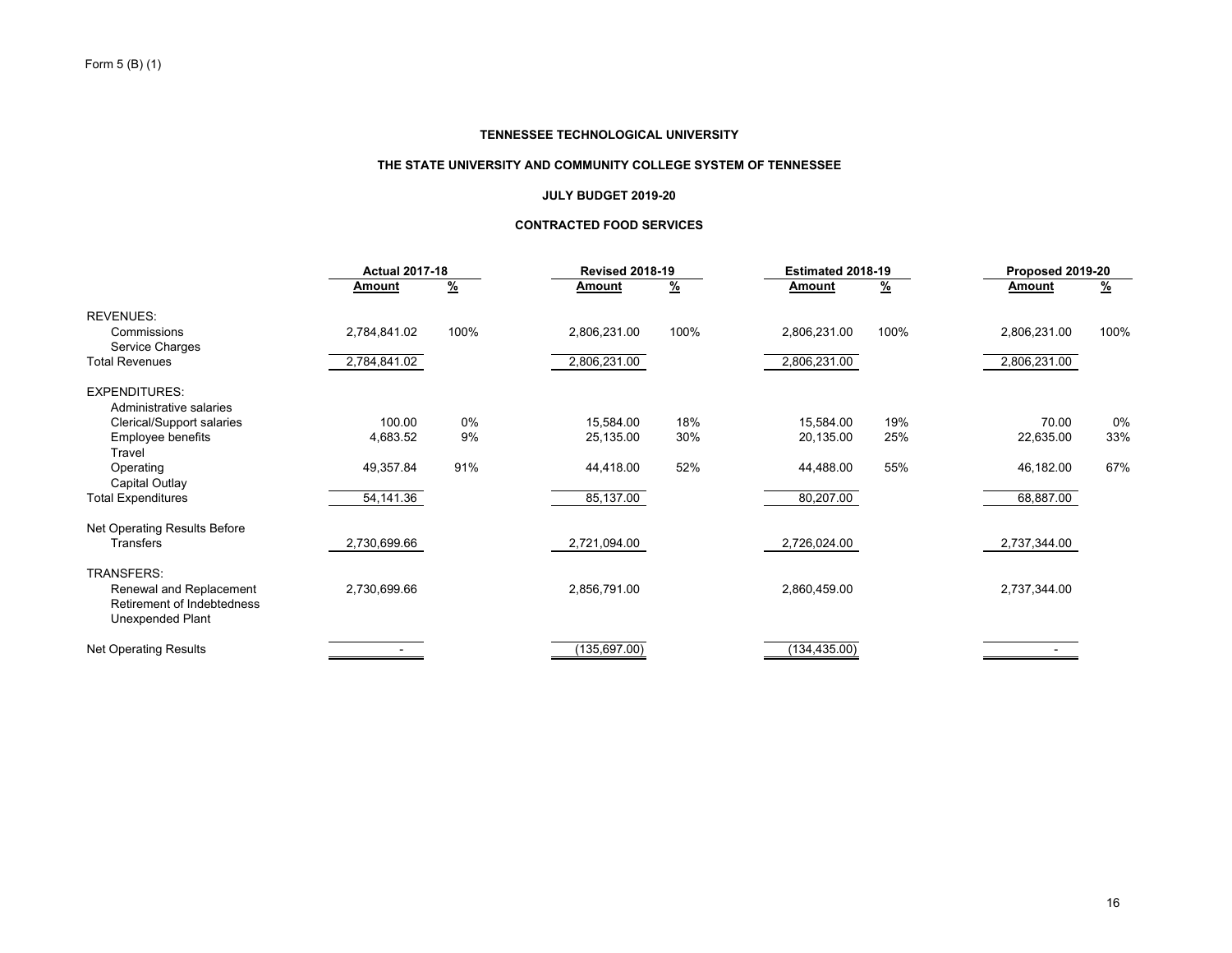Form 5 (B) (1)

**TENNESSEE TECHNOLOGICAL UNIVERSITY**

**THE STATE UNIVERSITY AND COMMUNITY COLLEGE SYSTEM OF TENNESSEE**

**JULY BUDGET 2019-20**

**CONTRACTED FOOD SERVICES**

| | Actual 2017-18 | | Revised 2018-19 | | Estimated 2018-19 | | Proposed 2019-20 | |
|---|---|---|---|---|---|---|---|---|
| | **Amount** | **%** | **Amount** | **%** | **Amount** | **%** | **Amount** | **%** |
| REVENUES: | | | | | | | | |
| Commissions | 2,784,841.02 | 100% | 2,806,231.00 | 100% | 2,806,231.00 | 100% | 2,806,231.00 | 100% |
| Service Charges | | | | | | | | |
| Total Revenues | 2,784,841.02 | | 2,806,231.00 | | 2,806,231.00 | | 2,806,231.00 | |
| EXPENDITURES: | | | | | | | | |
| Administrative salaries | | | | | | | | |
| Clerical/Support salaries | 100.00 | 0% | 15,584.00 | 18% | 15,584.00 | 19% | 70.00 | 0% |
| Employee benefits | 4,683.52 | 9% | 25,135.00 | 30% | 20,135.00 | 25% | 22,635.00 | 33% |
| Travel | | | | | | | | |
| Operating | 49,357.84 | 91% | 44,418.00 | 52% | 44,488.00 | 55% | 46,182.00 | 67% |
| Capital Outlay | | | | | | | | |
| Total Expenditures | 54,141.36 | | 85,137.00 | | 80,207.00 | | 68,887.00 | |
| Net Operating Results Before Transfers | 2,730,699.66 | | 2,721,094.00 | | 2,726,024.00 | | 2,737,344.00 | |
| TRANSFERS: | | | | | | | | |
| Renewal and Replacement | 2,730,699.66 | | 2,856,791.00 | | 2,860,459.00 | | 2,737,344.00 | |
| Retirement of Indebtedness | | | | | | | | |
| Unexpended Plant | | | | | | | | |
| Net Operating Results | - | | (135,697.00) | | (134,435.00) | | - | |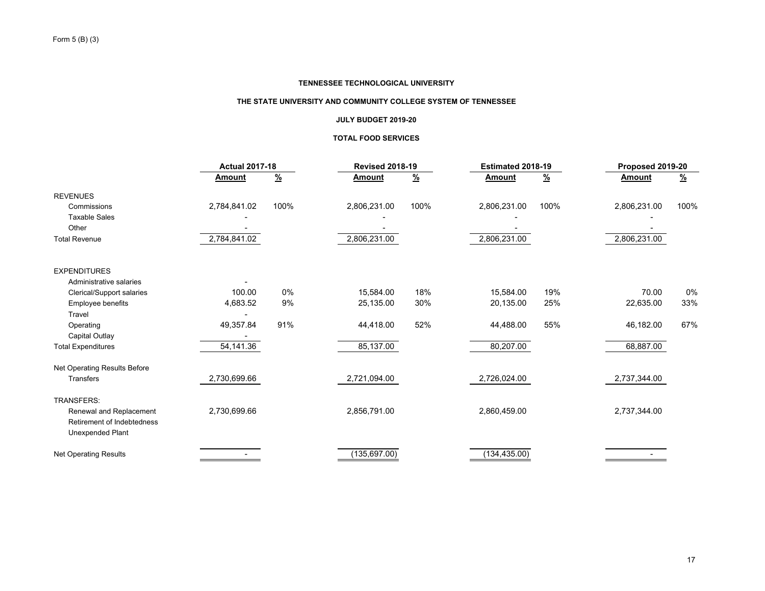Form 5 (B) (3)

**TENNESSEE TECHNOLOGICAL UNIVERSITY**

**THE STATE UNIVERSITY AND COMMUNITY COLLEGE SYSTEM OF TENNESSEE**

**JULY BUDGET 2019-20**

**TOTAL FOOD SERVICES**

| | Actual 2017-18 | | Revised 2018-19 | | Estimated 2018-19 | | Proposed 2019-20 | |
|---|---|---|---|---|---|---|---|---|
| | **Amount** | **%** | **Amount** | **%** | **Amount** | **%** | **Amount** | **%** |
| REVENUES | | | | | | | | |
| Commissions | 2,784,841.02 | 100% | 2,806,231.00 | 100% | 2,806,231.00 | 100% | 2,806,231.00 | 100% |
| Taxable Sales | - | | - | | - | | - | |
| Other | - | | - | | - | | - | |
| Total Revenue | 2,784,841.02 | | 2,806,231.00 | | 2,806,231.00 | | 2,806,231.00 | |
| EXPENDITURES | | | | | | | | |
| Administrative salaries | - | | | | | | | |
| Clerical/Support salaries | 100.00 | 0% | 15,584.00 | 18% | 15,584.00 | 19% | 70.00 | 0% |
| Employee benefits | 4,683.52 | 9% | 25,135.00 | 30% | 20,135.00 | 25% | 22,635.00 | 33% |
| Travel | - | | | | | | | |
| Operating | 49,357.84 | 91% | 44,418.00 | 52% | 44,488.00 | 55% | 46,182.00 | 67% |
| Capital Outlay | - | | | | | | | |
| Total Expenditures | 54,141.36 | | 85,137.00 | | 80,207.00 | | 68,887.00 | |
| Net Operating Results Before Transfers | 2,730,699.66 | | 2,721,094.00 | | 2,726,024.00 | | 2,737,344.00 | |
| TRANSFERS: | | | | | | | | |
| Renewal and Replacement | 2,730,699.66 | | 2,856,791.00 | | 2,860,459.00 | | 2,737,344.00 | |
| Retirement of Indebtedness | | | | | | | | |
| Unexpended Plant | | | | | | | | |
| Net Operating Results | - | | (135,697.00) | | (134,435.00) | | - | |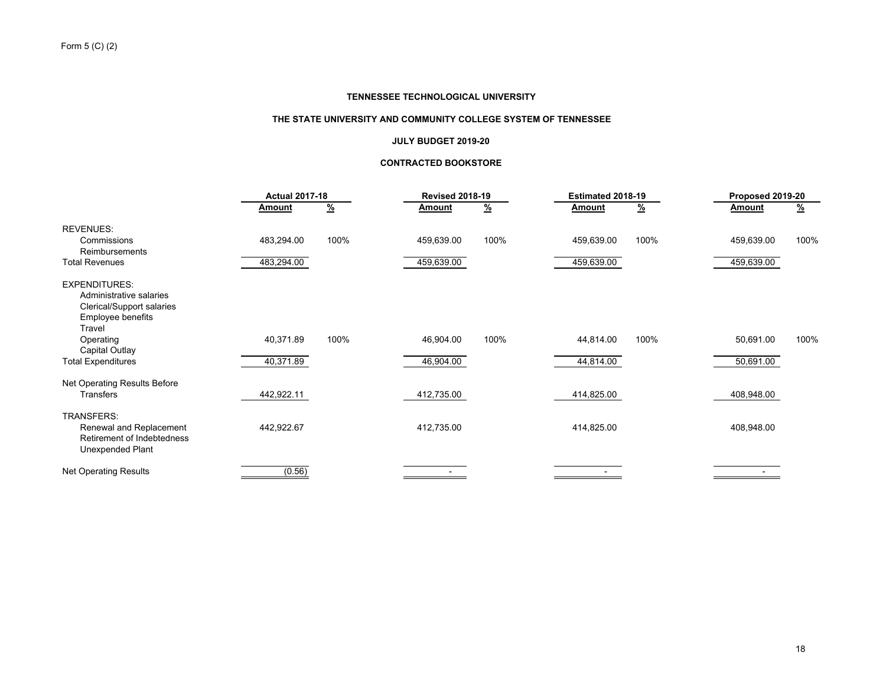Form 5 (C) (2)

**TENNESSEE TECHNOLOGICAL UNIVERSITY**

**THE STATE UNIVERSITY AND COMMUNITY COLLEGE SYSTEM OF TENNESSEE**

**JULY BUDGET 2019-20**

**CONTRACTED BOOKSTORE**

| | Actual 2017-18 | | Revised 2018-19 | | Estimated 2018-19 | | Proposed 2019-20 | |
|---|---|---|---|---|---|---|---|---|
| | Amount | % | Amount | % | Amount | % | Amount | % |
| REVENUES: | | | | | | | | |
| Commissions | 483,294.00 | 100% | 459,639.00 | 100% | 459,639.00 | 100% | 459,639.00 | 100% |
| Reimbursements | | | | | | | | |
| Total Revenues | 483,294.00 | | 459,639.00 | | 459,639.00 | | 459,639.00 | |
| EXPENDITURES: | | | | | | | | |
| Administrative salaries | | | | | | | | |
| Clerical/Support salaries | | | | | | | | |
| Employee benefits | | | | | | | | |
| Travel | | | | | | | | |
| Operating | 40,371.89 | 100% | 46,904.00 | 100% | 44,814.00 | 100% | 50,691.00 | 100% |
| Capital Outlay | | | | | | | | |
| Total Expenditures | 40,371.89 | | 46,904.00 | | 44,814.00 | | 50,691.00 | |
| Net Operating Results Before Transfers | 442,922.11 | | 412,735.00 | | 414,825.00 | | 408,948.00 | |
| TRANSFERS: | | | | | | | | |
| Renewal and Replacement | 442,922.67 | | 412,735.00 | | 414,825.00 | | 408,948.00 | |
| Retirement of Indebtedness | | | | | | | | |
| Unexpended Plant | | | | | | | | |
| Net Operating Results | (0.56) | | - | | - | | - | |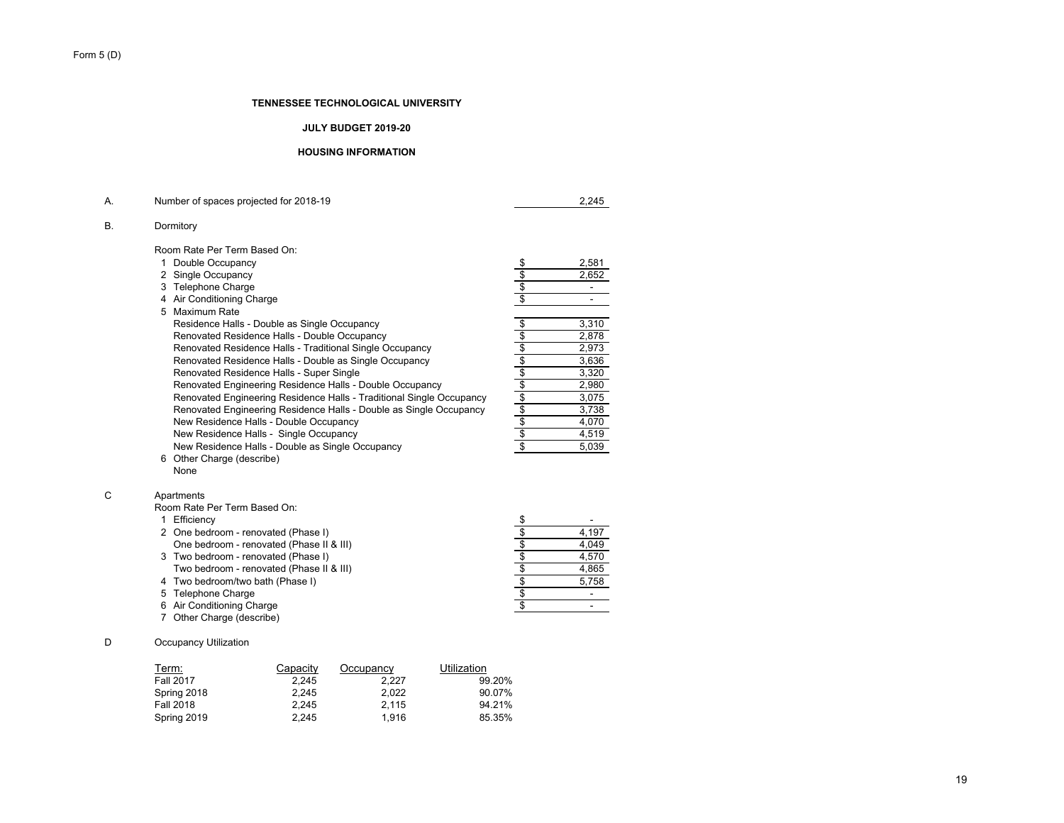Form 5 (D)

**TENNESSEE TECHNOLOGICAL UNIVERSITY**

**JULY BUDGET 2019-20**

**HOUSING INFORMATION**

A. Number of spaces projected for 2018-19 — 2,245

B. Dormitory

Room Rate Per Term Based On:

| Item | Amount |
|---|---|
| 1 Double Occupancy | $ 2,581 |
| 2 Single Occupancy | $ 2,652 |
| 3 Telephone Charge | $ - |
| 4 Air Conditioning Charge | $ - |
| 5 Maximum Rate | |
| Residence Halls - Double as Single Occupancy | $ 3,310 |
| Renovated Residence Halls - Double Occupancy | $ 2,878 |
| Renovated Residence Halls - Traditional Single Occupancy | $ 2,973 |
| Renovated Residence Halls - Double as Single Occupancy | $ 3,636 |
| Renovated Residence Halls - Super Single | $ 3,320 |
| Renovated Engineering Residence Halls - Double Occupancy | $ 2,980 |
| Renovated Engineering Residence Halls - Traditional Single Occupancy | $ 3,075 |
| Renovated Engineering Residence Halls - Double as Single Occupancy | $ 3,738 |
| New Residence Halls - Double Occupancy | $ 4,070 |
| New Residence Halls - Single Occupancy | $ 4,519 |
| New Residence Halls - Double as Single Occupancy | $ 5,039 |
| 6 Other Charge (describe) None | |

C Apartments

Room Rate Per Term Based On:

| Item | Amount |
|---|---|
| 1 Efficiency | $ - |
| 2 One bedroom - renovated (Phase I) | $ 4,197 |
| One bedroom - renovated (Phase II & III) | $ 4,049 |
| 3 Two bedroom - renovated (Phase I) | $ 4,570 |
| Two bedroom - renovated (Phase II & III) | $ 4,865 |
| 4 Two bedroom/two bath (Phase I) | $ 5,758 |
| 5 Telephone Charge | $ - |
| 6 Air Conditioning Charge | $ - |
| 7 Other Charge (describe) | |

D Occupancy Utilization

| Term: | Capacity | Occupancy | Utilization |
|---|---|---|---|
| Fall 2017 | 2,245 | 2,227 | 99.20% |
| Spring 2018 | 2,245 | 2,022 | 90.07% |
| Fall 2018 | 2,245 | 2,115 | 94.21% |
| Spring 2019 | 2,245 | 1,916 | 85.35% |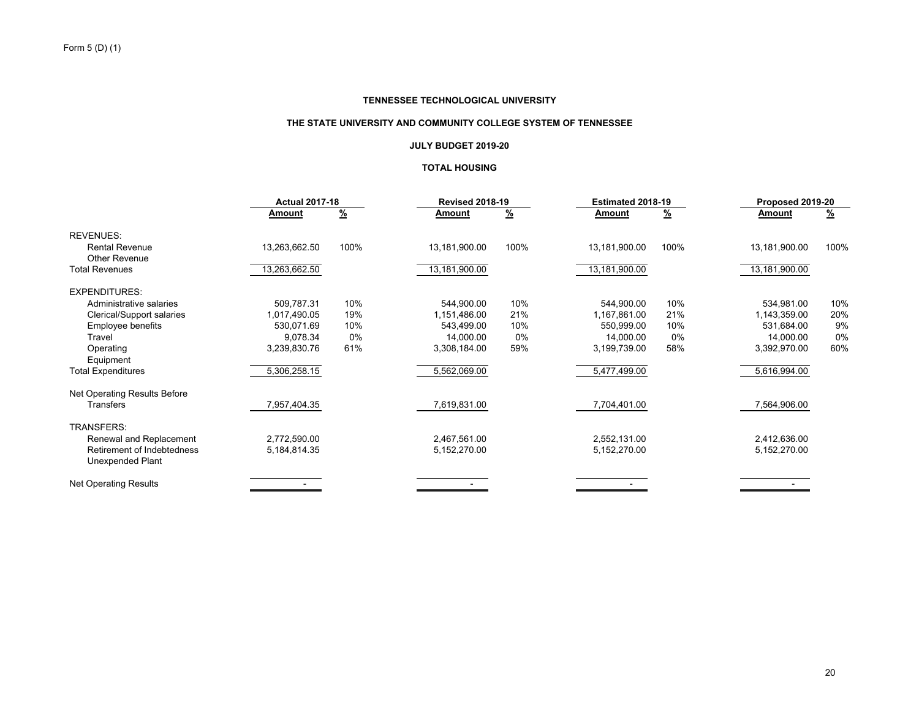Form 5 (D) (1)

**TENNESSEE TECHNOLOGICAL UNIVERSITY**

**THE STATE UNIVERSITY AND COMMUNITY COLLEGE SYSTEM OF TENNESSEE**

**JULY BUDGET 2019-20**

**TOTAL HOUSING**

| | Actual 2017-18 | | Revised 2018-19 | | Estimated 2018-19 | | Proposed 2019-20 | |
|---|---|---|---|---|---|---|---|---|
| | **Amount** | **%** | **Amount** | **%** | **Amount** | **%** | **Amount** | **%** |
| REVENUES: | | | | | | | | |
| Rental Revenue | 13,263,662.50 | 100% | 13,181,900.00 | 100% | 13,181,900.00 | 100% | 13,181,900.00 | 100% |
| Other Revenue | | | | | | | | |
| Total Revenues | 13,263,662.50 | | 13,181,900.00 | | 13,181,900.00 | | 13,181,900.00 | |
| EXPENDITURES: | | | | | | | | |
| Administrative salaries | 509,787.31 | 10% | 544,900.00 | 10% | 544,900.00 | 10% | 534,981.00 | 10% |
| Clerical/Support salaries | 1,017,490.05 | 19% | 1,151,486.00 | 21% | 1,167,861.00 | 21% | 1,143,359.00 | 20% |
| Employee benefits | 530,071.69 | 10% | 543,499.00 | 10% | 550,999.00 | 10% | 531,684.00 | 9% |
| Travel | 9,078.34 | 0% | 14,000.00 | 0% | 14,000.00 | 0% | 14,000.00 | 0% |
| Operating | 3,239,830.76 | 61% | 3,308,184.00 | 59% | 3,199,739.00 | 58% | 3,392,970.00 | 60% |
| Equipment | | | | | | | | |
| Total Expenditures | 5,306,258.15 | | 5,562,069.00 | | 5,477,499.00 | | 5,616,994.00 | |
| Net Operating Results Before Transfers | 7,957,404.35 | | 7,619,831.00 | | 7,704,401.00 | | 7,564,906.00 | |
| TRANSFERS: | | | | | | | | |
| Renewal and Replacement | 2,772,590.00 | | 2,467,561.00 | | 2,552,131.00 | | 2,412,636.00 | |
| Retirement of Indebtedness | 5,184,814.35 | | 5,152,270.00 | | 5,152,270.00 | | 5,152,270.00 | |
| Unexpended Plant | | | | | | | | |
| Net Operating Results | - | | - | | - | | - | |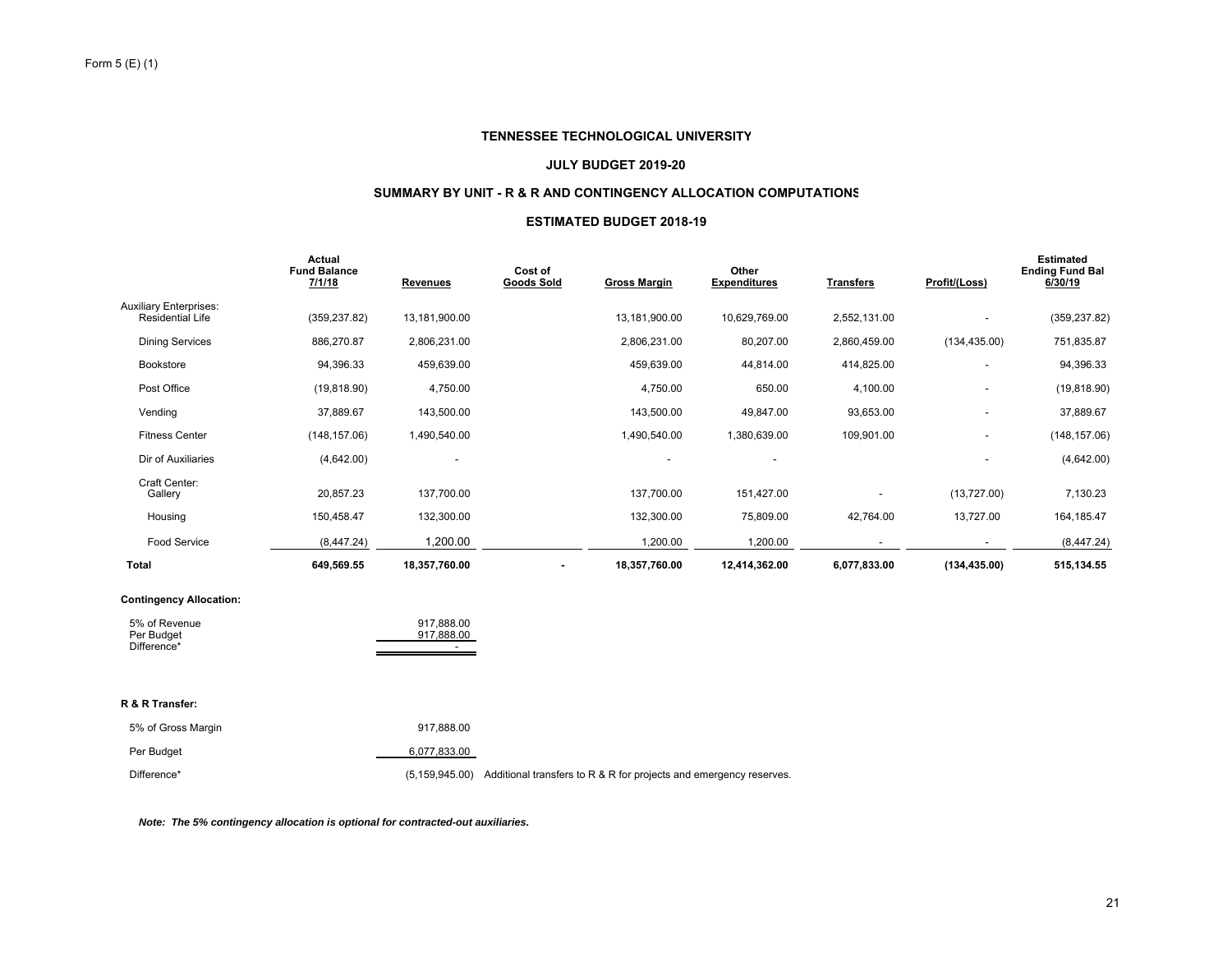Form 5 (E) (1)

# TENNESSEE TECHNOLOGICAL UNIVERSITY

## JULY BUDGET 2019-20

## SUMMARY BY UNIT - R & R AND CONTINGENCY ALLOCATION COMPUTATIONS

## ESTIMATED BUDGET 2018-19

| | Actual Fund Balance 7/1/18 | Revenues | Cost of Goods Sold | Gross Margin | Other Expenditures | Transfers | Profit/(Loss) | Estimated Ending Fund Bal 6/30/19 |
|---|---|---|---|---|---|---|---|---|
| Auxiliary Enterprises: | | | | | | | | |
| Residential Life | (359,237.82) | 13,181,900.00 | | 13,181,900.00 | 10,629,769.00 | 2,552,131.00 | - | (359,237.82) |
| Dining Services | 886,270.87 | 2,806,231.00 | | 2,806,231.00 | 80,207.00 | 2,860,459.00 | (134,435.00) | 751,835.87 |
| Bookstore | 94,396.33 | 459,639.00 | | 459,639.00 | 44,814.00 | 414,825.00 | - | 94,396.33 |
| Post Office | (19,818.90) | 4,750.00 | | 4,750.00 | 650.00 | 4,100.00 | - | (19,818.90) |
| Vending | 37,889.67 | 143,500.00 | | 143,500.00 | 49,847.00 | 93,653.00 | - | 37,889.67 |
| Fitness Center | (148,157.06) | 1,490,540.00 | | 1,490,540.00 | 1,380,639.00 | 109,901.00 | - | (148,157.06) |
| Dir of Auxiliaries | (4,642.00) | - | | - | - | | - | (4,642.00) |
| Craft Center: | | | | | | | | |
| Gallery | 20,857.23 | 137,700.00 | | 137,700.00 | 151,427.00 | - | (13,727.00) | 7,130.23 |
| Housing | 150,458.47 | 132,300.00 | | 132,300.00 | 75,809.00 | 42,764.00 | 13,727.00 | 164,185.47 |
| Food Service | (8,447.24) | 1,200.00 | | 1,200.00 | 1,200.00 | - | - | (8,447.24) |
| **Total** | **649,569.55** | **18,357,760.00** | **-** | **18,357,760.00** | **12,414,362.00** | **6,077,833.00** | **(134,435.00)** | **515,134.55** |

**Contingency Allocation:**

| | |
|---|---|
| 5% of Revenue | 917,888.00 |
| Per Budget | 917,888.00 |
| Difference* | - |

**R & R Transfer:**

| | | |
|---|---|---|
| 5% of Gross Margin | 917,888.00 | |
| Per Budget | 6,077,833.00 | |
| Difference* | (5,159,945.00) | Additional transfers to R & R for projects and emergency reserves. |

***Note: The 5% contingency allocation is optional for contracted-out auxiliaries.***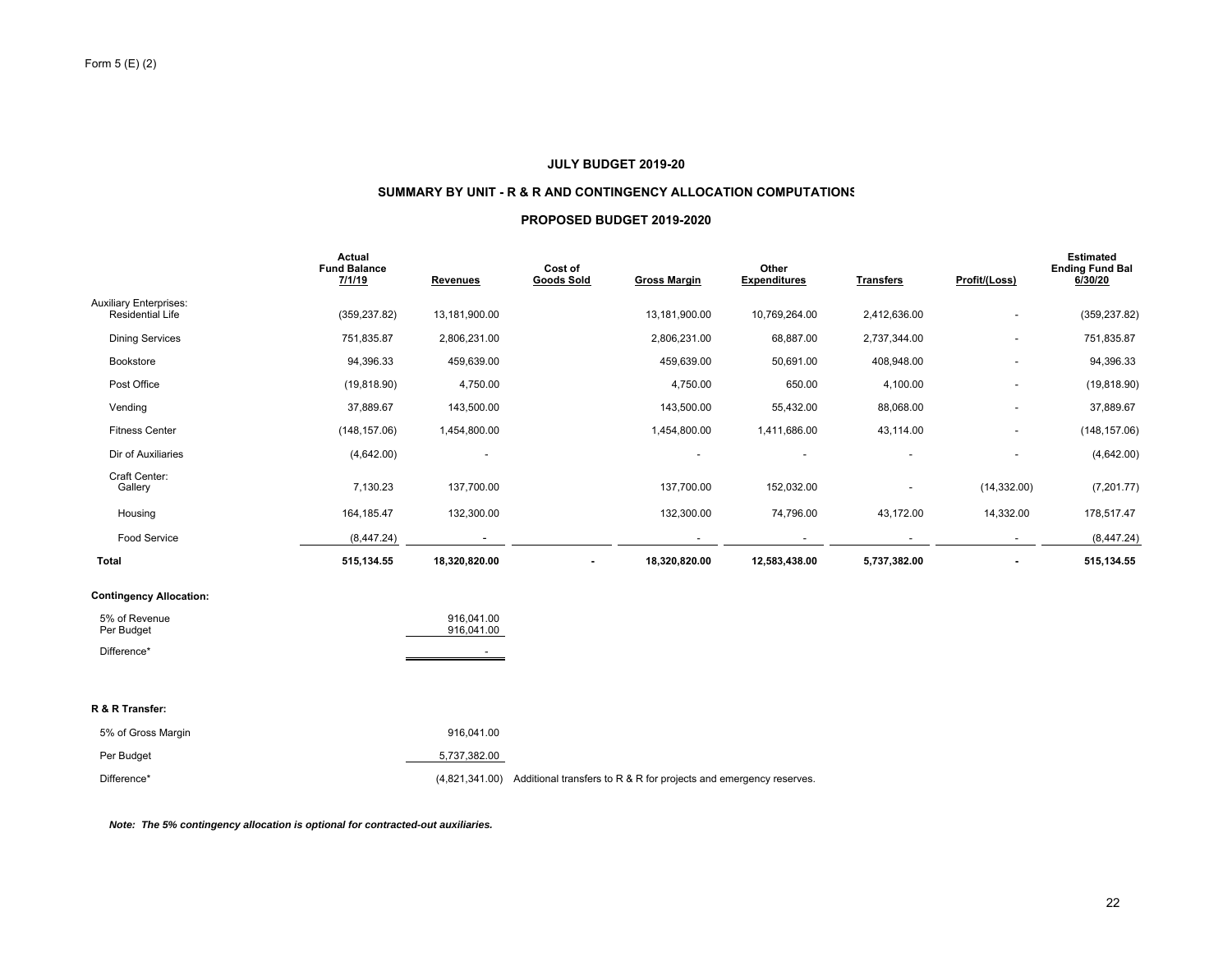Form 5 (E) (2)

**JULY BUDGET 2019-20**

**SUMMARY BY UNIT - R & R AND CONTINGENCY ALLOCATION COMPUTATIONS**

**PROPOSED BUDGET 2019-2020**

| | Actual Fund Balance 7/1/19 | Revenues | Cost of Goods Sold | Gross Margin | Other Expenditures | Transfers | Profit/(Loss) | Estimated Ending Fund Bal 6/30/20 |
|---|---|---|---|---|---|---|---|---|
| Auxiliary Enterprises: Residential Life | (359,237.82) | 13,181,900.00 | | 13,181,900.00 | 10,769,264.00 | 2,412,636.00 | - | (359,237.82) |
| Dining Services | 751,835.87 | 2,806,231.00 | | 2,806,231.00 | 68,887.00 | 2,737,344.00 | - | 751,835.87 |
| Bookstore | 94,396.33 | 459,639.00 | | 459,639.00 | 50,691.00 | 408,948.00 | - | 94,396.33 |
| Post Office | (19,818.90) | 4,750.00 | | 4,750.00 | 650.00 | 4,100.00 | - | (19,818.90) |
| Vending | 37,889.67 | 143,500.00 | | 143,500.00 | 55,432.00 | 88,068.00 | - | 37,889.67 |
| Fitness Center | (148,157.06) | 1,454,800.00 | | 1,454,800.00 | 1,411,686.00 | 43,114.00 | - | (148,157.06) |
| Dir of Auxiliaries | (4,642.00) | - | | - | - | - | - | (4,642.00) |
| Craft Center: Gallery | 7,130.23 | 137,700.00 | | 137,700.00 | 152,032.00 | - | (14,332.00) | (7,201.77) |
| Housing | 164,185.47 | 132,300.00 | | 132,300.00 | 74,796.00 | 43,172.00 | 14,332.00 | 178,517.47 |
| Food Service | (8,447.24) | - | | - | - | - | - | (8,447.24) |
| **Total** | **515,134.55** | **18,320,820.00** | **-** | **18,320,820.00** | **12,583,438.00** | **5,737,382.00** | **-** | **515,134.55** |

**Contingency Allocation:**

| | |
|---|---|
| 5% of Revenue | 916,041.00 |
| Per Budget | 916,041.00 |
| Difference* | - |

**R & R Transfer:**

| | | |
|---|---|---|
| 5% of Gross Margin | 916,041.00 | |
| Per Budget | 5,737,382.00 | |
| Difference* | (4,821,341.00) | Additional transfers to R & R for projects and emergency reserves. |

***Note: The 5% contingency allocation is optional for contracted-out auxiliaries.***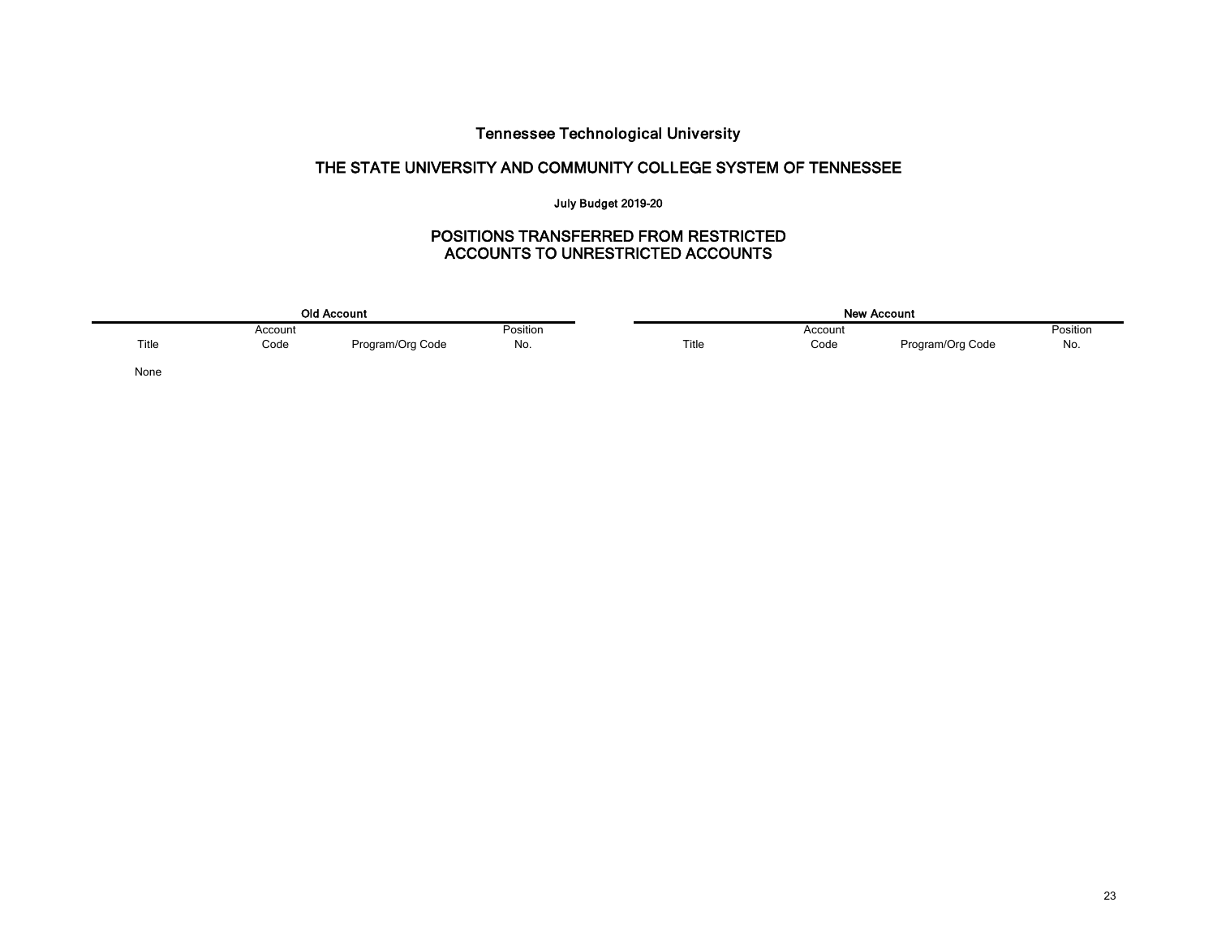# Tennessee Technological University

## THE STATE UNIVERSITY AND COMMUNITY COLLEGE SYSTEM OF TENNESSEE

**July Budget 2019-20**

## POSITIONS TRANSFERRED FROM RESTRICTED ACCOUNTS TO UNRESTRICTED ACCOUNTS

| Old Account | | | | New Account | | | |
|---|---|---|---|---|---|---|---|
| Title | Account Code | Program/Org Code | Position No. | Title | Account Code | Program/Org Code | Position No. |
| None | | | | | | | |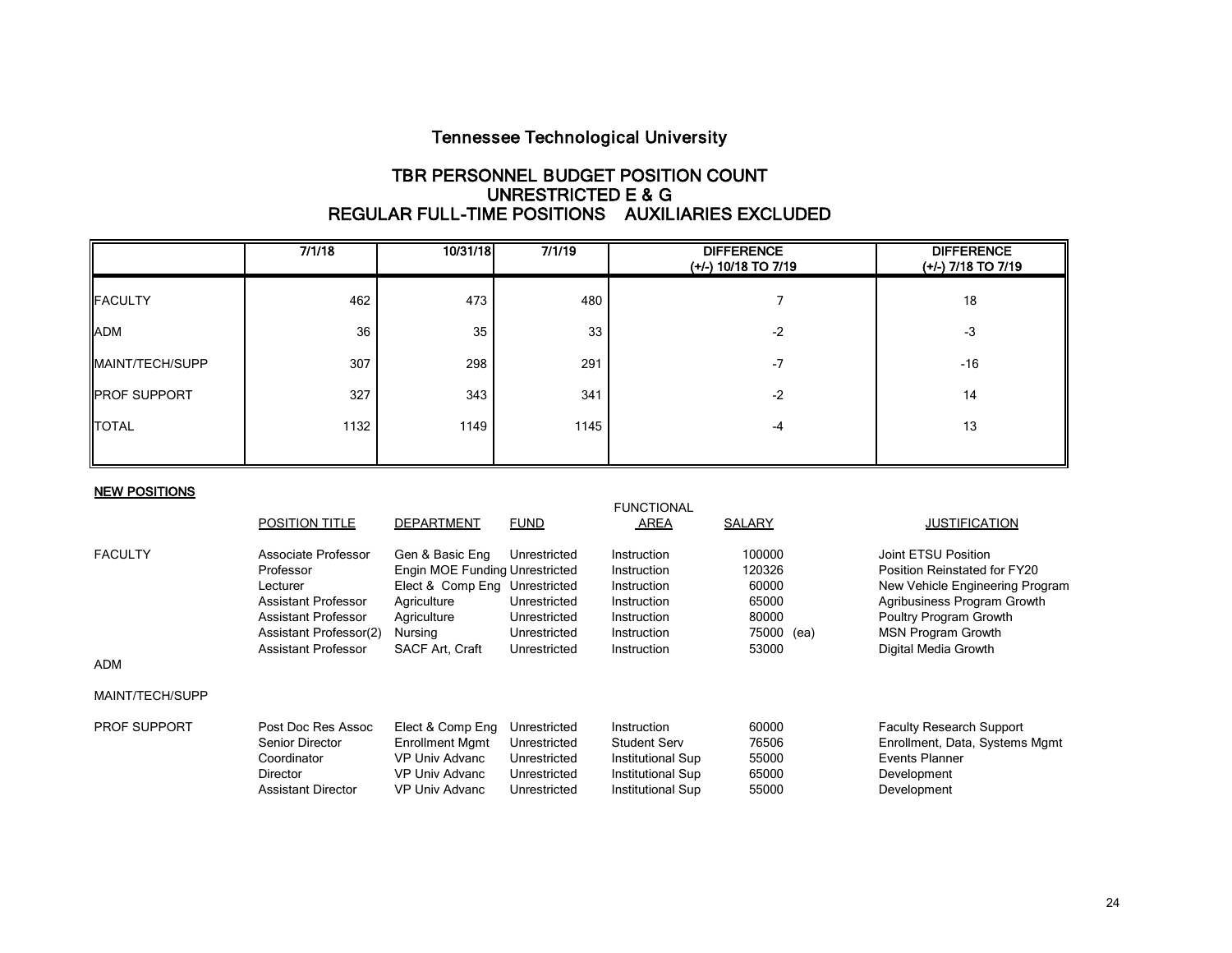# Tennessee Technological University

## TBR PERSONNEL BUDGET POSITION COUNT
## UNRESTRICTED E & G
## REGULAR FULL-TIME POSITIONS AUXILIARIES EXCLUDED

| | 7/1/18 | 10/31/18 | 7/1/19 | DIFFERENCE (+/-) 10/18 TO 7/19 | DIFFERENCE (+/-) 7/18 TO 7/19 |
|---|---|---|---|---|---|
| FACULTY | 462 | 473 | 480 | 7 | 18 |
| ADM | 36 | 35 | 33 | -2 | -3 |
| MAINT/TECH/SUPP | 307 | 298 | 291 | -7 | -16 |
| PROF SUPPORT | 327 | 343 | 341 | -2 | 14 |
| TOTAL | 1132 | 1149 | 1145 | -4 | 13 |

**NEW POSITIONS**

| | POSITION TITLE | DEPARTMENT | FUND | FUNCTIONAL AREA | SALARY | JUSTIFICATION |
|---|---|---|---|---|---|---|
| FACULTY | Associate Professor | Gen & Basic Eng | Unrestricted | Instruction | 100000 | Joint ETSU Position |
| | Professor | Engin MOE Funding | Unrestricted | Instruction | 120326 | Position Reinstated for FY20 |
| | Lecturer | Elect & Comp Eng | Unrestricted | Instruction | 60000 | New Vehicle Engineering Program |
| | Assistant Professor | Agriculture | Unrestricted | Instruction | 65000 | Agribusiness Program Growth |
| | Assistant Professor | Agriculture | Unrestricted | Instruction | 80000 | Poultry Program Growth |
| | Assistant Professor(2) | Nursing | Unrestricted | Instruction | 75000 (ea) | MSN Program Growth |
| | Assistant Professor | SACF Art, Craft | Unrestricted | Instruction | 53000 | Digital Media Growth |
| ADM | | | | | | |
| MAINT/TECH/SUPP | | | | | | |
| PROF SUPPORT | Post Doc Res Assoc | Elect & Comp Eng | Unrestricted | Instruction | 60000 | Faculty Research Support |
| | Senior Director | Enrollment Mgmt | Unrestricted | Student Serv | 76506 | Enrollment, Data, Systems Mgmt |
| | Coordinator | VP Univ Advanc | Unrestricted | Institutional Sup | 55000 | Events Planner |
| | Director | VP Univ Advanc | Unrestricted | Institutional Sup | 65000 | Development |
| | Assistant Director | VP Univ Advanc | Unrestricted | Institutional Sup | 55000 | Development |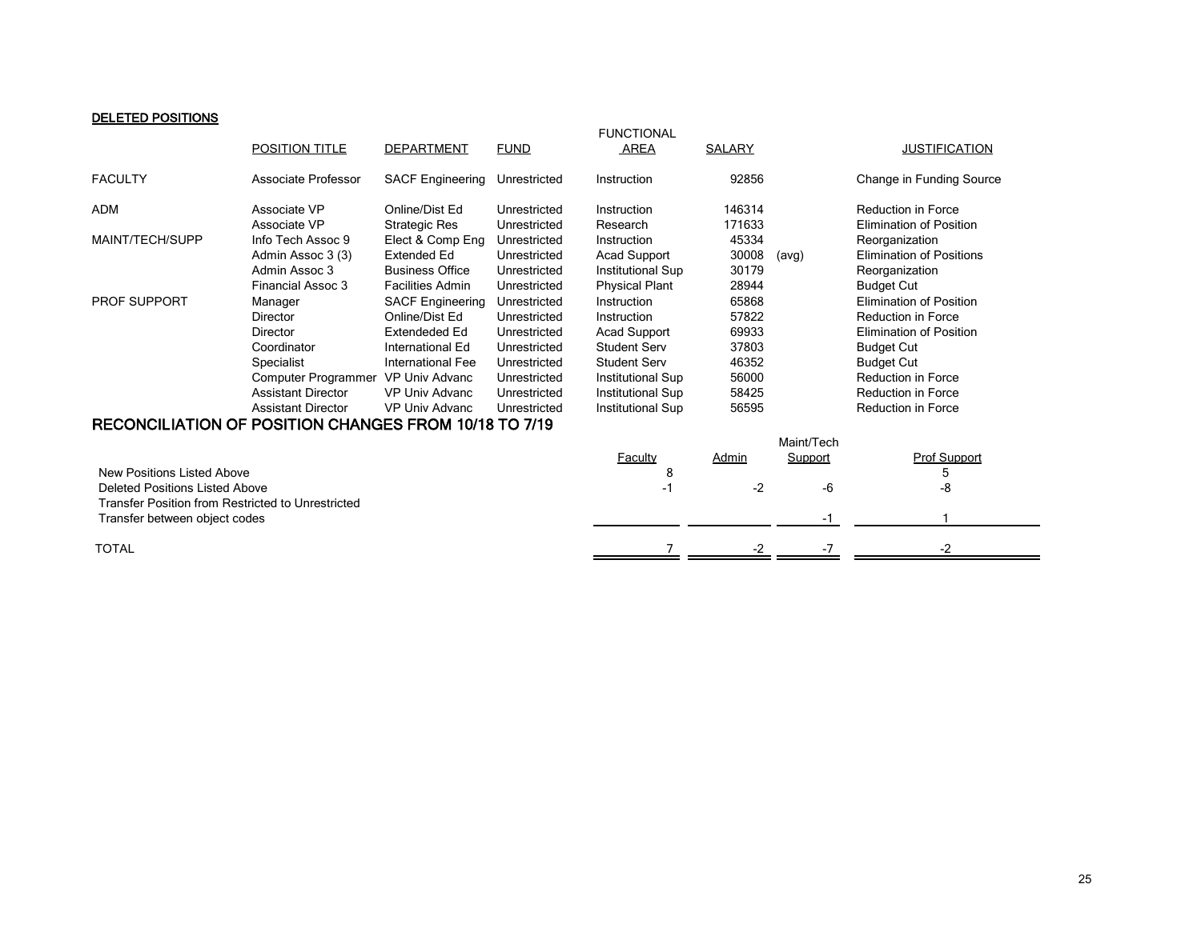**DELETED POSITIONS**

| | POSITION TITLE | DEPARTMENT | FUND | FUNCTIONAL AREA | SALARY | | JUSTIFICATION |
|---|---|---|---|---|---|---|---|
| FACULTY | Associate Professor | SACF Engineering | Unrestricted | Instruction | 92856 | | Change in Funding Source |
| ADM | Associate VP | Online/Dist Ed | Unrestricted | Instruction | 146314 | | Reduction in Force |
| | Associate VP | Strategic Res | Unrestricted | Research | 171633 | | Elimination of Position |
| MAINT/TECH/SUPP | Info Tech Assoc 9 | Elect & Comp Eng | Unrestricted | Instruction | 45334 | | Reorganization |
| | Admin Assoc 3 (3) | Extended Ed | Unrestricted | Acad Support | 30008 | (avg) | Elimination of Positions |
| | Admin Assoc 3 | Business Office | Unrestricted | Institutional Sup | 30179 | | Reorganization |
| | Financial Assoc 3 | Facilities Admin | Unrestricted | Physical Plant | 28944 | | Budget Cut |
| PROF SUPPORT | Manager | SACF Engineering | Unrestricted | Instruction | 65868 | | Elimination of Position |
| | Director | Online/Dist Ed | Unrestricted | Instruction | 57822 | | Reduction in Force |
| | Director | Extendeded Ed | Unrestricted | Acad Support | 69933 | | Elimination of Position |
| | Coordinator | International Ed | Unrestricted | Student Serv | 37803 | | Budget Cut |
| | Specialist | International Fee | Unrestricted | Student Serv | 46352 | | Budget Cut |
| | Computer Programmer | VP Univ Advanc | Unrestricted | Institutional Sup | 56000 | | Reduction in Force |
| | Assistant Director | VP Univ Advanc | Unrestricted | Institutional Sup | 58425 | | Reduction in Force |
| | Assistant Director | VP Univ Advanc | Unrestricted | Institutional Sup | 56595 | | Reduction in Force |

## RECONCILIATION OF POSITION CHANGES FROM 10/18 TO 7/19

| | Faculty | Admin | Maint/Tech Support | Prof Support |
|---|---|---|---|---|
| New Positions Listed Above | 8 | | | 5 |
| Deleted Positions Listed Above | -1 | -2 | -6 | -8 |
| Transfer Position from Restricted to Unrestricted | | | | |
| Transfer between object codes | | | -1 | 1 |
| TOTAL | 7 | -2 | -7 | -2 |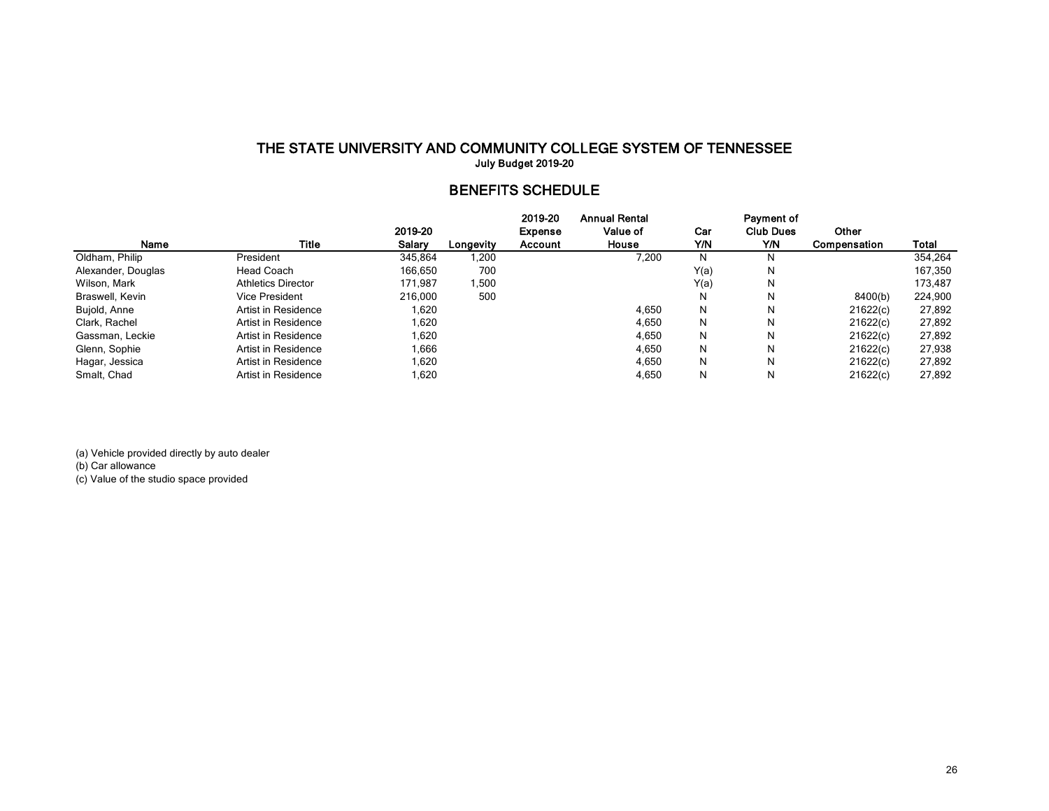# THE STATE UNIVERSITY AND COMMUNITY COLLEGE SYSTEM OF TENNESSEE

**July Budget 2019-20**

## BENEFITS SCHEDULE

| Name | Title | 2019-20 Salary | Longevity | 2019-20 Expense Account | Annual Rental Value of House | Car Y/N | Payment of Club Dues Y/N | Other Compensation | Total |
|---|---|---|---|---|---|---|---|---|---|
| Oldham, Philip | President | 345,864 | 1,200 | | 7,200 | N | N | | 354,264 |
| Alexander, Douglas | Head Coach | 166,650 | 700 | | | Y(a) | N | | 167,350 |
| Wilson, Mark | Athletics Director | 171,987 | 1,500 | | | Y(a) | N | | 173,487 |
| Braswell, Kevin | Vice President | 216,000 | 500 | | | N | N | 8400(b) | 224,900 |
| Bujold, Anne | Artist in Residence | 1,620 | | | 4,650 | N | N | 21622(c) | 27,892 |
| Clark, Rachel | Artist in Residence | 1,620 | | | 4,650 | N | N | 21622(c) | 27,892 |
| Gassman, Leckie | Artist in Residence | 1,620 | | | 4,650 | N | N | 21622(c) | 27,892 |
| Glenn, Sophie | Artist in Residence | 1,666 | | | 4,650 | N | N | 21622(c) | 27,938 |
| Hagar, Jessica | Artist in Residence | 1,620 | | | 4,650 | N | N | 21622(c) | 27,892 |
| Smalt, Chad | Artist in Residence | 1,620 | | | 4,650 | N | N | 21622(c) | 27,892 |

(a) Vehicle provided directly by auto dealer
(b) Car allowance
(c) Value of the studio space provided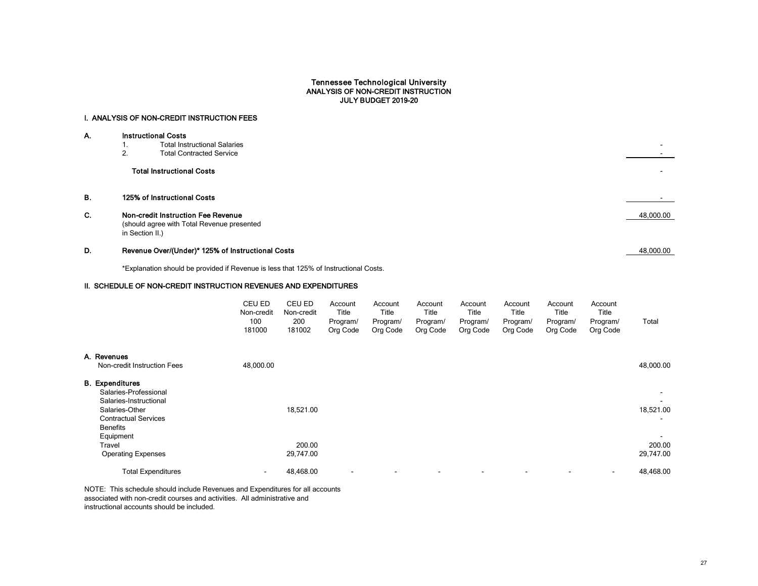# Tennessee Technological University
## ANALYSIS OF NON-CREDIT INSTRUCTION
## JULY BUDGET 2019-20

### I. ANALYSIS OF NON-CREDIT INSTRUCTION FEES

| | | |
|---|---|---|
| **A.** | **Instructional Costs** | |
| | 1. Total Instructional Salaries | - |
| | 2. Total Contracted Service | - |
| | **Total Instructional Costs** | - |
| **B.** | **125% of Instructional Costs** | - |
| **C.** | **Non-credit Instruction Fee Revenue** (should agree with Total Revenue presented in Section II.) | 48,000.00 |
| **D.** | **Revenue Over/(Under)* 125% of Instructional Costs** | 48,000.00 |

*Explanation should be provided if Revenue is less that 125% of Instructional Costs.

### II. SCHEDULE OF NON-CREDIT INSTRUCTION REVENUES AND EXPENDITURES

| | CEU ED Non-credit 100 181000 | CEU ED Non-credit 200 181002 | Account Title Program/ Org Code | Account Title Program/ Org Code | Account Title Program/ Org Code | Account Title Program/ Org Code | Account Title Program/ Org Code | Account Title Program/ Org Code | Account Title Program/ Org Code | Total |
|---|---|---|---|---|---|---|---|---|---|---|
| **A. Revenues** | | | | | | | | | | |
| Non-credit Instruction Fees | 48,000.00 | | | | | | | | | 48,000.00 |
| **B. Expenditures** | | | | | | | | | | |
| Salaries-Professional | | | | | | | | | | - |
| Salaries-Instructional | | | | | | | | | | - |
| Salaries-Other | | 18,521.00 | | | | | | | | 18,521.00 |
| Contractual Services | | | | | | | | | | - |
| Benefits | | | | | | | | | | |
| Equipment | | | | | | | | | | - |
| Travel | | 200.00 | | | | | | | | 200.00 |
| Operating Expenses | | 29,747.00 | | | | | | | | 29,747.00 |
| Total Expenditures | - | 48,468.00 | - | - | - | - | - | - | - | 48,468.00 |

NOTE: This schedule should include Revenues and Expenditures for all accounts associated with non-credit courses and activities. All administrative and instructional accounts should be included.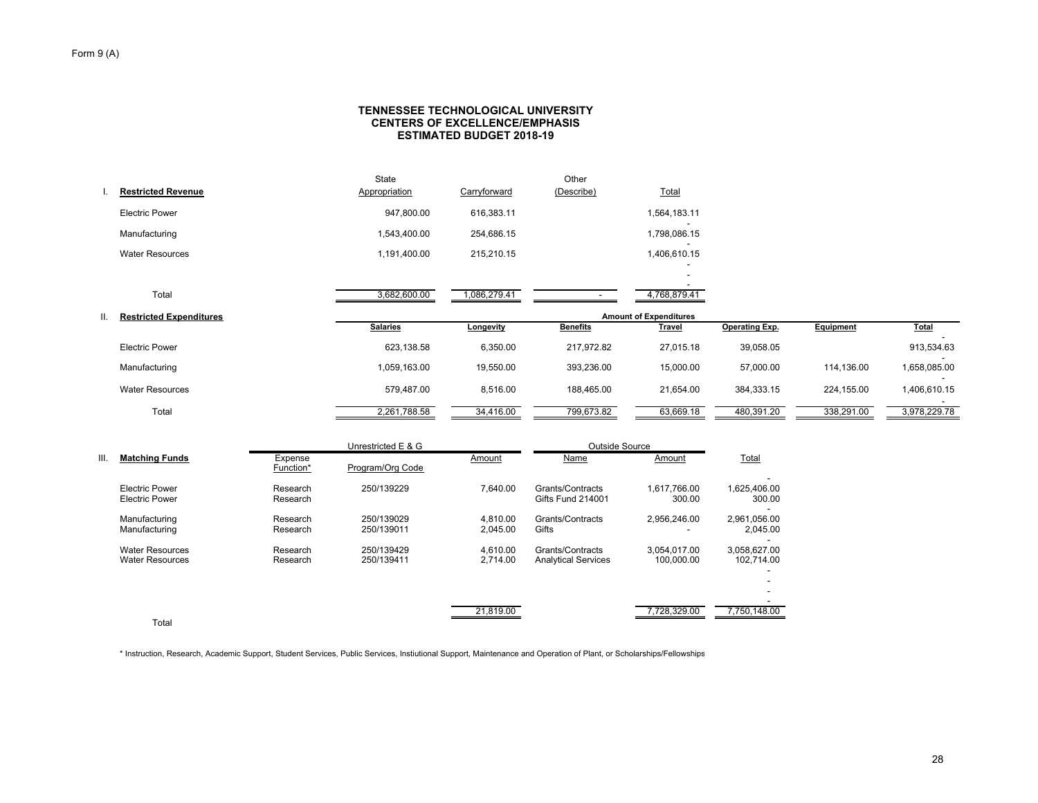Form 9 (A)

**TENNESSEE TECHNOLOGICAL UNIVERSITY**
**CENTERS OF EXCELLENCE/EMPHASIS**
**ESTIMATED BUDGET 2018-19**

| I. **Restricted Revenue** | State Appropriation | Carryforward | Other (Describe) | Total |
|---|---|---|---|---|
| Electric Power | 947,800.00 | 616,383.11 | | 1,564,183.11 |
| Manufacturing | 1,543,400.00 | 254,686.15 | | 1,798,086.15 |
| Water Resources | 1,191,400.00 | 215,210.15 | | 1,406,610.15 |
| Total | 3,682,600.00 | 1,086,279.41 | - | 4,768,879.41 |

| II. **Restricted Expenditures** | Amount of Expenditures | | | | | | |
|---|---|---|---|---|---|---|---|
| | **Salaries** | **Longevity** | **Benefits** | **Travel** | **Operating Exp.** | **Equipment** | **Total** |
| Electric Power | 623,138.58 | 6,350.00 | 217,972.82 | 27,015.18 | 39,058.05 | | 913,534.63 |
| Manufacturing | 1,059,163.00 | 19,550.00 | 393,236.00 | 15,000.00 | 57,000.00 | 114,136.00 | 1,658,085.00 |
| Water Resources | 579,487.00 | 8,516.00 | 188,465.00 | 21,654.00 | 384,333.15 | 224,155.00 | 1,406,610.15 |
| Total | 2,261,788.58 | 34,416.00 | 799,673.82 | 63,669.18 | 480,391.20 | 338,291.00 | 3,978,229.78 |

| III. **Matching Funds** | Unrestricted E & G | | | Outside Source | | |
|---|---|---|---|---|---|---|
| | Expense Function* | Program/Org Code | Amount | Name | Amount | Total |
| Electric Power | Research | 250/139229 | 7,640.00 | Grants/Contracts | 1,617,766.00 | 1,625,406.00 |
| Electric Power | Research | | | Gifts Fund 214001 | 300.00 | 300.00 |
| Manufacturing | Research | 250/139029 | 4,810.00 | Grants/Contracts | 2,956,246.00 | 2,961,056.00 |
| Manufacturing | Research | 250/139011 | 2,045.00 | Gifts | - | 2,045.00 |
| Water Resources | Research | 250/139429 | 4,610.00 | Grants/Contracts | 3,054,017.00 | 3,058,627.00 |
| Water Resources | Research | 250/139411 | 2,714.00 | Analytical Services | 100,000.00 | 102,714.00 |
| Total | | | 21,819.00 | | 7,728,329.00 | 7,750,148.00 |

\* Instruction, Research, Academic Support, Student Services, Public Services, Instiutional Support, Maintenance and Operation of Plant, or Scholarships/Fellowships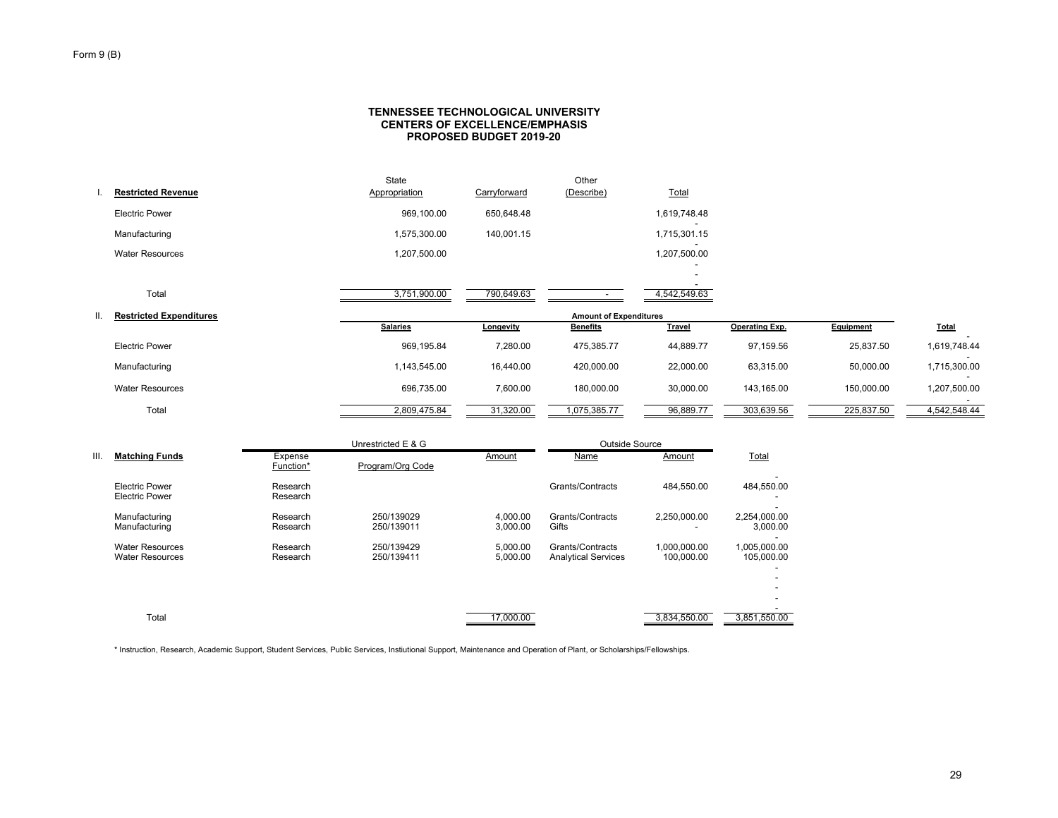Form 9 (B)

# TENNESSEE TECHNOLOGICAL UNIVERSITY
## CENTERS OF EXCELLENCE/EMPHASIS
## PROPOSED BUDGET 2019-20

### I. Restricted Revenue

| | State Appropriation | Carryforward | Other (Describe) | Total |
|---|---|---|---|---|
| Electric Power | 969,100.00 | 650,648.48 | | 1,619,748.48 |
| | | | | - |
| Manufacturing | 1,575,300.00 | 140,001.15 | | 1,715,301.15 |
| | | | | - |
| Water Resources | 1,207,500.00 | | | 1,207,500.00 |
| | | | | - |
| | | | | - |
| | | | | - |
| Total | 3,751,900.00 | 790,649.63 | - | 4,542,549.63 |

### II. Restricted Expenditures

| | Amount of Expenditures | | | | | | |
|---|---|---|---|---|---|---|---|
| | Salaries | Longevity | Benefits | Travel | Operating Exp. | Equipment | Total |
| | | | | | | | - |
| Electric Power | 969,195.84 | 7,280.00 | 475,385.77 | 44,889.77 | 97,159.56 | 25,837.50 | 1,619,748.44 |
| | | | | | | | - |
| Manufacturing | 1,143,545.00 | 16,440.00 | 420,000.00 | 22,000.00 | 63,315.00 | 50,000.00 | 1,715,300.00 |
| | | | | | | | - |
| Water Resources | 696,735.00 | 7,600.00 | 180,000.00 | 30,000.00 | 143,165.00 | 150,000.00 | 1,207,500.00 |
| | | | | | | | - |
| Total | 2,809,475.84 | 31,320.00 | 1,075,385.77 | 96,889.77 | 303,639.56 | 225,837.50 | 4,542,548.44 |

### III. Matching Funds

| | | Unrestricted E & G | | Outside Source | | |
|---|---|---|---|---|---|---|
| | Expense Function* | Program/Org Code | Amount | Name | Amount | Total |
| | | | | | | - |
| Electric Power | Research | | | Grants/Contracts | 484,550.00 | 484,550.00 |
| Electric Power | Research | | | | | - |
| | | | | | | - |
| Manufacturing | Research | 250/139029 | 4,000.00 | Grants/Contracts | 2,250,000.00 | 2,254,000.00 |
| Manufacturing | Research | 250/139011 | 3,000.00 | Gifts | - | 3,000.00 |
| | | | | | | - |
| Water Resources | Research | 250/139429 | 5,000.00 | Grants/Contracts | 1,000,000.00 | 1,005,000.00 |
| Water Resources | Research | 250/139411 | 5,000.00 | Analytical Services | 100,000.00 | 105,000.00 |
| | | | | | | - |
| | | | | | | - |
| | | | | | | - |
| | | | | | | - |
| | | | | | | - |
| Total | | | 17,000.00 | | 3,834,550.00 | 3,851,550.00 |

\* Instruction, Research, Academic Support, Student Services, Public Services, Instiutional Support, Maintenance and Operation of Plant, or Scholarships/Fellowships.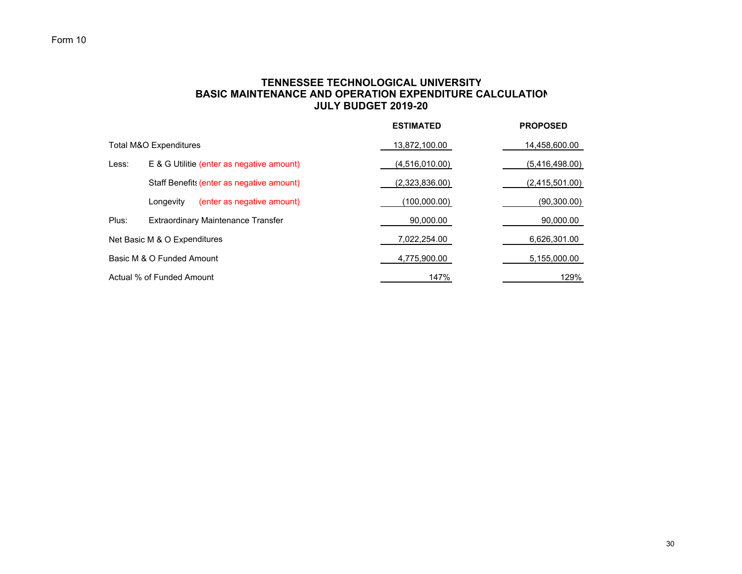Form 10

# TENNESSEE TECHNOLOGICAL UNIVERSITY
## BASIC MAINTENANCE AND OPERATION EXPENDITURE CALCULATION
## JULY BUDGET 2019-20

| | | | ESTIMATED | PROPOSED |
|---|---|---|---|---|
| Total M&O Expenditures | | | 13,872,100.00 | 14,458,600.00 |
| Less: | E & G Utilitie | (enter as negative amount) | (4,516,010.00) | (5,416,498.00) |
| | Staff Benefits | (enter as negative amount) | (2,323,836.00) | (2,415,501.00) |
| | Longevity | (enter as negative amount) | (100,000.00) | (90,300.00) |
| Plus: | Extraordinary Maintenance Transfer | | 90,000.00 | 90,000.00 |
| Net Basic M & O Expenditures | | | 7,022,254.00 | 6,626,301.00 |
| Basic M & O Funded Amount | | | 4,775,900.00 | 5,155,000.00 |
| Actual % of Funded Amount | | | 147% | 129% |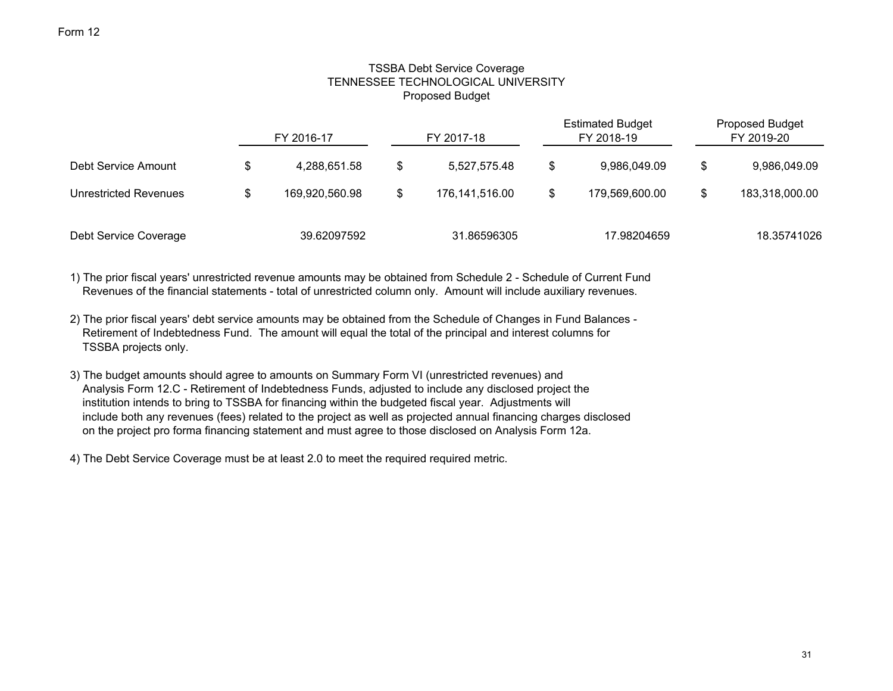Form 12

# TSSBA Debt Service Coverage
## TENNESSEE TECHNOLOGICAL UNIVERSITY
### Proposed Budget

| | FY 2016-17 | FY 2017-18 | Estimated Budget FY 2018-19 | Proposed Budget FY 2019-20 |
|---|---|---|---|---|
| Debt Service Amount | $ 4,288,651.58 | $ 5,527,575.48 | $ 9,986,049.09 | $ 9,986,049.09 |
| Unrestricted Revenues | $ 169,920,560.98 | $ 176,141,516.00 | $ 179,569,600.00 | $ 183,318,000.00 |
| Debt Service Coverage | 39.62097592 | 31.86596305 | 17.98204659 | 18.35741026 |

1) The prior fiscal years' unrestricted revenue amounts may be obtained from Schedule 2 - Schedule of Current Fund Revenues of the financial statements - total of unrestricted column only. Amount will include auxiliary revenues.

2) The prior fiscal years' debt service amounts may be obtained from the Schedule of Changes in Fund Balances - Retirement of Indebtedness Fund. The amount will equal the total of the principal and interest columns for TSSBA projects only.

3) The budget amounts should agree to amounts on Summary Form VI (unrestricted revenues) and Analysis Form 12.C - Retirement of Indebtedness Funds, adjusted to include any disclosed project the institution intends to bring to TSSBA for financing within the budgeted fiscal year. Adjustments will include both any revenues (fees) related to the project as well as projected annual financing charges disclosed on the project pro forma financing statement and must agree to those disclosed on Analysis Form 12a.

4) The Debt Service Coverage must be at least 2.0 to meet the required required metric.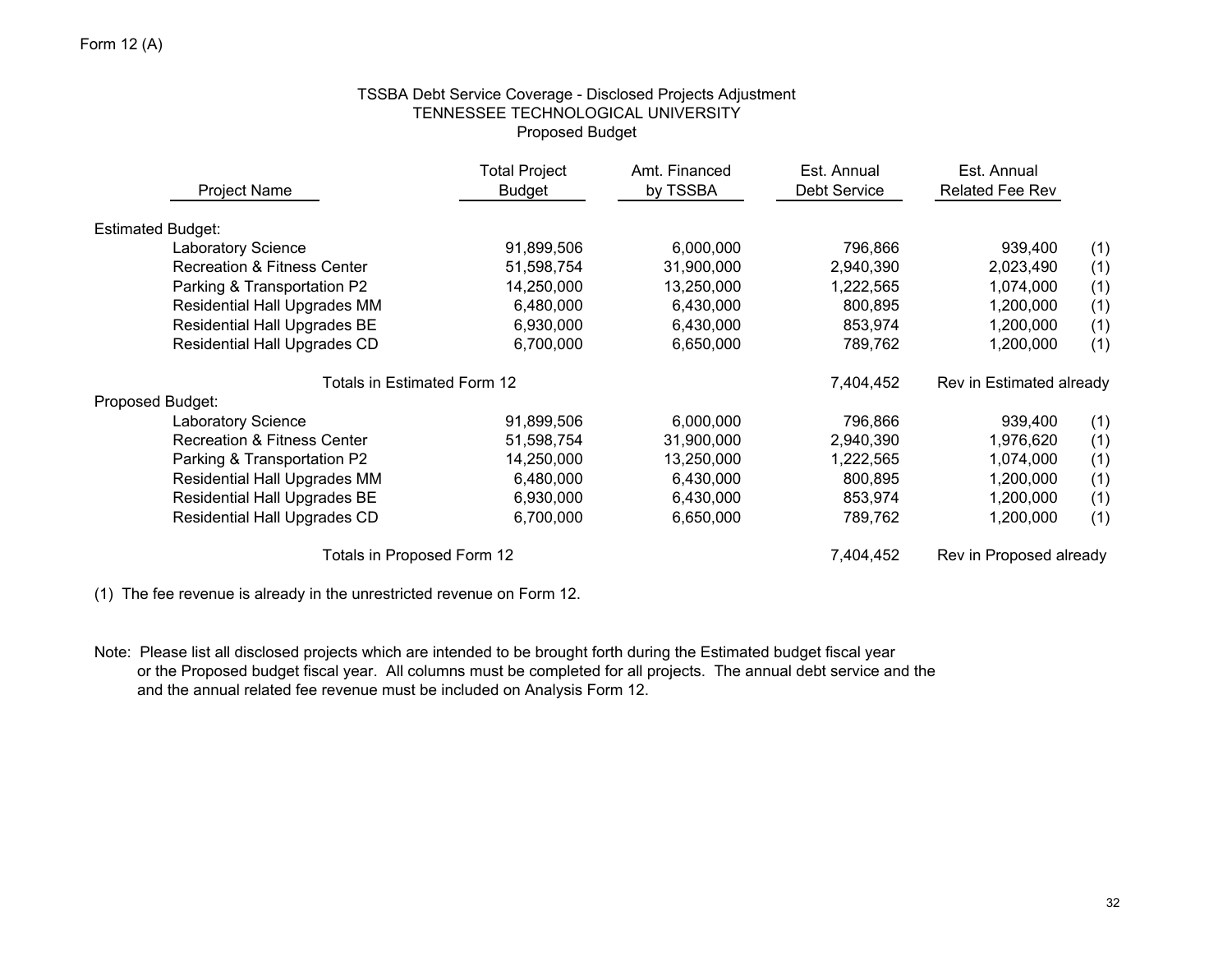Form 12 (A)

# TSSBA Debt Service Coverage - Disclosed Projects Adjustment
## TENNESSEE TECHNOLOGICAL UNIVERSITY
### Proposed Budget

| Project Name | Total Project Budget | Amt. Financed by TSSBA | Est. Annual Debt Service | Est. Annual Related Fee Rev | |
|---|---|---|---|---|---|
| **Estimated Budget:** | | | | | |
| Laboratory Science | 91,899,506 | 6,000,000 | 796,866 | 939,400 | (1) |
| Recreation & Fitness Center | 51,598,754 | 31,900,000 | 2,940,390 | 2,023,490 | (1) |
| Parking & Transportation P2 | 14,250,000 | 13,250,000 | 1,222,565 | 1,074,000 | (1) |
| Residential Hall Upgrades MM | 6,480,000 | 6,430,000 | 800,895 | 1,200,000 | (1) |
| Residential Hall Upgrades BE | 6,930,000 | 6,430,000 | 853,974 | 1,200,000 | (1) |
| Residential Hall Upgrades CD | 6,700,000 | 6,650,000 | 789,762 | 1,200,000 | (1) |
| Totals in Estimated Form 12 | | | 7,404,452 | Rev in Estimated already | |
| **Proposed Budget:** | | | | | |
| Laboratory Science | 91,899,506 | 6,000,000 | 796,866 | 939,400 | (1) |
| Recreation & Fitness Center | 51,598,754 | 31,900,000 | 2,940,390 | 1,976,620 | (1) |
| Parking & Transportation P2 | 14,250,000 | 13,250,000 | 1,222,565 | 1,074,000 | (1) |
| Residential Hall Upgrades MM | 6,480,000 | 6,430,000 | 800,895 | 1,200,000 | (1) |
| Residential Hall Upgrades BE | 6,930,000 | 6,430,000 | 853,974 | 1,200,000 | (1) |
| Residential Hall Upgrades CD | 6,700,000 | 6,650,000 | 789,762 | 1,200,000 | (1) |
| Totals in Proposed Form 12 | | | 7,404,452 | Rev in Proposed already | |

(1) The fee revenue is already in the unrestricted revenue on Form 12.

Note: Please list all disclosed projects which are intended to be brought forth during the Estimated budget fiscal year or the Proposed budget fiscal year. All columns must be completed for all projects. The annual debt service and the and the annual related fee revenue must be included on Analysis Form 12.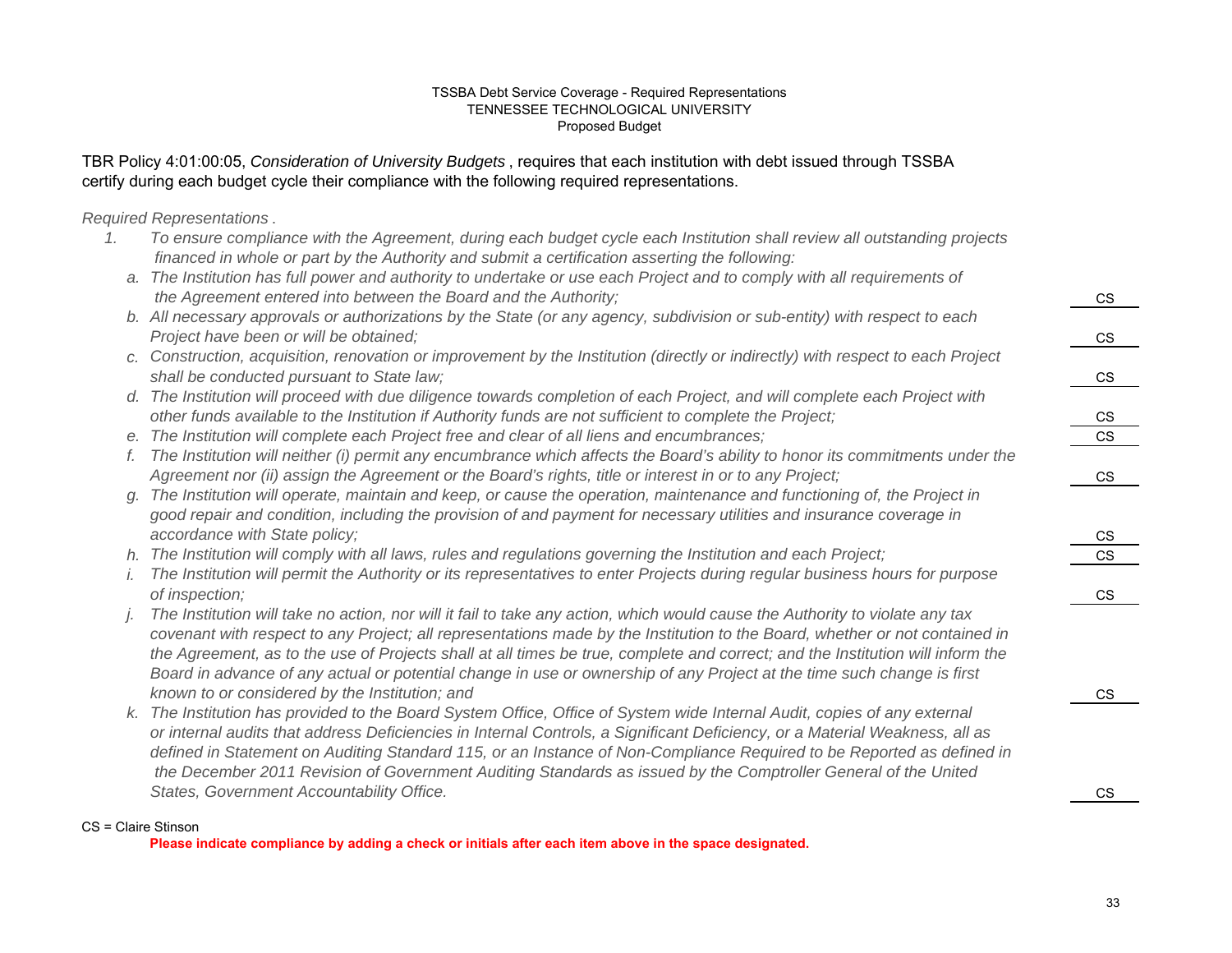TSSBA Debt Service Coverage - Required Representations
TENNESSEE TECHNOLOGICAL UNIVERSITY
Proposed Budget

TBR Policy 4:01:00:05, *Consideration of University Budgets* , requires that each institution with debt issued through TSSBA certify during each budget cycle their compliance with the following required representations.

*Required Representations .*

1. *To ensure compliance with the Agreement, during each budget cycle each Institution shall review all outstanding projects financed in whole or part by the Authority and submit a certification asserting the following:*

| Representation | Initials |
|---|---|
| *a. The Institution has full power and authority to undertake or use each Project and to comply with all requirements of the Agreement entered into between the Board and the Authority;* | CS |
| *b. All necessary approvals or authorizations by the State (or any agency, subdivision or sub-entity) with respect to each Project have been or will be obtained;* | CS |
| *c. Construction, acquisition, renovation or improvement by the Institution (directly or indirectly) with respect to each Project shall be conducted pursuant to State law;* | CS |
| *d. The Institution will proceed with due diligence towards completion of each Project, and will complete each Project with other funds available to the Institution if Authority funds are not sufficient to complete the Project;* | CS |
| *e. The Institution will complete each Project free and clear of all liens and encumbrances;* | CS |
| *f. The Institution will neither (i) permit any encumbrance which affects the Board's ability to honor its commitments under the Agreement nor (ii) assign the Agreement or the Board's rights, title or interest in or to any Project;* | CS |
| *g. The Institution will operate, maintain and keep, or cause the operation, maintenance and functioning of, the Project in good repair and condition, including the provision of and payment for necessary utilities and insurance coverage in accordance with State policy;* | CS |
| *h. The Institution will comply with all laws, rules and regulations governing the Institution and each Project;* | CS |
| *i. The Institution will permit the Authority or its representatives to enter Projects during regular business hours for purpose of inspection;* | CS |
| *j. The Institution will take no action, nor will it fail to take any action, which would cause the Authority to violate any tax covenant with respect to any Project; all representations made by the Institution to the Board, whether or not contained in the Agreement, as to the use of Projects shall at all times be true, complete and correct; and the Institution will inform the Board in advance of any actual or potential change in use or ownership of any Project at the time such change is first known to or considered by the Institution; and* | CS |
| *k. The Institution has provided to the Board System Office, Office of System wide Internal Audit, copies of any external or internal audits that address Deficiencies in Internal Controls, a Significant Deficiency, or a Material Weakness, all as defined in Statement on Auditing Standard 115, or an Instance of Non-Compliance Required to be Reported as defined in the December 2011 Revision of Government Auditing Standards as issued by the Comptroller General of the United States, Government Accountability Office.* | CS |

CS = Claire Stinson

**Please indicate compliance by adding a check or initials after each item above in the space designated.**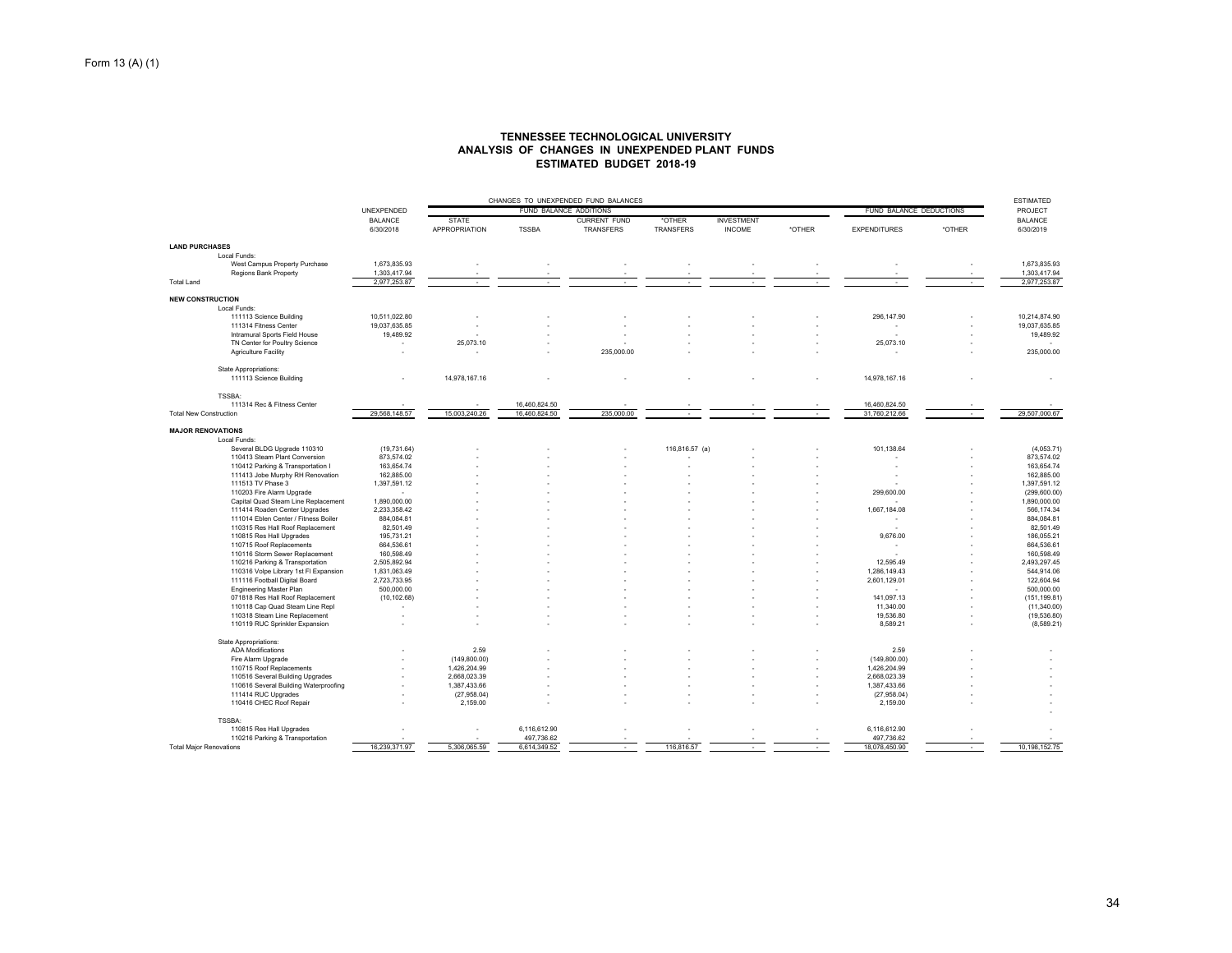Form 13 (A) (1)

# TENNESSEE TECHNOLOGICAL UNIVERSITY
## ANALYSIS OF CHANGES IN UNEXPENDED PLANT FUNDS
## ESTIMATED BUDGET 2018-19

| | UNEXPENDED BALANCE 6/30/2018 | CHANGES TO UNEXPENDED FUND BALANCES — FUND BALANCE ADDITIONS: STATE APPROPRIATION | TSSBA | CURRENT FUND TRANSFERS | *OTHER TRANSFERS | INVESTMENT INCOME | *OTHER | FUND BALANCE DEDUCTIONS: EXPENDITURES | *OTHER | ESTIMATED PROJECT BALANCE 6/30/2019 |
|---|---|---|---|---|---|---|---|---|---|---|
| **LAND PURCHASES** | | | | | | | | | | |
| Local Funds: | | | | | | | | | | |
| West Campus Property Purchase | 1,673,835.93 | - | - | - | - | - | - | - | - | 1,673,835.93 |
| Regions Bank Property | 1,303,417.94 | - | - | - | - | - | - | - | - | 1,303,417.94 |
| Total Land | 2,977,253.87 | - | - | - | - | - | - | - | - | 2,977,253.87 |
| **NEW CONSTRUCTION** | | | | | | | | | | |
| Local Funds: | | | | | | | | | | |
| 111113 Science Building | 10,511,022.80 | - | - | - | - | - | - | 296,147.90 | - | 10,214,874.90 |
| 111314 Fitness Center | 19,037,635.85 | - | - | - | - | - | - | - | - | 19,037,635.85 |
| Intramural Sports Field House | 19,489.92 | - | - | - | - | - | - | - | - | 19,489.92 |
| TN Center for Poultry Science | - | 25,073.10 | - | - | - | - | - | 25,073.10 | - | - |
| Agriculture Facility | - | - | - | 235,000.00 | - | - | - | - | - | 235,000.00 |
| State Appropriations: | | | | | | | | | | |
| 111113 Science Building | - | 14,978,167.16 | - | - | - | - | - | 14,978,167.16 | - | - |
| TSSBA: | | | | | | | | | | |
| 111314 Rec & Fitness Center | - | - | 16,460,824.50 | - | - | - | - | 16,460,824.50 | - | - |
| Total New Construction | 29,568,148.57 | 15,003,240.26 | 16,460,824.50 | 235,000.00 | - | - | - | 31,760,212.66 | - | 29,507,000.67 |
| **MAJOR RENOVATIONS** | | | | | | | | | | |
| Local Funds: | | | | | | | | | | |
| Several BLDG Upgrade 110310 | (19,731.64) | - | - | - | 116,816.57 (a) | - | - | 101,138.64 | - | (4,053.71) |
| 110413 Steam Plant Conversion | 873,574.02 | - | - | - | - | - | - | - | - | 873,574.02 |
| 110412 Parking & Transportation I | 163,654.74 | - | - | - | - | - | - | - | - | 163,654.74 |
| 111413 Jobe Murphy RH Renovation | 162,885.00 | - | - | - | - | - | - | - | - | 162,885.00 |
| 111513 TV Phase 3 | 1,397,591.12 | - | - | - | - | - | - | - | - | 1,397,591.12 |
| 110203 Fire Alarm Upgrade | - | - | - | - | - | - | - | 299,600.00 | - | (299,600.00) |
| Capital Quad Steam Line Replacement | 1,890,000.00 | - | - | - | - | - | - | - | - | 1,890,000.00 |
| 111414 Roaden Center Upgrades | 2,233,358.42 | - | - | - | - | - | - | 1,667,184.08 | - | 566,174.34 |
| 111014 Eblen Center / Fitness Boiler | 884,084.81 | - | - | - | - | - | - | - | - | 884,084.81 |
| 110315 Res Hall Roof Replacement | 82,501.49 | - | - | - | - | - | - | - | - | 82,501.49 |
| 110815 Res Hall Upgrades | 195,731.21 | - | - | - | - | - | - | 9,676.00 | - | 186,055.21 |
| 110715 Roof Replacements | 664,536.61 | - | - | - | - | - | - | - | - | 664,536.61 |
| 110116 Storm Sewer Replacement | 160,598.49 | - | - | - | - | - | - | - | - | 160,598.49 |
| 110216 Parking & Transportation | 2,505,892.94 | - | - | - | - | - | - | 12,595.49 | - | 2,493,297.45 |
| 110316 Volpe Library 1st Fl Expansion | 1,831,063.49 | - | - | - | - | - | - | 1,286,149.43 | - | 544,914.06 |
| 111116 Football Digital Board | 2,723,733.95 | - | - | - | - | - | - | 2,601,129.01 | - | 122,604.94 |
| Engineering Master Plan | 500,000.00 | - | - | - | - | - | - | - | - | 500,000.00 |
| 071818 Res Hall Roof Replacement | (10,102.68) | - | - | - | - | - | - | 141,097.13 | - | (151,199.81) |
| 110118 Cap Quad Steam Line Repl | - | - | - | - | - | - | - | 11,340.00 | - | (11,340.00) |
| 110318 Steam Line Replacement | - | - | - | - | - | - | - | 19,536.80 | - | (19,536.80) |
| 110119 RUC Sprinkler Expansion | - | - | - | - | - | - | - | 8,589.21 | - | (8,589.21) |
| State Appropriations: | | | | | | | | | | |
| ADA Modifications | - | 2.59 | - | - | - | - | - | 2.59 | - | - |
| Fire Alarm Upgrade | - | (149,800.00) | - | - | - | - | - | (149,800.00) | - | - |
| 110715 Roof Replacements | - | 1,426,204.99 | - | - | - | - | - | 1,426,204.99 | - | - |
| 110516 Several Building Upgrades | - | 2,668,023.39 | - | - | - | - | - | 2,668,023.39 | - | - |
| 110616 Several Building Waterproofing | - | 1,387,433.66 | - | - | - | - | - | 1,387,433.66 | - | - |
| 111414 RUC Upgrades | - | (27,958.04) | - | - | - | - | - | (27,958.04) | - | - |
| 110416 CHEC Roof Repair | - | 2,159.00 | - | - | - | - | - | 2,159.00 | - | - |
| TSSBA: | | | | | | | | | | |
| 110815 Res Hall Upgrades | - | - | 6,116,612.90 | - | - | - | - | 6,116,612.90 | - | - |
| 110216 Parking & Transportation | - | - | 497,736.62 | - | - | - | - | 497,736.62 | - | - |
| Total Major Renovations | 16,239,371.97 | 5,306,065.59 | 6,614,349.52 | - | 116,816.57 | - | - | 18,078,450.90 | - | 10,198,152.75 |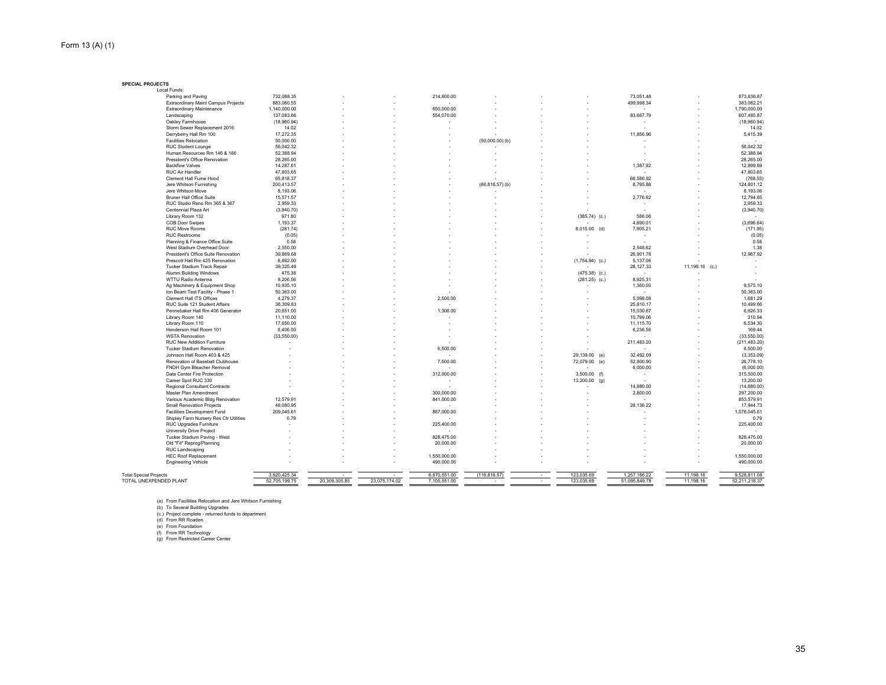Form 13 (A) (1)

**SPECIAL PROJECTS**

| | | | | | | | | | | |
|---|---|---|---|---|---|---|---|---|---|---|
| **Local Funds:** | | | | | | | | | | |
| Parking and Paving | 732,088.35 | - | - | 214,800.00 | - | - | - | 73,051.48 | - | 873,836.87 |
| Extraordinary Maint Campus Projects | 883,060.55 | - | - | - | - | - | - | 499,998.34 | - | 383,062.21 |
| Extraordinary Maintenance | 1,140,000.00 | - | - | 650,000.00 | - | - | - | - | - | 1,790,000.00 |
| Landscaping | 137,083.66 | - | - | 554,070.00 | - | - | - | 83,667.79 | - | 607,485.87 |
| Oakley Farmhouse | (18,960.94) | - | - | - | - | - | - | - | - | (18,960.94) |
| Storm Sewer Replacement 2016 | 14.02 | - | - | - | - | - | - | - | - | 14.02 |
| Derryberry Hall Rm 100 | 17,272.35 | - | - | - | - | - | - | 11,856.96 | - | 5,415.39 |
| Facilities Relocation | 50,000.00 | - | - | - | (50,000.00) (b) | - | - | - | - | - |
| RUC Student Lounge | 56,042.32 | - | - | - | - | - | - | - | - | 56,042.32 |
| Human Resources Rm 146 & 166 | 52,388.94 | - | - | - | - | - | - | - | - | 52,388.94 |
| President's Office Renovation | 28,265.00 | - | - | - | - | - | - | - | - | 28,265.00 |
| Backflow Valves | 14,287.61 | - | - | - | - | - | - | 1,387.92 | - | 12,899.69 |
| RUC Air Handler | 47,803.65 | - | - | - | - | - | - | - | - | 47,803.65 |
| Clement Hall Fume Hood | 65,818.37 | - | - | - | - | - | - | 66,586.92 | - | (768.55) |
| Jere Whitson Furnishing | 200,413.57 | - | - | - | (66,816.57) (b) | - | - | 8,795.88 | - | 124,801.12 |
| Jere Whitson Move | 8,193.06 | - | - | - | - | - | - | - | - | 8,193.06 |
| Bruner Hall Office Suite | 15,571.57 | - | - | - | - | - | - | 2,776.92 | - | 12,794.65 |
| RUC Studio Reno Rm 365 & 367 | 2,959.33 | - | - | - | - | - | - | - | - | 2,959.33 |
| Centennial Plaza Art | (3,940.70) | - | - | - | - | - | - | - | - | (3,940.70) |
| Library Room 132 | 971.80 | - | - | - | - | - | (385.74) (c.) | 586.06 | - | - |
| COB Door Swipes | 1,193.37 | - | - | - | - | - | - | 4,890.01 | - | (3,696.64) |
| RUC Move Rooms | (281.74) | - | - | - | - | - | 8,015.00 (d) | 7,905.21 | - | (171.95) |
| RUC Restrooms | (0.05) | - | - | - | - | - | - | - | - | (0.05) |
| Planning & Finance Office Suite | 0.58 | - | - | - | - | - | - | - | - | 0.58 |
| West Stadium Overhead Door | 2,550.00 | - | - | - | - | - | - | 2,548.62 | - | 1.38 |
| President's Office Suite Renovation | 39,869.68 | - | - | - | - | - | - | 26,901.76 | - | 12,967.92 |
| Prescott Hall Rm 425 Renovation | 6,892.00 | - | - | - | - | - | (1,754.94) (c.) | 5,137.06 | - | - |
| Tucker Stadium Track Repair | 39,325.49 | - | - | - | - | - | - | 28,127.33 | 11,198.16 (c.) | - |
| Alumni Building Windows | 475.38 | - | - | - | - | - | (475.38) (c.) | - | - | - |
| WTTU Radio Antenna | 9,206.56 | - | - | - | - | - | (281.25) (c.) | 8,925.31 | - | - |
| Ag Machinery & Equipment Shop | 10,935.10 | - | - | - | - | - | - | 1,360.00 | - | 9,575.10 |
| Ion Beam Test Facility - Phase 1 | 50,363.00 | - | - | - | - | - | - | - | - | 50,363.00 |
| Clement Hall ITS Offices | 4,279.37 | - | - | 2,500.00 | - | - | - | 5,098.08 | - | 1,681.29 |
| RUC Suite 121 Student Affairs | 36,309.83 | - | - | - | - | - | - | 25,810.17 | - | 10,499.66 |
| Pennebaker Hall Rm 406 Generator | 20,651.00 | - | - | 1,306.00 | - | - | - | 15,030.67 | - | 6,926.33 |
| Library Room 140 | 11,110.00 | - | - | - | - | - | - | 10,799.06 | - | 310.94 |
| Library Room 110 | 17,650.00 | - | - | - | - | - | - | 11,115.70 | - | 6,534.30 |
| Henderson Hall Room 101 | 6,406.00 | - | - | - | - | - | - | 6,236.56 | - | 169.44 |
| WSTA Renovation | (33,550.00) | - | - | - | - | - | - | - | - | (33,550.00) |
| RUC New Addition Furniture | - | - | - | - | - | - | - | 211,483.20 | - | (211,483.20) |
| Tucker Stadium Renovation | - | - | - | 6,500.00 | - | - | - | - | - | 6,500.00 |
| Johnson Hall Room 403 & 425 | - | - | - | - | - | - | 29,139.00 (e) | 32,492.09 | - | (3,353.09) |
| Renovation of Baseball Clubhouse | - | - | - | 7,500.00 | - | - | 72,079.00 (e) | 52,800.90 | - | 26,778.10 |
| FNDH Gym Bleacher Removal | - | - | - | - | - | - | - | 6,000.00 | - | (6,000.00) |
| Data Center Fire Protection | - | - | - | 312,000.00 | - | - | 3,500.00 (f) | - | - | 315,500.00 |
| Career Spot RUC 330 | - | - | - | - | - | - | 13,200.00 (g) | - | - | 13,200.00 |
| Regional Consultant Contracts | - | - | - | - | - | - | - | 14,880.00 | - | (14,880.00) |
| Master Plan Amendment | - | - | - | 300,000.00 | - | - | - | 2,800.00 | - | 297,200.00 |
| Various Academic Bldg Renovation | 12,579.91 | - | - | 841,000.00 | - | - | - | - | - | 853,579.91 |
| Small Renovation Projects | 46,080.95 | - | - | - | - | - | - | 28,136.22 | - | 17,944.73 |
| Facilities Development Fund | 209,045.61 | - | - | 867,000.00 | - | - | - | - | - | 1,076,045.61 |
| Shipley Farm Nursery Res Ctr Utilities | 0.79 | - | - | - | - | - | - | - | - | 0.79 |
| RUC Upgrades Furniture | - | - | - | 225,400.00 | - | - | - | - | - | 225,400.00 |
| University Drive Project | - | - | - | - | - | - | - | - | - | - |
| Tucker Stadium Paving - West | - | - | - | 828,475.00 | - | - | - | - | - | 828,475.00 |
| Old "Fit" Reprog/Planning | - | - | - | 20,000.00 | - | - | - | - | - | 20,000.00 |
| RUC Landscaping | - | - | - | - | - | - | - | - | - | - |
| HEC Roof Replacement | - | - | - | 1,550,000.00 | - | - | - | - | - | 1,550,000.00 |
| Engineering Vehicle | - | - | - | 490,000.00 | - | - | - | - | - | 490,000.00 |
| **Total Special Projects** | 3,920,425.34 | - | - | 6,870,551.00 | (116,816.57) | - | 123,035.69 | 1,257,186.22 | 11,198.16 | 9,528,811.08 |
| **TOTAL UNEXPENDED PLANT** | 52,705,199.75 | 20,309,305.85 | 23,075,174.02 | 7,105,551.00 | - | - | 123,035.69 | 51,095,849.78 | 11,198.16 | 52,211,218.37 |

(a) From Facilities Relocation and Jere Whitson Furnishing
(b) To Several Building Upgrades
(c.) Project complete - returned funds to department
(d) From RR Roaden.
(e) From Foundation
(f) From RR Technology
(g) From Restricted Career Center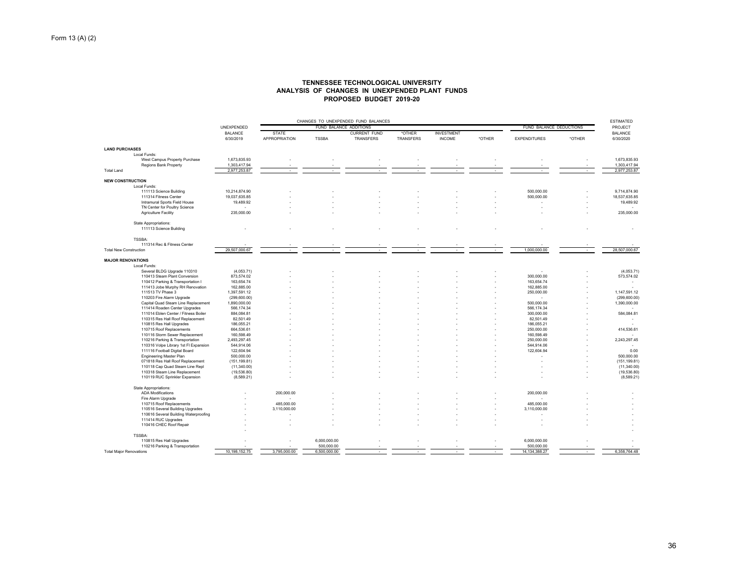Form 13 (A) (2)

# TENNESSEE TECHNOLOGICAL UNIVERSITY
## ANALYSIS OF CHANGES IN UNEXPENDED PLANT FUNDS
### PROPOSED BUDGET 2019-20

| | UNEXPENDED BALANCE 6/30/2019 | CHANGES TO UNEXPENDED FUND BALANCES — FUND BALANCE ADDITIONS: STATE APPROPRIATION | TSSBA | CURRENT FUND TRANSFERS | *OTHER TRANSFERS | INVESTMENT INCOME | *OTHER | FUND BALANCE DEDUCTIONS: EXPENDITURES | *OTHER | ESTIMATED PROJECT BALANCE 6/30/2020 |
|---|---|---|---|---|---|---|---|---|---|---|
| **LAND PURCHASES** | | | | | | | | | | |
| Local Funds: | | | | | | | | | | |
| West Campus Property Purchase | 1,673,835.93 | - | - | - | - | - | - | - | - | 1,673,835.93 |
| Regions Bank Property | 1,303,417.94 | - | - | - | - | - | - | - | - | 1,303,417.94 |
| Total Land | 2,977,253.87 | - | - | - | - | - | - | - | - | 2,977,253.87 |
| **NEW CONSTRUCTION** | | | | | | | | | | |
| Local Funds: | | | | | | | | | | |
| 111113 Science Building | 10,214,874.90 | - | - | - | - | - | - | 500,000.00 | - | 9,714,874.90 |
| 111314 Fitness Center | 19,037,635.85 | - | - | - | - | - | - | 500,000.00 | - | 18,537,635.85 |
| Intramural Sports Field House | 19,489.92 | - | - | - | - | - | - | - | - | 19,489.92 |
| TN Center for Poultry Science | - | - | - | - | - | - | - | - | - | - |
| Agriculture Facility | 235,000.00 | - | - | - | - | - | - | - | - | 235,000.00 |
| State Appropriations: | | | | | | | | | | |
| 111113 Science Building | - | - | - | - | - | - | - | - | - | - |
| TSSBA: | | | | | | | | | | |
| 111314 Rec & Fitness Center | - | - | - | - | - | - | - | - | - | - |
| Total New Construction | 29,507,000.67 | - | - | - | - | - | - | 1,000,000.00 | - | 28,507,000.67 |
| **MAJOR RENOVATIONS** | | | | | | | | | | |
| Local Funds: | | | | | | | | | | |
| Several BLDG Upgrade 110310 | (4,053.71) | - | - | - | - | - | - | - | - | (4,053.71) |
| 110413 Steam Plant Conversion | 873,574.02 | - | - | - | - | - | - | 300,000.00 | - | 573,574.02 |
| 110412 Parking & Transportation I | 163,654.74 | - | - | - | - | - | - | 163,654.74 | - | - |
| 111413 Jobe Murphy RH Renovation | 162,885.00 | - | - | - | - | - | - | 162,885.00 | - | - |
| 111513 TV Phase 3 | 1,397,591.12 | - | - | - | - | - | - | 250,000.00 | - | 1,147,591.12 |
| 110203 Fire Alarm Upgrade | (299,600.00) | - | - | - | - | - | - | - | - | (299,600.00) |
| Capital Quad Steam Line Replacement | 1,890,000.00 | - | - | - | - | - | - | 500,000.00 | - | 1,390,000.00 |
| 111414 Roaden Center Upgrades | 566,174.34 | - | - | - | - | - | - | 566,174.34 | - | - |
| 111014 Eblen Center / Fitness Boiler | 884,084.81 | - | - | - | - | - | - | 300,000.00 | - | 584,084.81 |
| 110315 Res Hall Roof Replacement | 82,501.49 | - | - | - | - | - | - | 82,501.49 | - | - |
| 110815 Res Hall Upgrades | 186,055.21 | - | - | - | - | - | - | 186,055.21 | - | - |
| 110715 Roof Replacements | 664,536.61 | - | - | - | - | - | - | 250,000.00 | - | 414,536.61 |
| 110116 Storm Sewer Replacement | 160,598.49 | - | - | - | - | - | - | 160,598.49 | - | - |
| 110216 Parking & Transportation | 2,493,297.45 | - | - | - | - | - | - | 250,000.00 | - | 2,243,297.45 |
| 110316 Volpe Library 1st Fl Expansion | 544,914.06 | - | - | - | - | - | - | 544,914.06 | - | - |
| 111116 Football Digital Board | 122,604.94 | - | - | - | - | - | - | 122,604.94 | - | 0.00 |
| Engineering Master Plan | 500,000.00 | - | - | - | - | - | - | - | - | 500,000.00 |
| 071818 Res Hall Roof Replacement | (151,199.81) | - | - | - | - | - | - | - | - | (151,199.81) |
| 110118 Cap Quad Steam Line Repl | (11,340.00) | - | - | - | - | - | - | - | - | (11,340.00) |
| 110318 Steam Line Replacement | (19,536.80) | - | - | - | - | - | - | - | - | (19,536.80) |
| 110119 RUC Sprinkler Expansion | (8,589.21) | - | - | - | - | - | - | - | - | (8,589.21) |
| State Appropriations: | | | | | | | | | | |
| ADA Modifications | - | 200,000.00 | - | - | - | - | - | 200,000.00 | - | - |
| Fire Alarm Upgrade | - | - | - | - | - | - | - | - | - | - |
| 110715 Roof Replacements | - | 485,000.00 | - | - | - | - | - | 485,000.00 | - | - |
| 110516 Several Building Upgrades | - | 3,110,000.00 | - | - | - | - | - | 3,110,000.00 | - | - |
| 110616 Several Building Waterproofing | - | - | - | - | - | - | - | - | - | - |
| 111414 RUC Upgrades | - | - | - | - | - | - | - | - | - | - |
| 110416 CHEC Roof Repair | - | - | - | - | - | - | - | - | - | - |
| TSSBA: | | | | | | | | | | |
| 110815 Res Hall Upgrades | - | - | 6,000,000.00 | - | - | - | - | 6,000,000.00 | - | - |
| 110216 Parking & Transportation | - | - | 500,000.00 | - | - | - | - | 500,000.00 | - | - |
| Total Major Renovations | 10,198,152.75 | 3,795,000.00 | 6,500,000.00 | - | - | - | - | 14,134,388.27 | - | 6,358,764.48 |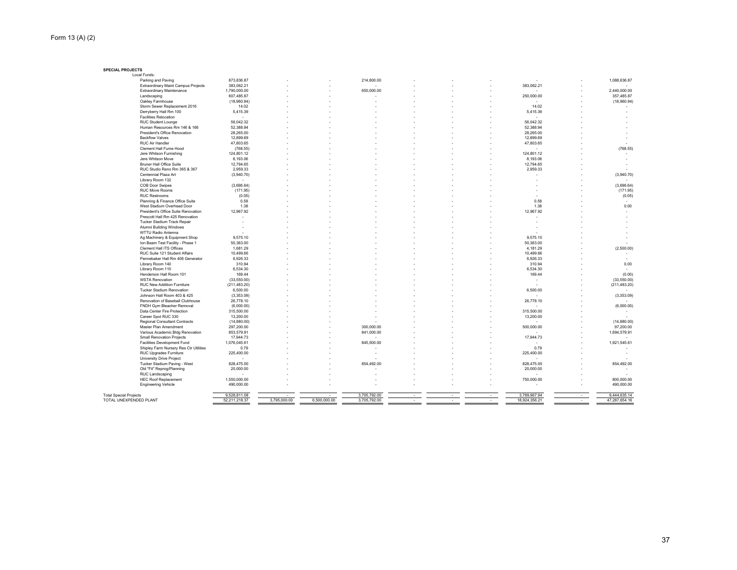Form 13 (A) (2)

| SPECIAL PROJECTS | | | | | | | | | | |
|---|---|---|---|---|---|---|---|---|---|---|
| Local Funds: | | | | | | | | | | |
| Parking and Paving | 873,836.87 | - | - | 214,800.00 | - | - | - | - | - | 1,088,636.87 |
| Extraordinary Maint Campus Projects | 383,062.21 | - | - | - | - | - | - | 383,062.21 | - | - |
| Extraordinary Maintenance | 1,790,000.00 | - | - | 650,000.00 | - | - | - | - | - | 2,440,000.00 |
| Landscaping | 607,485.87 | - | - | - | - | - | - | 250,000.00 | - | 357,485.87 |
| Oakley Farmhouse | (18,960.94) | - | - | - | - | - | - | - | - | (18,960.94) |
| Storm Sewer Replacement 2016 | 14.02 | - | - | - | - | - | - | 14.02 | - | - |
| Derryberry Hall Rm 100 | 5,415.39 | - | - | - | - | - | - | 5,415.39 | - | - |
| Facilities Relocation | - | - | - | - | - | - | - | - | - | - |
| RUC Student Lounge | 56,042.32 | - | - | - | - | - | - | 56,042.32 | - | - |
| Human Resources Rm 146 & 166 | 52,388.94 | - | - | - | - | - | - | 52,388.94 | - | - |
| President's Office Renovation | 28,265.00 | - | - | - | - | - | - | 28,265.00 | - | - |
| Backflow Valves | 12,899.69 | - | - | - | - | - | - | 12,899.69 | - | - |
| RUC Air Handler | 47,803.65 | - | - | - | - | - | - | 47,803.65 | - | - |
| Clement Hall Fume Hood | (768.55) | - | - | - | - | - | - | - | - | (768.55) |
| Jere Whitson Furnishing | 124,801.12 | - | - | - | - | - | - | 124,801.12 | - | - |
| Jere Whitson Move | 8,193.06 | - | - | - | - | - | - | 8,193.06 | - | - |
| Bruner Hall Office Suite | 12,794.65 | - | - | - | - | - | - | 12,794.65 | - | - |
| RUC Studio Reno Rm 365 & 367 | 2,959.33 | - | - | - | - | - | - | 2,959.33 | - | - |
| Centennial Plaza Art | (3,940.70) | - | - | - | - | - | - | - | - | (3,940.70) |
| Library Room 132 | - | - | - | - | - | - | - | - | - | - |
| COB Door Swipes | (3,696.64) | - | - | - | - | - | - | - | - | (3,696.64) |
| RUC Move Rooms | (171.95) | - | - | - | - | - | - | - | - | (171.95) |
| RUC Restrooms | (0.05) | - | - | - | - | - | - | - | - | (0.05) |
| Planning & Finance Office Suite | 0.58 | - | - | - | - | - | - | 0.58 | - | - |
| West Stadium Overhead Door | 1.38 | - | - | - | - | - | - | 1.38 | - | 0.00 |
| President's Office Suite Renovation | 12,967.92 | - | - | - | - | - | - | 12,967.92 | - | - |
| Prescott Hall Rm 425 Renovation | - | - | - | - | - | - | - | - | - | - |
| Tucker Stadium Track Repair | - | - | - | - | - | - | - | - | - | - |
| Alumni Building Windows | - | - | - | - | - | - | - | - | - | - |
| WTTU Radio Antenna | - | - | - | - | - | - | - | - | - | - |
| Ag Machinery & Equipment Shop | 9,575.10 | - | - | - | - | - | - | 9,575.10 | - | - |
| Ion Beam Test Facility - Phase 1 | 50,363.00 | - | - | - | - | - | - | 50,363.00 | - | - |
| Clement Hall ITS Offices | 1,681.29 | - | - | - | - | - | - | 4,181.29 | - | (2,500.00) |
| RUC Suite 121 Student Affairs | 10,499.66 | - | - | - | - | - | - | 10,499.66 | - | - |
| Pennebaker Hall Rm 406 Generator | 6,926.33 | - | - | - | - | - | - | 6,926.33 | - | - |
| Library Room 140 | 310.94 | - | - | - | - | - | - | 310.94 | - | 0.00 |
| Library Room 110 | 6,534.30 | - | - | - | - | - | - | 6,534.30 | - | - |
| Henderson Hall Room 101 | 169.44 | - | - | - | - | - | - | 169.44 | - | (0.00) |
| WSTA Renovation | (33,550.00) | - | - | - | - | - | - | - | - | (33,550.00) |
| RUC New Addition Furniture | (211,483.20) | - | - | - | - | - | - | - | - | (211,483.20) |
| Tucker Stadium Renovation | 6,500.00 | - | - | - | - | - | - | 6,500.00 | - | - |
| Johnson Hall Room 403 & 425 | (3,353.09) | - | - | - | - | - | - | - | - | (3,353.09) |
| Renovation of Baseball Clubhouse | 26,778.10 | - | - | - | - | - | - | 26,778.10 | - | - |
| FNDH Gym Bleacher Removal | (6,000.00) | - | - | - | - | - | - | - | - | (6,000.00) |
| Data Center Fire Protection | 315,500.00 | - | - | - | - | - | - | 315,500.00 | - | - |
| Career Spot RUC 330 | 13,200.00 | - | - | - | - | - | - | 13,200.00 | - | - |
| Regional Consultant Contracts | (14,880.00) | - | - | - | - | - | - | - | - | (14,880.00) |
| Master Plan Amendment | 297,200.00 | - | - | 300,000.00 | - | - | - | 500,000.00 | - | 97,200.00 |
| Various Academic Bldg Renovation | 853,579.91 | - | - | 841,000.00 | - | - | - | - | - | 1,694,579.91 |
| Small Renovation Projects | 17,944.73 | - | - | - | - | - | - | 17,944.73 | - | - |
| Facilities Development Fund | 1,076,045.61 | - | - | 845,500.00 | - | - | - | - | - | 1,921,545.61 |
| Shipley Farm Nursery Res Ctr Utilities | 0.79 | - | - | - | - | - | - | 0.79 | - | - |
| RUC Upgrades Furniture | 225,400.00 | - | - | - | - | - | - | 225,400.00 | - | - |
| University Drive Project | - | - | - | - | - | - | - | - | - | - |
| Tucker Stadium Paving - West | 828,475.00 | - | - | 854,492.00 | - | - | - | 828,475.00 | - | 854,492.00 |
| Old "Fit" Reprog/Planning | 20,000.00 | - | - | - | - | - | - | 20,000.00 | - | - |
| RUC Landscaping | - | - | - | - | - | - | - | - | - | - |
| HEC Roof Replacement | 1,550,000.00 | - | - | - | - | - | - | 750,000.00 | - | 800,000.00 |
| Engineering Vehicle | 490,000.00 | - | - | - | - | - | - | - | - | 490,000.00 |
| Total Special Projects | 9,528,811.08 | - | - | 3,705,792.00 | - | - | - | 3,789,967.94 | - | 9,444,635.14 |
| TOTAL UNEXPENDED PLANT | 52,211,218.37 | 3,795,000.00 | 6,500,000.00 | 3,705,792.00 | - | - | - | 18,924,356.21 | - | 47,287,654.16 |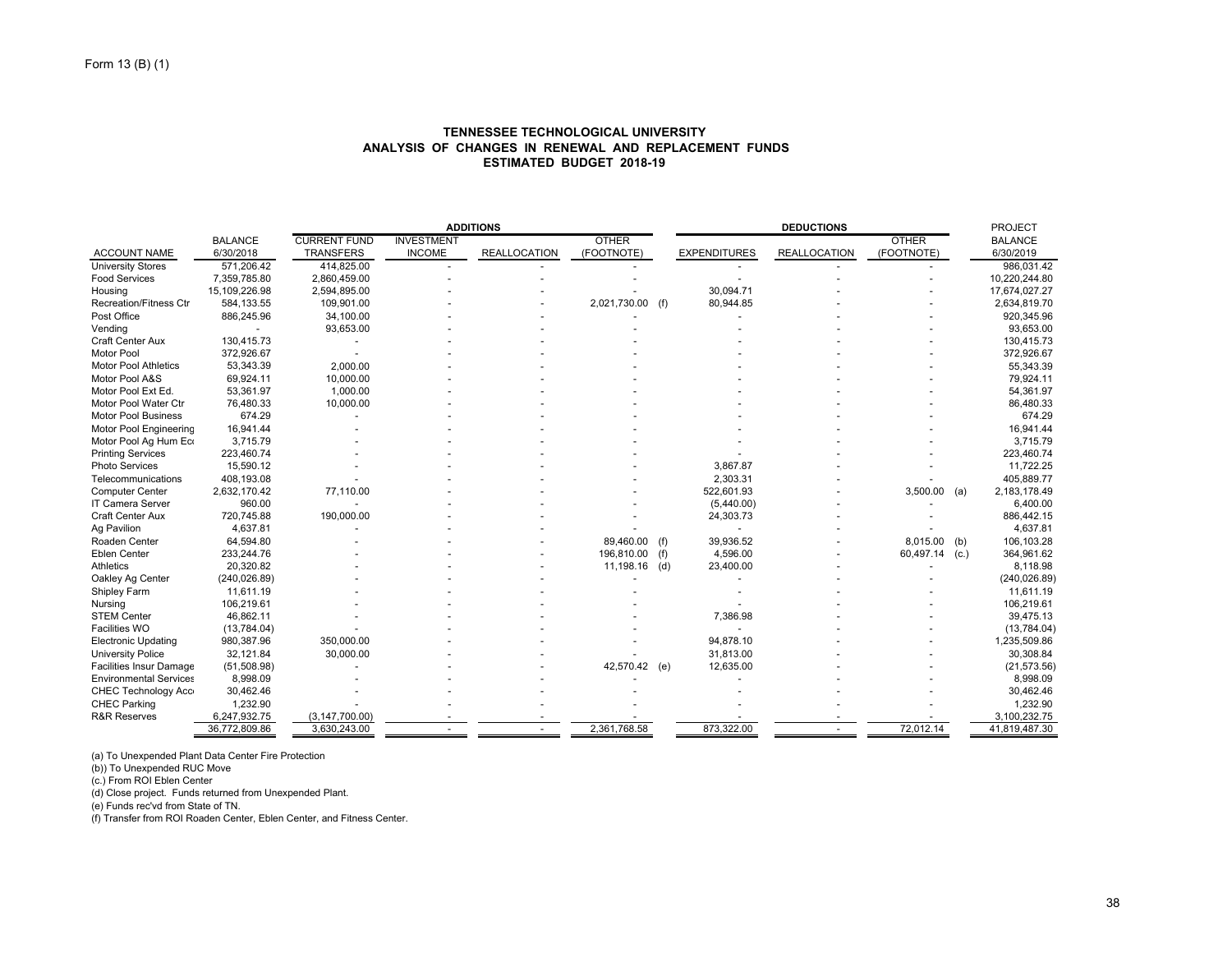Form 13 (B) (1)

## TENNESSEE TECHNOLOGICAL UNIVERSITY
## ANALYSIS OF CHANGES IN RENEWAL AND REPLACEMENT FUNDS
## ESTIMATED BUDGET 2018-19

| | | ADDITIONS | | | | | DEDUCTIONS | | | | PROJECT |
|---|---|---|---|---|---|---|---|---|---|---|---|
| ACCOUNT NAME | BALANCE 6/30/2018 | CURRENT FUND TRANSFERS | INVESTMENT INCOME | REALLOCATION | OTHER (FOOTNOTE) | | EXPENDITURES | REALLOCATION | OTHER (FOOTNOTE) | | BALANCE 6/30/2019 |
| University Stores | 571,206.42 | 414,825.00 | - | - | - | | - | - | - | | 986,031.42 |
| Food Services | 7,359,785.80 | 2,860,459.00 | - | - | - | | - | - | - | | 10,220,244.80 |
| Housing | 15,109,226.98 | 2,594,895.00 | - | - | - | | 30,094.71 | - | - | | 17,674,027.27 |
| Recreation/Fitness Ctr | 584,133.55 | 109,901.00 | - | - | 2,021,730.00 | (f) | 80,944.85 | - | - | | 2,634,819.70 |
| Post Office | 886,245.96 | 34,100.00 | - | - | - | | - | - | - | | 920,345.96 |
| Vending | - | 93,653.00 | - | - | - | | - | - | - | | 93,653.00 |
| Craft Center Aux | 130,415.73 | - | - | - | - | | - | - | - | | 130,415.73 |
| Motor Pool | 372,926.67 | - | - | - | - | | - | - | - | | 372,926.67 |
| Motor Pool Athletics | 53,343.39 | 2,000.00 | - | - | - | | - | - | - | | 55,343.39 |
| Motor Pool A&S | 69,924.11 | 10,000.00 | - | - | - | | - | - | - | | 79,924.11 |
| Motor Pool Ext Ed. | 53,361.97 | 1,000.00 | - | - | - | | - | - | - | | 54,361.97 |
| Motor Pool Water Ctr | 76,480.33 | 10,000.00 | - | - | - | | - | - | - | | 86,480.33 |
| Motor Pool Business | 674.29 | - | - | - | - | | - | - | - | | 674.29 |
| Motor Pool Engineering | 16,941.44 | - | - | - | - | | - | - | - | | 16,941.44 |
| Motor Pool Ag Hum Eco | 3,715.79 | - | - | - | - | | - | - | - | | 3,715.79 |
| Printing Services | 223,460.74 | - | - | - | - | | - | - | - | | 223,460.74 |
| Photo Services | 15,590.12 | - | - | - | - | | 3,867.87 | - | - | | 11,722.25 |
| Telecommunications | 408,193.08 | - | - | - | - | | 2,303.31 | - | - | | 405,889.77 |
| Computer Center | 2,632,170.42 | 77,110.00 | - | - | - | | 522,601.93 | - | 3,500.00 | (a) | 2,183,178.49 |
| IT Camera Server | 960.00 | - | - | - | - | | (5,440.00) | - | - | | 6,400.00 |
| Craft Center Aux | 720,745.88 | 190,000.00 | - | - | - | | 24,303.73 | - | - | | 886,442.15 |
| Ag Pavilion | 4,637.81 | - | - | - | - | | - | - | - | | 4,637.81 |
| Roaden Center | 64,594.80 | - | - | - | 89,460.00 | (f) | 39,936.52 | - | 8,015.00 | (b) | 106,103.28 |
| Eblen Center | 233,244.76 | - | - | - | 196,810.00 | (f) | 4,596.00 | - | 60,497.14 | (c.) | 364,961.62 |
| Athletics | 20,320.82 | - | - | - | 11,198.16 | (d) | 23,400.00 | - | - | | 8,118.98 |
| Oakley Ag Center | (240,026.89) | - | - | - | - | | - | - | - | | (240,026.89) |
| Shipley Farm | 11,611.19 | - | - | - | - | | - | - | - | | 11,611.19 |
| Nursing | 106,219.61 | - | - | - | - | | - | - | - | | 106,219.61 |
| STEM Center | 46,862.11 | - | - | - | - | | 7,386.98 | - | - | | 39,475.13 |
| Facilities WO | (13,784.04) | - | - | - | - | | - | - | - | | (13,784.04) |
| Electronic Updating | 980,387.96 | 350,000.00 | - | - | - | | 94,878.10 | - | - | | 1,235,509.86 |
| University Police | 32,121.84 | 30,000.00 | - | - | - | | 31,813.00 | - | - | | 30,308.84 |
| Facilities Insur Damage | (51,508.98) | - | - | - | 42,570.42 | (e) | 12,635.00 | - | - | | (21,573.56) |
| Environmental Services | 8,998.09 | - | - | - | - | | - | - | - | | 8,998.09 |
| CHEC Technology Acco | 30,462.46 | - | - | - | - | | - | - | - | | 30,462.46 |
| CHEC Parking | 1,232.90 | - | - | - | - | | - | - | - | | 1,232.90 |
| R&R Reserves | 6,247,932.75 | (3,147,700.00) | - | - | - | | - | - | - | | 3,100,232.75 |
| | 36,772,809.86 | 3,630,243.00 | - | - | 2,361,768.58 | | 873,322.00 | - | 72,012.14 | | 41,819,487.30 |

(a) To Unexpended Plant Data Center Fire Protection
(b)) To Unexpended RUC Move
(c.) From ROI Eblen Center
(d) Close project. Funds returned from Unexpended Plant.
(e) Funds rec'vd from State of TN.
(f) Transfer from ROI Roaden Center, Eblen Center, and Fitness Center.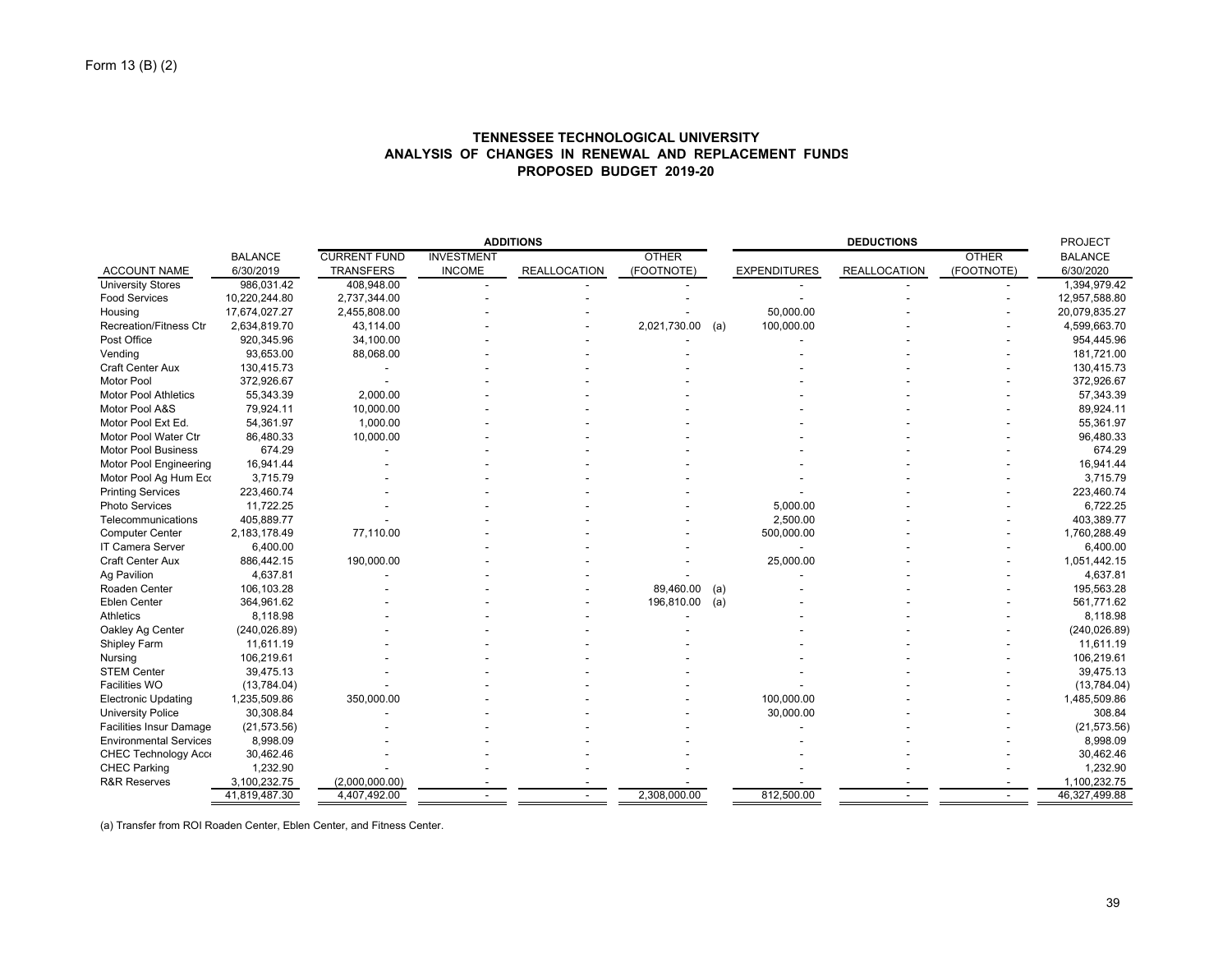Form 13 (B) (2)

**TENNESSEE TECHNOLOGICAL UNIVERSITY**
**ANALYSIS OF CHANGES IN RENEWAL AND REPLACEMENT FUNDS**
**PROPOSED BUDGET 2019-20**

| | | ADDITIONS | | | | | DEDUCTIONS | | | PROJECT |
|---|---|---|---|---|---|---|---|---|---|---|
| ACCOUNT NAME | BALANCE 6/30/2019 | CURRENT FUND TRANSFERS | INVESTMENT INCOME | REALLOCATION | OTHER (FOOTNOTE) | | EXPENDITURES | REALLOCATION | OTHER (FOOTNOTE) | BALANCE 6/30/2020 |
| University Stores | 986,031.42 | 408,948.00 | - | - | - | | - | - | - | 1,394,979.42 |
| Food Services | 10,220,244.80 | 2,737,344.00 | - | - | - | | - | - | - | 12,957,588.80 |
| Housing | 17,674,027.27 | 2,455,808.00 | - | - | - | | 50,000.00 | - | - | 20,079,835.27 |
| Recreation/Fitness Ctr | 2,634,819.70 | 43,114.00 | - | - | 2,021,730.00 | (a) | 100,000.00 | - | - | 4,599,663.70 |
| Post Office | 920,345.96 | 34,100.00 | - | - | - | | - | - | - | 954,445.96 |
| Vending | 93,653.00 | 88,068.00 | - | - | - | | - | - | - | 181,721.00 |
| Craft Center Aux | 130,415.73 | - | - | - | - | | - | - | - | 130,415.73 |
| Motor Pool | 372,926.67 | - | - | - | - | | - | - | - | 372,926.67 |
| Motor Pool Athletics | 55,343.39 | 2,000.00 | - | - | - | | - | - | - | 57,343.39 |
| Motor Pool A&S | 79,924.11 | 10,000.00 | - | - | - | | - | - | - | 89,924.11 |
| Motor Pool Ext Ed. | 54,361.97 | 1,000.00 | - | - | - | | - | - | - | 55,361.97 |
| Motor Pool Water Ctr | 86,480.33 | 10,000.00 | - | - | - | | - | - | - | 96,480.33 |
| Motor Pool Business | 674.29 | - | - | - | - | | - | - | - | 674.29 |
| Motor Pool Engineering | 16,941.44 | - | - | - | - | | - | - | - | 16,941.44 |
| Motor Pool Ag Hum Eco | 3,715.79 | - | - | - | - | | - | - | - | 3,715.79 |
| Printing Services | 223,460.74 | - | - | - | - | | - | - | - | 223,460.74 |
| Photo Services | 11,722.25 | - | - | - | - | | 5,000.00 | - | - | 6,722.25 |
| Telecommunications | 405,889.77 | - | - | - | - | | 2,500.00 | - | - | 403,389.77 |
| Computer Center | 2,183,178.49 | 77,110.00 | - | - | - | | 500,000.00 | - | - | 1,760,288.49 |
| IT Camera Server | 6,400.00 | | - | - | - | | - | - | - | 6,400.00 |
| Craft Center Aux | 886,442.15 | 190,000.00 | - | - | - | | 25,000.00 | - | - | 1,051,442.15 |
| Ag Pavilion | 4,637.81 | - | - | - | - | | - | - | - | 4,637.81 |
| Roaden Center | 106,103.28 | - | - | - | 89,460.00 | (a) | - | - | - | 195,563.28 |
| Eblen Center | 364,961.62 | - | - | - | 196,810.00 | (a) | - | - | - | 561,771.62 |
| Athletics | 8,118.98 | - | - | - | - | | - | - | - | 8,118.98 |
| Oakley Ag Center | (240,026.89) | - | - | - | - | | - | - | - | (240,026.89) |
| Shipley Farm | 11,611.19 | - | - | - | - | | - | - | - | 11,611.19 |
| Nursing | 106,219.61 | - | - | - | - | | - | - | - | 106,219.61 |
| STEM Center | 39,475.13 | - | - | - | - | | - | - | - | 39,475.13 |
| Facilities WO | (13,784.04) | - | - | - | - | | - | - | - | (13,784.04) |
| Electronic Updating | 1,235,509.86 | 350,000.00 | - | - | - | | 100,000.00 | - | - | 1,485,509.86 |
| University Police | 30,308.84 | - | - | - | - | | 30,000.00 | - | - | 308.84 |
| Facilities Insur Damage | (21,573.56) | - | - | - | - | | - | - | - | (21,573.56) |
| Environmental Services | 8,998.09 | - | - | - | - | | - | - | - | 8,998.09 |
| CHEC Technology Acce | 30,462.46 | - | - | - | - | | - | - | - | 30,462.46 |
| CHEC Parking | 1,232.90 | - | - | - | - | | - | - | - | 1,232.90 |
| R&R Reserves | 3,100,232.75 | (2,000,000.00) | - | - | - | | - | - | - | 1,100,232.75 |
| | 41,819,487.30 | 4,407,492.00 | - | - | 2,308,000.00 | | 812,500.00 | - | - | 46,327,499.88 |

(a) Transfer from ROI Roaden Center, Eblen Center, and Fitness Center.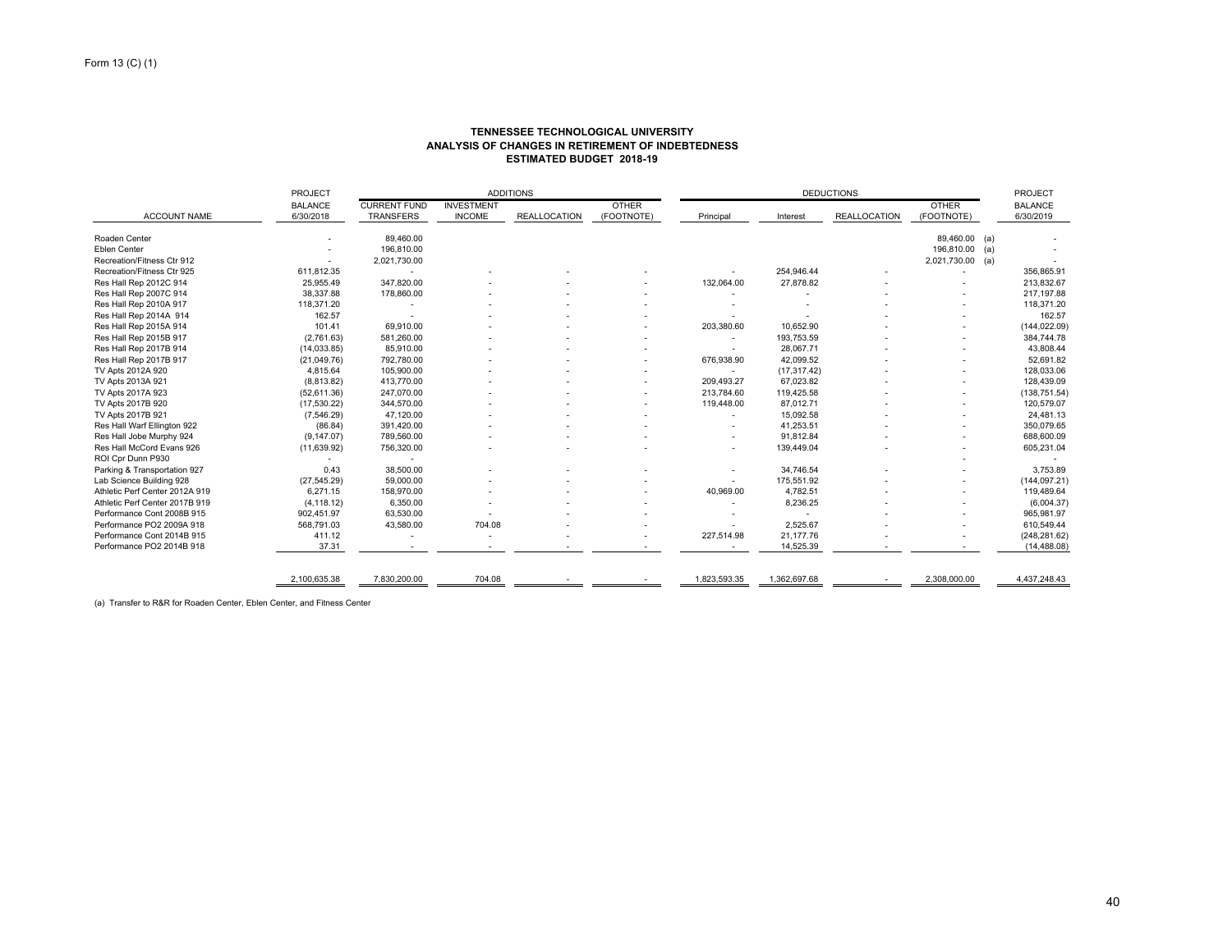Form 13 (C) (1)

**TENNESSEE TECHNOLOGICAL UNIVERSITY**
**ANALYSIS OF CHANGES IN RETIREMENT OF INDEBTEDNESS**
**ESTIMATED BUDGET 2018-19**

| ACCOUNT NAME | PROJECT BALANCE 6/30/2018 | ADDITIONS: CURRENT FUND TRANSFERS | ADDITIONS: INVESTMENT INCOME | ADDITIONS: REALLOCATION | ADDITIONS: OTHER (FOOTNOTE) | DEDUCTIONS: Principal | DEDUCTIONS: Interest | DEDUCTIONS: REALLOCATION | DEDUCTIONS: OTHER (FOOTNOTE) | | PROJECT BALANCE 6/30/2019 |
|---|---|---|---|---|---|---|---|---|---|---|---|
| Roaden Center | - | 89,460.00 | | | | | | | 89,460.00 | (a) | - |
| Eblen Center | - | 196,810.00 | | | | | | | 196,810.00 | (a) | - |
| Recreation/Fitness Ctr 912 | - | 2,021,730.00 | | | | | | | 2,021,730.00 | (a) | - |
| Recreation/Fitness Ctr 925 | 611,812.35 | - | - | - | - | - | 254,946.44 | - | - | | 356,865.91 |
| Res Hall Rep 2012C 914 | 25,955.49 | 347,820.00 | - | - | - | 132,064.00 | 27,878.82 | - | - | | 213,832.67 |
| Res Hall Rep 2007C 914 | 38,337.88 | 178,860.00 | - | - | - | - | - | - | - | | 217,197.88 |
| Res Hall Rep 2010A 917 | 118,371.20 | - | - | - | - | - | - | - | - | | 118,371.20 |
| Res Hall Rep 2014A 914 | 162.57 | - | - | - | - | - | - | - | - | | 162.57 |
| Res Hall Rep 2015A 914 | 101.41 | 69,910.00 | - | - | - | 203,380.60 | 10,652.90 | - | - | | (144,022.09) |
| Res Hall Rep 2015B 917 | (2,761.63) | 581,260.00 | - | - | - | - | 193,753.59 | - | - | | 384,744.78 |
| Res Hall Rep 2017B 914 | (14,033.85) | 85,910.00 | - | - | - | - | 28,067.71 | - | - | | 43,808.44 |
| Res Hall Rep 2017B 917 | (21,049.76) | 792,780.00 | - | - | - | 676,938.90 | 42,099.52 | - | - | | 52,691.82 |
| TV Apts 2012A 920 | 4,815.64 | 105,900.00 | - | - | - | - | (17,317.42) | - | - | | 128,033.06 |
| TV Apts 2013A 921 | (8,813.82) | 413,770.00 | - | - | - | 209,493.27 | 67,023.82 | - | - | | 128,439.09 |
| TV Apts 2017A 923 | (52,611.36) | 247,070.00 | - | - | - | 213,784.60 | 119,425.58 | - | - | | (138,751.54) |
| TV Apts 2017B 920 | (17,530.22) | 344,570.00 | - | - | - | 119,448.00 | 87,012.71 | - | - | | 120,579.07 |
| TV Apts 2017B 921 | (7,546.29) | 47,120.00 | - | - | - | - | 15,092.58 | - | - | | 24,481.13 |
| Res Hall Warf Ellington 922 | (86.84) | 391,420.00 | - | - | - | - | 41,253.51 | - | - | | 350,079.65 |
| Res Hall Jobe Murphy 924 | (9,147.07) | 789,560.00 | - | - | - | - | 91,812.84 | - | - | | 688,600.09 |
| Res Hall McCord Evans 926 | (11,639.92) | 756,320.00 | - | - | - | - | 139,449.04 | - | - | | 605,231.04 |
| ROI Cpr Dunn P930 | - | - | | | | | | | - | | - |
| Parking & Transportation 927 | 0.43 | 38,500.00 | - | - | - | - | 34,746.54 | - | - | | 3,753.89 |
| Lab Science Building 928 | (27,545.29) | 59,000.00 | - | - | - | - | 175,551.92 | - | - | | (144,097.21) |
| Athletic Perf Center 2012A 919 | 6,271.15 | 158,970.00 | - | - | - | 40,969.00 | 4,782.51 | - | - | | 119,489.64 |
| Athletic Perf Center 2017B 919 | (4,118.12) | 6,350.00 | - | - | - | - | 8,236.25 | - | - | | (6,004.37) |
| Performance Cont 2008B 915 | 902,451.97 | 63,530.00 | - | - | - | - | - | - | - | | 965,981.97 |
| Performance PO2 2009A 918 | 568,791.03 | 43,580.00 | 704.08 | - | - | - | 2,525.67 | - | - | | 610,549.44 |
| Performance Cont 2014B 915 | 411.12 | - | - | - | - | 227,514.98 | 21,177.76 | - | - | | (248,281.62) |
| Performance PO2 2014B 918 | 37.31 | - | - | - | - | - | 14,525.39 | - | - | | (14,488.08) |
| | 2,100,635.38 | 7,830,200.00 | 704.08 | - | - | 1,823,593.35 | 1,362,697.68 | - | 2,308,000.00 | | 4,437,248.43 |

(a) Transfer to R&R for Roaden Center, Eblen Center, and Fitness Center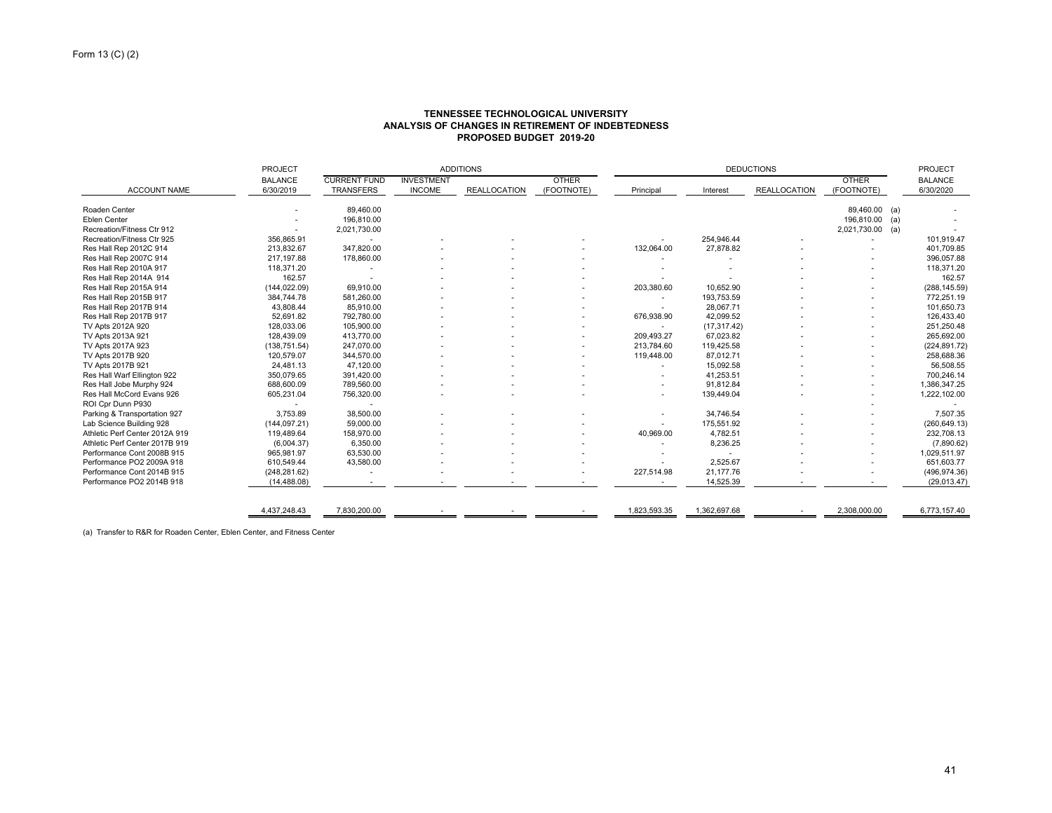Form 13 (C) (2)

**TENNESSEE TECHNOLOGICAL UNIVERSITY**
**ANALYSIS OF CHANGES IN RETIREMENT OF INDEBTEDNESS**
**PROPOSED BUDGET 2019-20**

| ACCOUNT NAME | PROJECT BALANCE 6/30/2019 | ADDITIONS: CURRENT FUND TRANSFERS | ADDITIONS: INVESTMENT INCOME | ADDITIONS: REALLOCATION | ADDITIONS: OTHER (FOOTNOTE) | DEDUCTIONS: Principal | DEDUCTIONS: Interest | DEDUCTIONS: REALLOCATION | DEDUCTIONS: OTHER (FOOTNOTE) | | PROJECT BALANCE 6/30/2020 |
|---|---|---|---|---|---|---|---|---|---|---|---|
| Roaden Center | - | 89,460.00 | | | | | | | 89,460.00 | (a) | - |
| Eblen Center | - | 196,810.00 | | | | | | | 196,810.00 | (a) | - |
| Recreation/Fitness Ctr 912 | - | 2,021,730.00 | | | | | | | 2,021,730.00 | (a) | - |
| Recreation/Fitness Ctr 925 | 356,865.91 | - | - | - | - | - | 254,946.44 | - | - | | 101,919.47 |
| Res Hall Rep 2012C 914 | 213,832.67 | 347,820.00 | - | - | - | 132,064.00 | 27,878.82 | - | - | | 401,709.85 |
| Res Hall Rep 2007C 914 | 217,197.88 | 178,860.00 | - | - | - | - | - | - | - | | 396,057.88 |
| Res Hall Rep 2010A 917 | 118,371.20 | - | - | - | - | - | - | - | - | | 118,371.20 |
| Res Hall Rep 2014A 914 | 162.57 | - | - | - | - | - | - | - | - | | 162.57 |
| Res Hall Rep 2015A 914 | (144,022.09) | 69,910.00 | - | - | - | 203,380.60 | 10,652.90 | - | - | | (288,145.59) |
| Res Hall Rep 2015B 917 | 384,744.78 | 581,260.00 | - | - | - | - | 193,753.59 | - | - | | 772,251.19 |
| Res Hall Rep 2017B 914 | 43,808.44 | 85,910.00 | - | - | - | - | 28,067.71 | - | - | | 101,650.73 |
| Res Hall Rep 2017B 917 | 52,691.82 | 792,780.00 | - | - | - | 676,938.90 | 42,099.52 | - | - | | 126,433.40 |
| TV Apts 2012A 920 | 128,033.06 | 105,900.00 | - | - | - | - | (17,317.42) | - | - | | 251,250.48 |
| TV Apts 2013A 921 | 128,439.09 | 413,770.00 | - | - | - | 209,493.27 | 67,023.82 | - | - | | 265,692.00 |
| TV Apts 2017A 923 | (138,751.54) | 247,070.00 | - | - | - | 213,784.60 | 119,425.58 | - | - | | (224,891.72) |
| TV Apts 2017B 920 | 120,579.07 | 344,570.00 | - | - | - | 119,448.00 | 87,012.71 | - | - | | 258,688.36 |
| TV Apts 2017B 921 | 24,481.13 | 47,120.00 | - | - | - | - | 15,092.58 | - | - | | 56,508.55 |
| Res Hall Warf Ellington 922 | 350,079.65 | 391,420.00 | - | - | - | - | 41,253.51 | - | - | | 700,246.14 |
| Res Hall Jobe Murphy 924 | 688,600.09 | 789,560.00 | - | - | - | - | 91,812.84 | - | - | | 1,386,347.25 |
| Res Hall McCord Evans 926 | 605,231.04 | 756,320.00 | - | - | - | - | 139,449.04 | - | - | | 1,222,102.00 |
| ROI Cpr Dunn P930 | - | - | | | | | | | - | | - |
| Parking & Transportation 927 | 3,753.89 | 38,500.00 | - | - | - | - | 34,746.54 | - | - | | 7,507.35 |
| Lab Science Building 928 | (144,097.21) | 59,000.00 | - | - | - | - | 175,551.92 | - | - | | (260,649.13) |
| Athletic Perf Center 2012A 919 | 119,489.64 | 158,970.00 | - | - | - | 40,969.00 | 4,782.51 | - | - | | 232,708.13 |
| Athletic Perf Center 2017B 919 | (6,004.37) | 6,350.00 | - | - | - | - | 8,236.25 | - | - | | (7,890.62) |
| Performance Cont 2008B 915 | 965,981.97 | 63,530.00 | - | - | - | - | - | - | - | | 1,029,511.97 |
| Performance PO2 2009A 918 | 610,549.44 | 43,580.00 | - | - | - | - | 2,525.67 | - | - | | 651,603.77 |
| Performance Cont 2014B 915 | (248,281.62) | - | - | - | - | 227,514.98 | 21,177.76 | - | - | | (496,974.36) |
| Performance PO2 2014B 918 | (14,488.08) | - | - | - | - | - | 14,525.39 | - | - | | (29,013.47) |
| | 4,437,248.43 | 7,830,200.00 | - | - | - | 1,823,593.35 | 1,362,697.68 | - | 2,308,000.00 | | 6,773,157.40 |

(a) Transfer to R&R for Roaden Center, Eblen Center, and Fitness Center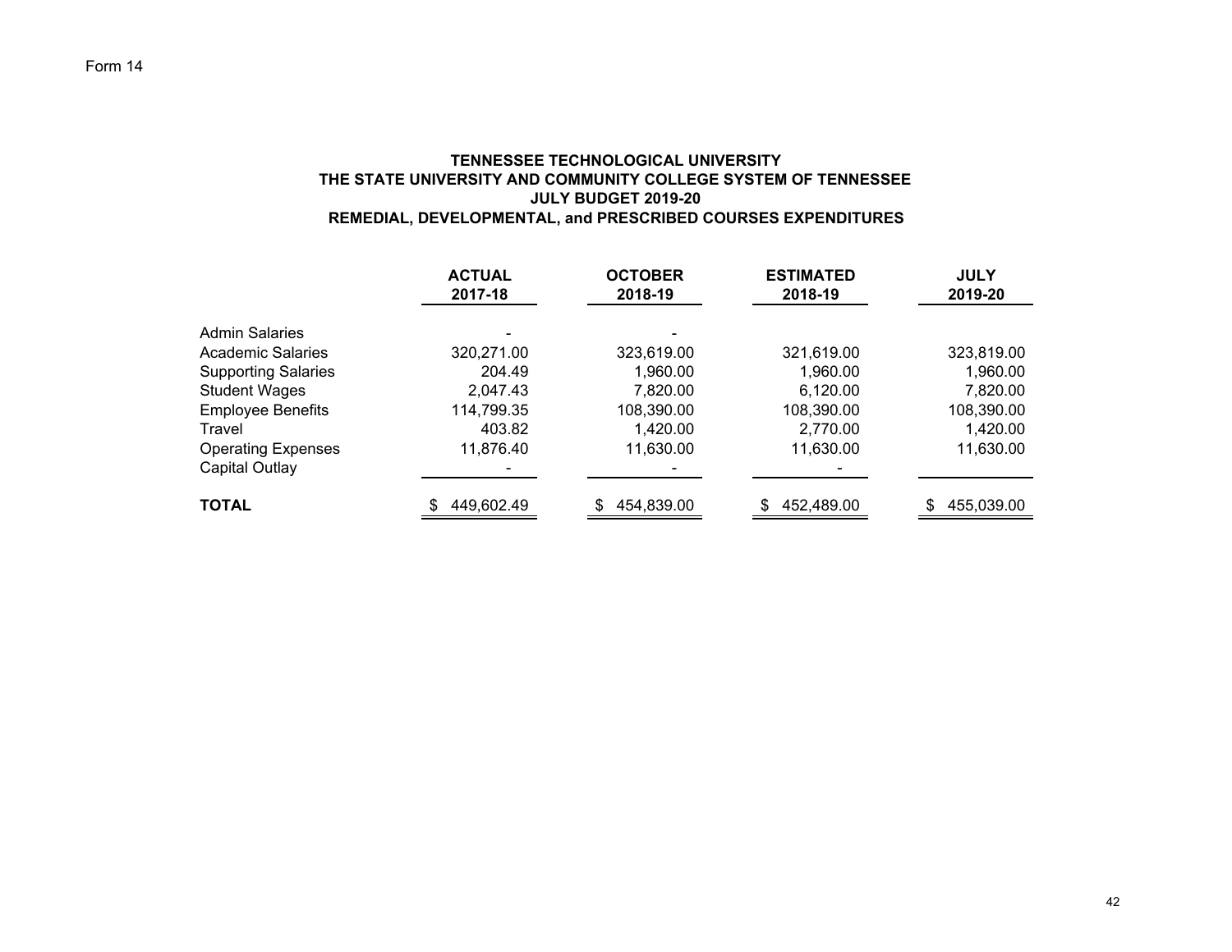Form 14

# TENNESSEE TECHNOLOGICAL UNIVERSITY
## THE STATE UNIVERSITY AND COMMUNITY COLLEGE SYSTEM OF TENNESSEE
## JULY BUDGET 2019-20
## REMEDIAL, DEVELOPMENTAL, and PRESCRIBED COURSES EXPENDITURES

| | ACTUAL 2017-18 | OCTOBER 2018-19 | ESTIMATED 2018-19 | JULY 2019-20 |
|---|---|---|---|---|
| Admin Salaries | - | - | | |
| Academic Salaries | 320,271.00 | 323,619.00 | 321,619.00 | 323,819.00 |
| Supporting Salaries | 204.49 | 1,960.00 | 1,960.00 | 1,960.00 |
| Student Wages | 2,047.43 | 7,820.00 | 6,120.00 | 7,820.00 |
| Employee Benefits | 114,799.35 | 108,390.00 | 108,390.00 | 108,390.00 |
| Travel | 403.82 | 1,420.00 | 2,770.00 | 1,420.00 |
| Operating Expenses | 11,876.40 | 11,630.00 | 11,630.00 | 11,630.00 |
| Capital Outlay | - | - | - | |
| **TOTAL** | $ 449,602.49 | $ 454,839.00 | $ 452,489.00 | $ 455,039.00 |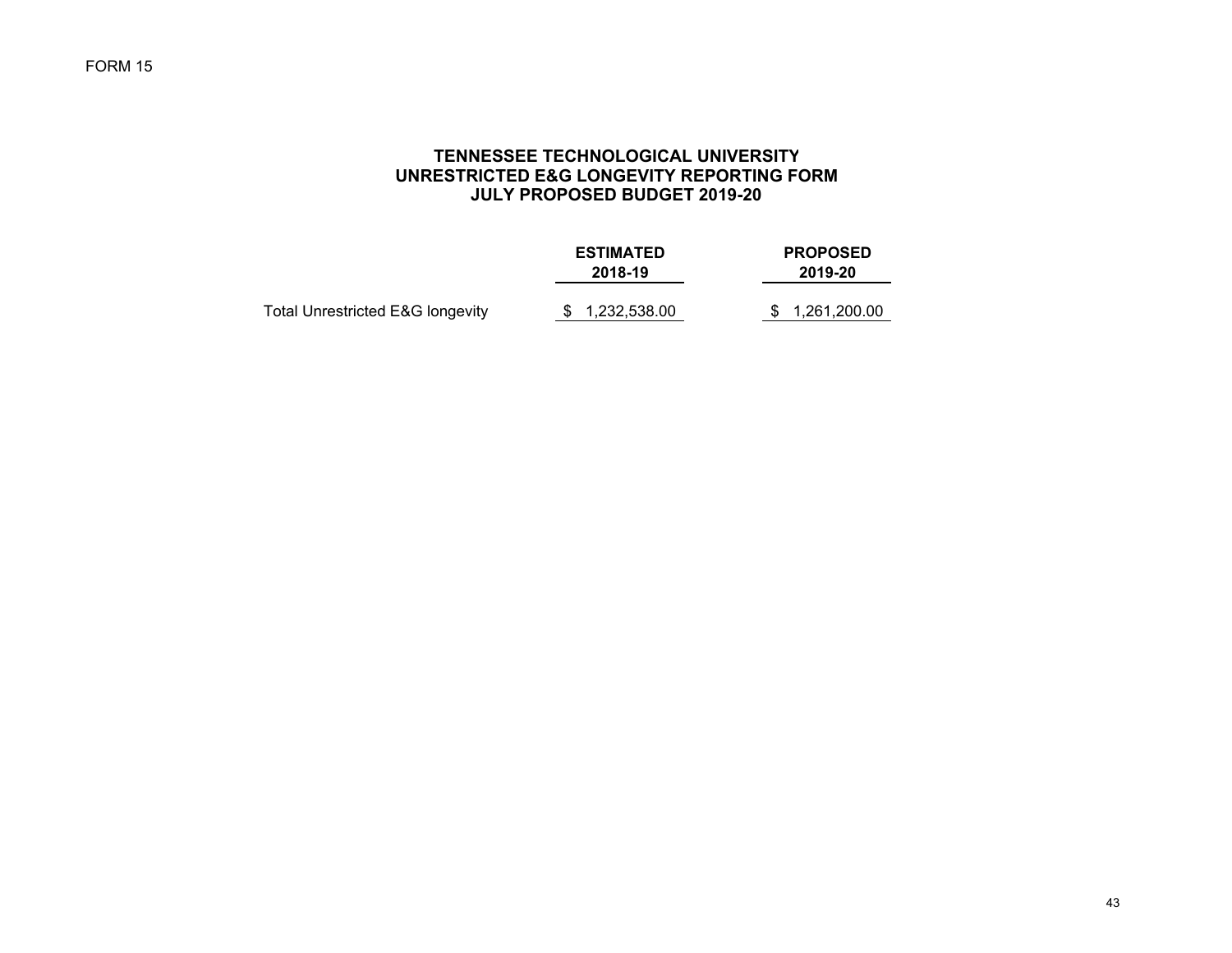FORM 15

# TENNESSEE TECHNOLOGICAL UNIVERSITY
## UNRESTRICTED E&G LONGEVITY REPORTING FORM
## JULY PROPOSED BUDGET 2019-20

| | ESTIMATED 2018-19 | PROPOSED 2019-20 |
|---|---|---|
| Total Unrestricted E&G longevity | $ 1,232,538.00 | $ 1,261,200.00 |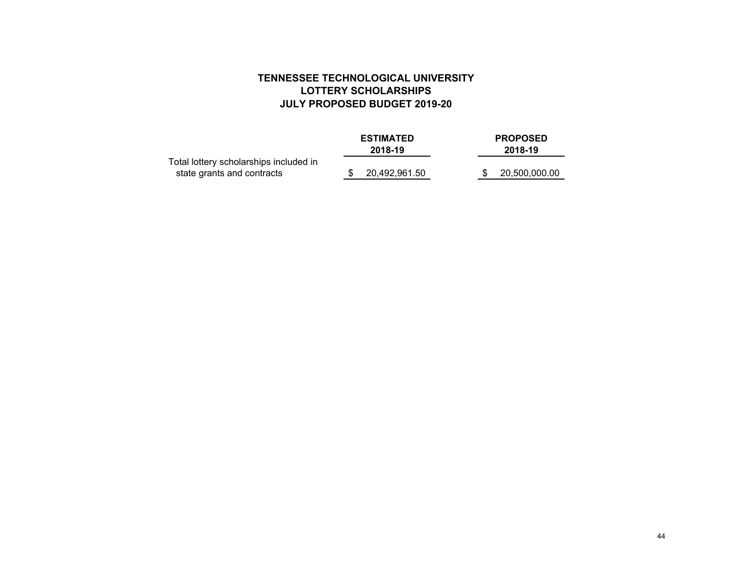# TENNESSEE TECHNOLOGICAL UNIVERSITY
## LOTTERY SCHOLARSHIPS
## JULY PROPOSED BUDGET 2019-20

| | ESTIMATED 2018-19 | PROPOSED 2018-19 |
|---|---|---|
| Total lottery scholarships included in state grants and contracts | $ 20,492,961.50 | $ 20,500,000.00 |